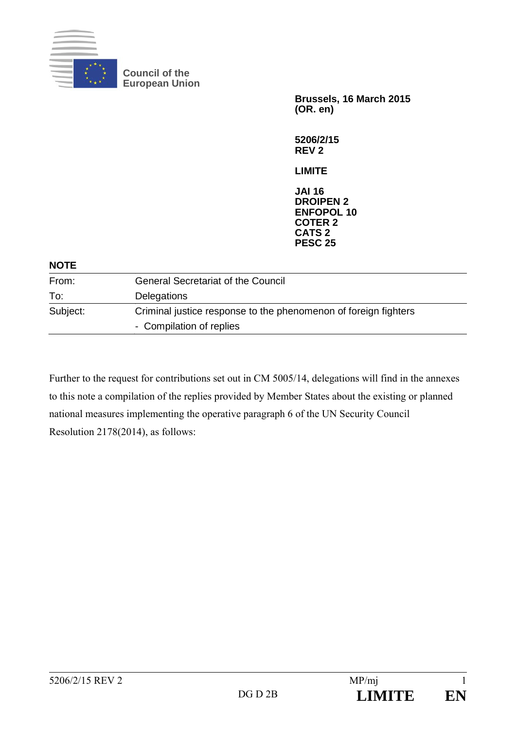Council of the European Union

**Brussels, 16 March 2015**
**(OR. en)**

**5206/2/15**
**REV 2**

**LIMITE**

**JAI 16**
**DROIPEN 2**
**ENFOPOL 10**
**COTER 2**
**CATS 2**
**PESC 25**

**NOTE**

| | |
|---|---|
| From: | General Secretariat of the Council |
| To: | Delegations |
| Subject: | Criminal justice response to the phenomenon of foreign fighters<br>- Compilation of replies |

Further to the request for contributions set out in CM 5005/14, delegations will find in the annexes to this note a compilation of the replies provided by Member States about the existing or planned national measures implementing the operative paragraph 6 of the UN Security Council Resolution 2178(2014), as follows: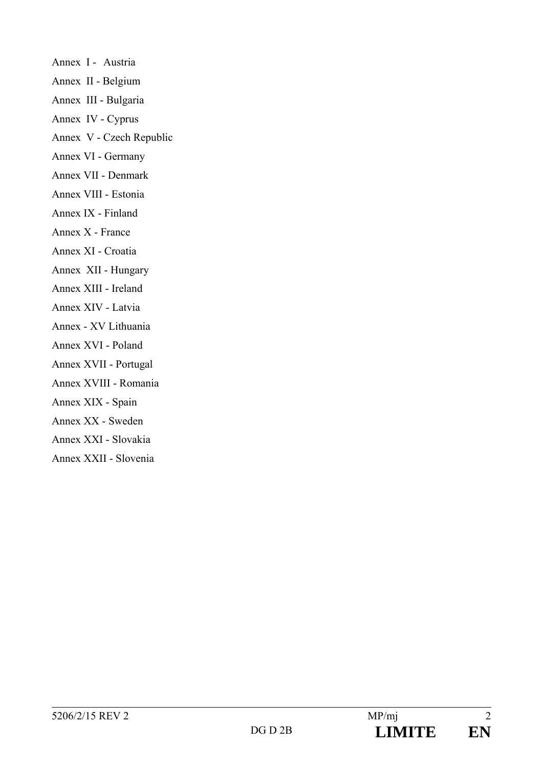Annex I - Austria

Annex II - Belgium

Annex III - Bulgaria

Annex IV - Cyprus

Annex V - Czech Republic

Annex VI - Germany

Annex VII - Denmark

Annex VIII - Estonia

Annex IX - Finland

Annex X - France

Annex XI - Croatia

Annex XII - Hungary

Annex XIII - Ireland

Annex XIV - Latvia

Annex - XV Lithuania

Annex XVI - Poland

Annex XVII - Portugal

Annex XVIII - Romania

Annex XIX - Spain

Annex XX - Sweden

Annex XXI - Slovakia

Annex XXII - Slovenia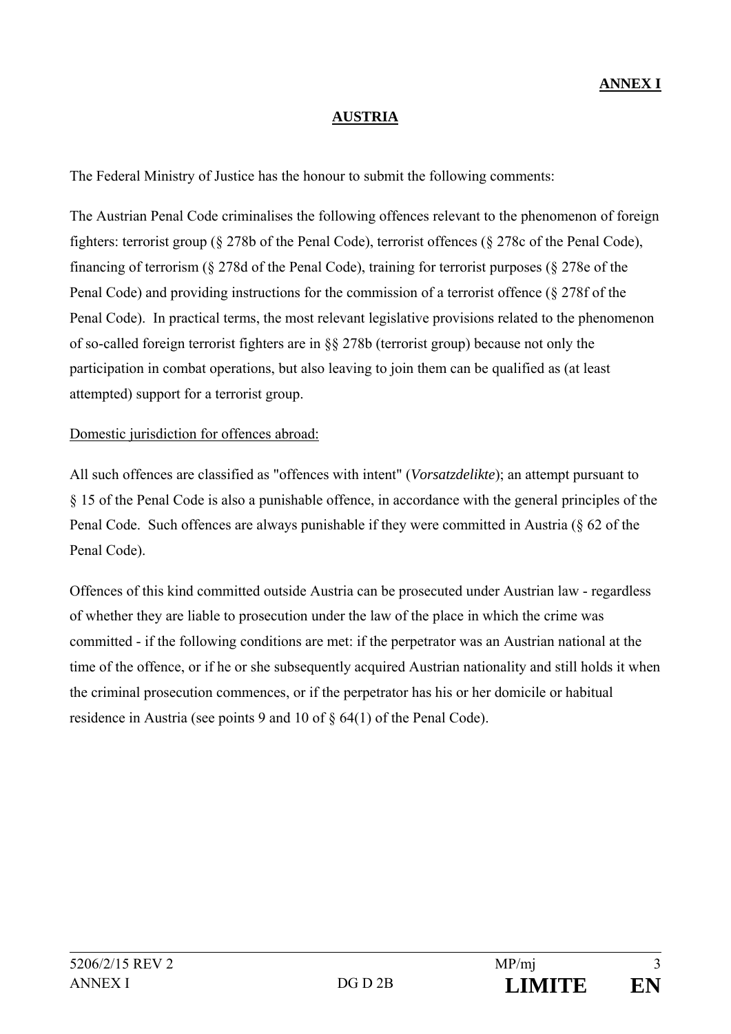**ANNEX I**

## AUSTRIA

The Federal Ministry of Justice has the honour to submit the following comments:

The Austrian Penal Code criminalises the following offences relevant to the phenomenon of foreign fighters: terrorist group (§ 278b of the Penal Code), terrorist offences (§ 278c of the Penal Code), financing of terrorism (§ 278d of the Penal Code), training for terrorist purposes (§ 278e of the Penal Code) and providing instructions for the commission of a terrorist offence (§ 278f of the Penal Code). In practical terms, the most relevant legislative provisions related to the phenomenon of so-called foreign terrorist fighters are in §§ 278b (terrorist group) because not only the participation in combat operations, but also leaving to join them can be qualified as (at least attempted) support for a terrorist group.

Domestic jurisdiction for offences abroad:

All such offences are classified as "offences with intent" (*Vorsatzdelikte*); an attempt pursuant to § 15 of the Penal Code is also a punishable offence, in accordance with the general principles of the Penal Code. Such offences are always punishable if they were committed in Austria (§ 62 of the Penal Code).

Offences of this kind committed outside Austria can be prosecuted under Austrian law - regardless of whether they are liable to prosecution under the law of the place in which the crime was committed - if the following conditions are met: if the perpetrator was an Austrian national at the time of the offence, or if he or she subsequently acquired Austrian nationality and still holds it when the criminal prosecution commences, or if the perpetrator has his or her domicile or habitual residence in Austria (see points 9 and 10 of § 64(1) of the Penal Code).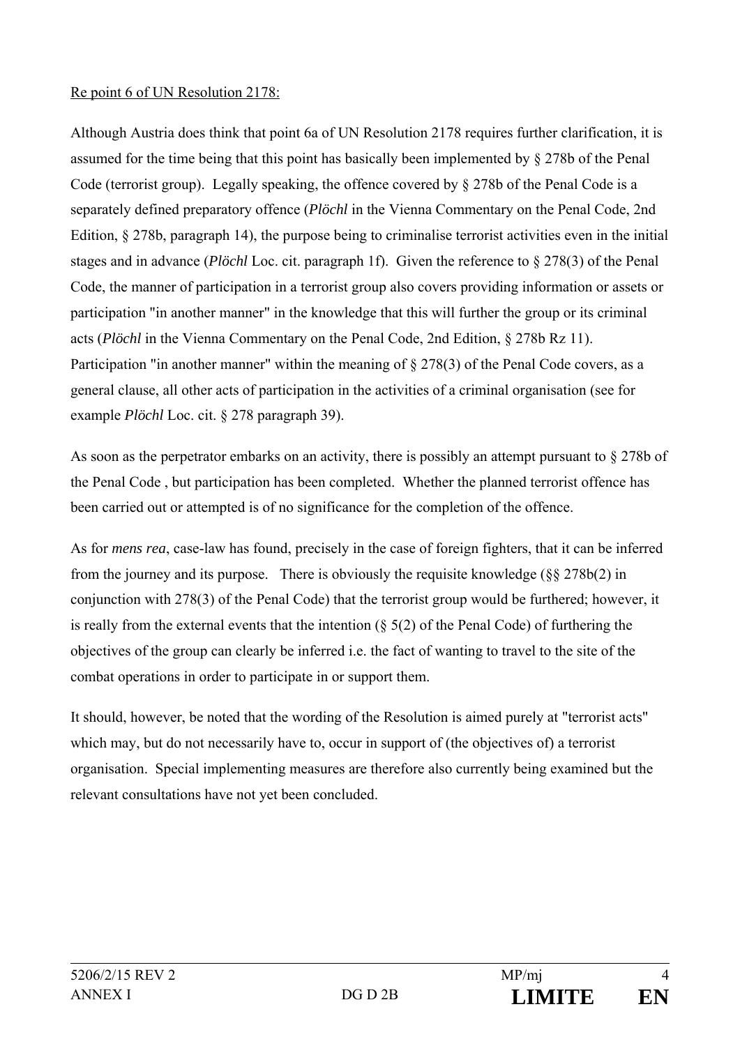Re point 6 of UN Resolution 2178:

Although Austria does think that point 6a of UN Resolution 2178 requires further clarification, it is assumed for the time being that this point has basically been implemented by § 278b of the Penal Code (terrorist group). Legally speaking, the offence covered by § 278b of the Penal Code is a separately defined preparatory offence (*Plöchl* in the Vienna Commentary on the Penal Code, 2nd Edition, § 278b, paragraph 14), the purpose being to criminalise terrorist activities even in the initial stages and in advance (*Plöchl* Loc. cit. paragraph 1f). Given the reference to § 278(3) of the Penal Code, the manner of participation in a terrorist group also covers providing information or assets or participation "in another manner" in the knowledge that this will further the group or its criminal acts (*Plöchl* in the Vienna Commentary on the Penal Code, 2nd Edition, § 278b Rz 11). Participation "in another manner" within the meaning of § 278(3) of the Penal Code covers, as a general clause, all other acts of participation in the activities of a criminal organisation (see for example *Plöchl* Loc. cit. § 278 paragraph 39).

As soon as the perpetrator embarks on an activity, there is possibly an attempt pursuant to § 278b of the Penal Code , but participation has been completed. Whether the planned terrorist offence has been carried out or attempted is of no significance for the completion of the offence.

As for *mens rea*, case-law has found, precisely in the case of foreign fighters, that it can be inferred from the journey and its purpose. There is obviously the requisite knowledge (§§ 278b(2) in conjunction with 278(3) of the Penal Code) that the terrorist group would be furthered; however, it is really from the external events that the intention (§ 5(2) of the Penal Code) of furthering the objectives of the group can clearly be inferred i.e. the fact of wanting to travel to the site of the combat operations in order to participate in or support them.

It should, however, be noted that the wording of the Resolution is aimed purely at "terrorist acts" which may, but do not necessarily have to, occur in support of (the objectives of) a terrorist organisation. Special implementing measures are therefore also currently being examined but the relevant consultations have not yet been concluded.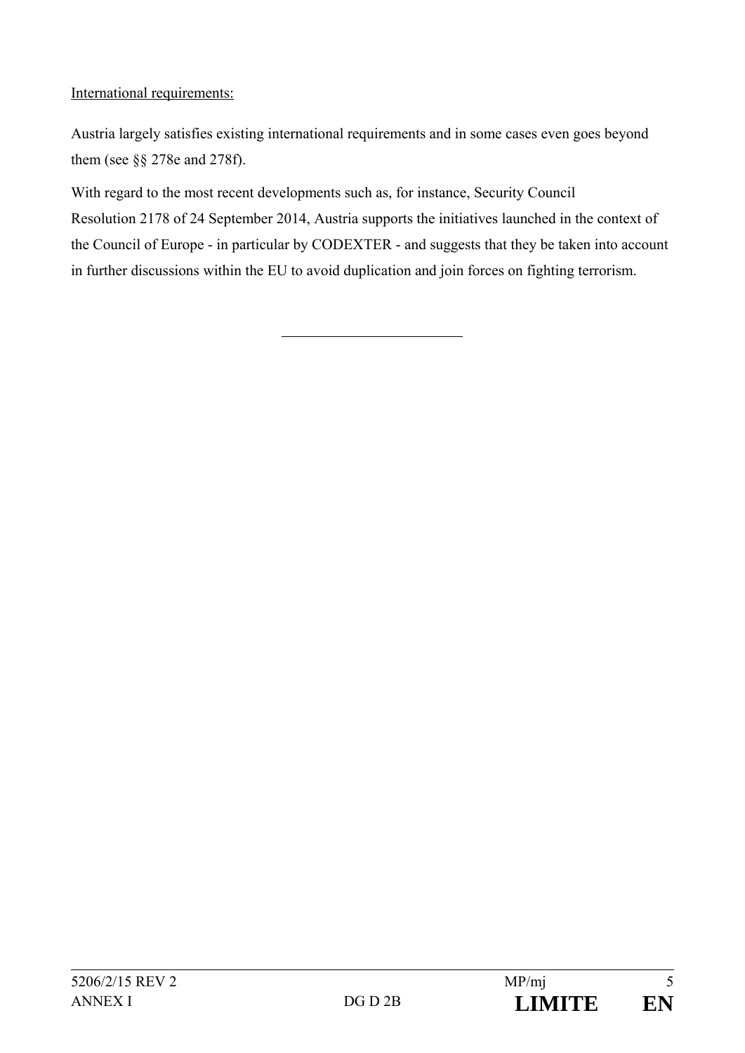International requirements:

Austria largely satisfies existing international requirements and in some cases even goes beyond them (see §§ 278e and 278f).

With regard to the most recent developments such as, for instance, Security Council Resolution 2178 of 24 September 2014, Austria supports the initiatives launched in the context of the Council of Europe - in particular by CODEXTER - and suggests that they be taken into account in further discussions within the EU to avoid duplication and join forces on fighting terrorism.

---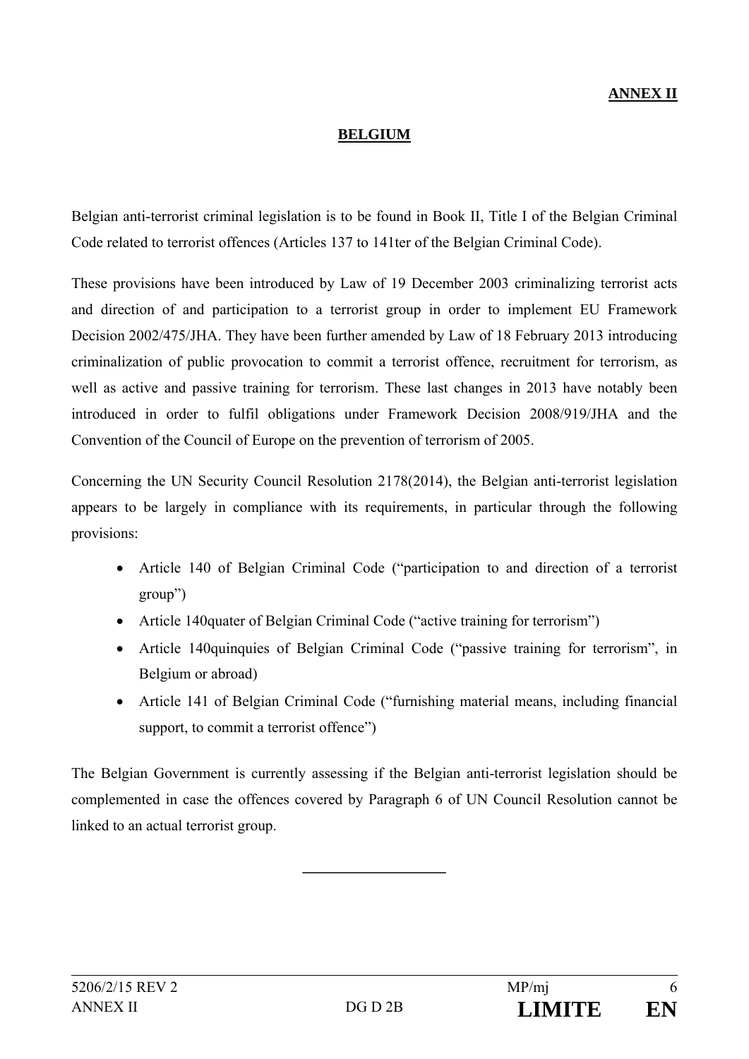**ANNEX II**

## BELGIUM

Belgian anti-terrorist criminal legislation is to be found in Book II, Title I of the Belgian Criminal Code related to terrorist offences (Articles 137 to 141ter of the Belgian Criminal Code).

These provisions have been introduced by Law of 19 December 2003 criminalizing terrorist acts and direction of and participation to a terrorist group in order to implement EU Framework Decision 2002/475/JHA. They have been further amended by Law of 18 February 2013 introducing criminalization of public provocation to commit a terrorist offence, recruitment for terrorism, as well as active and passive training for terrorism. These last changes in 2013 have notably been introduced in order to fulfil obligations under Framework Decision 2008/919/JHA and the Convention of the Council of Europe on the prevention of terrorism of 2005.

Concerning the UN Security Council Resolution 2178(2014), the Belgian anti-terrorist legislation appears to be largely in compliance with its requirements, in particular through the following provisions:

- Article 140 of Belgian Criminal Code ("participation to and direction of a terrorist group")
- Article 140quater of Belgian Criminal Code ("active training for terrorism")
- Article 140quinquies of Belgian Criminal Code ("passive training for terrorism", in Belgium or abroad)
- Article 141 of Belgian Criminal Code ("furnishing material means, including financial support, to commit a terrorist offence")

The Belgian Government is currently assessing if the Belgian anti-terrorist legislation should be complemented in case the offences covered by Paragraph 6 of UN Council Resolution cannot be linked to an actual terrorist group.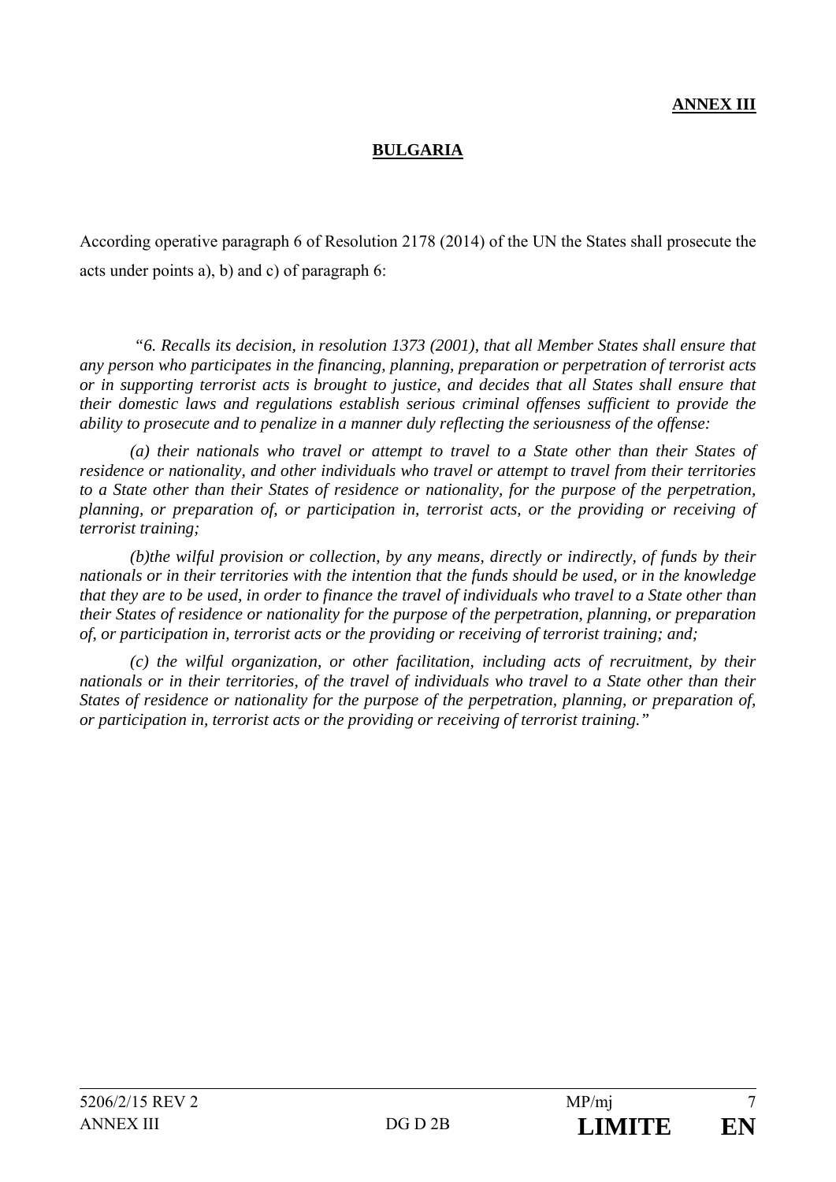**ANNEX III**

**BULGARIA**

According operative paragraph 6 of Resolution 2178 (2014) of the UN the States shall prosecute the acts under points a), b) and c) of paragraph 6:

*"6. Recalls its decision, in resolution 1373 (2001), that all Member States shall ensure that any person who participates in the financing, planning, preparation or perpetration of terrorist acts or in supporting terrorist acts is brought to justice, and decides that all States shall ensure that their domestic laws and regulations establish serious criminal offenses sufficient to provide the ability to prosecute and to penalize in a manner duly reflecting the seriousness of the offense:*

*(a) their nationals who travel or attempt to travel to a State other than their States of residence or nationality, and other individuals who travel or attempt to travel from their territories to a State other than their States of residence or nationality, for the purpose of the perpetration, planning, or preparation of, or participation in, terrorist acts, or the providing or receiving of terrorist training;*

*(b)the wilful provision or collection, by any means, directly or indirectly, of funds by their nationals or in their territories with the intention that the funds should be used, or in the knowledge that they are to be used, in order to finance the travel of individuals who travel to a State other than their States of residence or nationality for the purpose of the perpetration, planning, or preparation of, or participation in, terrorist acts or the providing or receiving of terrorist training; and;*

*(c) the wilful organization, or other facilitation, including acts of recruitment, by their nationals or in their territories, of the travel of individuals who travel to a State other than their States of residence or nationality for the purpose of the perpetration, planning, or preparation of, or participation in, terrorist acts or the providing or receiving of terrorist training."*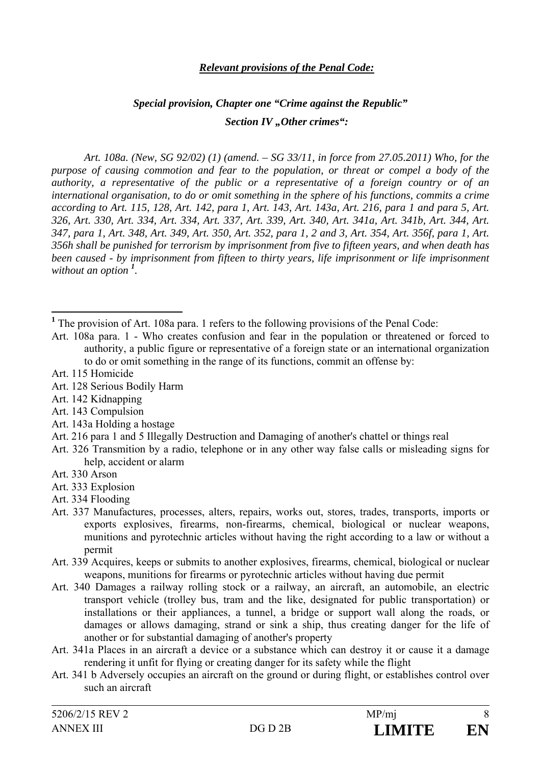***Relevant provisions of the Penal Code:***

***Special provision, Chapter one "Crime against the Republic"***

***Section IV „Other crimes":***

*Art. 108a. (New, SG 92/02) (1) (amend. – SG 33/11, in force from 27.05.2011) Who, for the purpose of causing commotion and fear to the population, or threat or compel a body of the authority, a representative of the public or a representative of a foreign country or of an international organisation, to do or omit something in the sphere of his functions, commits a crime according to Art. 115, 128, Art. 142, para 1, Art. 143, Art. 143a, Art. 216, para 1 and para 5, Art. 326, Art. 330, Art. 334, Art. 334, Art. 337, Art. 339, Art. 340, Art. 341a, Art. 341b, Art. 344, Art. 347, para 1, Art. 348, Art. 349, Art. 350, Art. 352, para 1, 2 and 3, Art. 354, Art. 356f, para 1, Art. 356h shall be punished for terrorism by imprisonment from five to fifteen years, and when death has been caused - by imprisonment from fifteen to thirty years, life imprisonment or life imprisonment without an option* [1].

---

[1] The provision of Art. 108a para. 1 refers to the following provisions of the Penal Code:

Art. 108a para. 1 - Who creates confusion and fear in the population or threatened or forced to authority, a public figure or representative of a foreign state or an international organization to do or omit something in the range of its functions, commit an offense by:

Art. 115 Homicide

Art. 128 Serious Bodily Harm

Art. 142 Kidnapping

Art. 143 Compulsion

Art. 143a Holding a hostage

Art. 216 para 1 and 5 Illegally Destruction and Damaging of another's chattel or things real

Art. 326 Transmition by a radio, telephone or in any other way false calls or misleading signs for help, accident or alarm

Art. 330 Arson

Art. 333 Explosion

Art. 334 Flooding

Art. 337 Manufactures, processes, alters, repairs, works out, stores, trades, transports, imports or exports explosives, firearms, non-firearms, chemical, biological or nuclear weapons, munitions and pyrotechnic articles without having the right according to a law or without a permit

Art. 339 Acquires, keeps or submits to another explosives, firearms, chemical, biological or nuclear weapons, munitions for firearms or pyrotechnic articles without having due permit

Art. 340 Damages a railway rolling stock or a railway, an aircraft, an automobile, an electric transport vehicle (trolley bus, tram and the like, designated for public transportation) or installations or their appliances, a tunnel, a bridge or support wall along the roads, or damages or allows damaging, strand or sink a ship, thus creating danger for the life of another or for substantial damaging of another's property

Art. 341a Places in an aircraft a device or a substance which can destroy it or cause it a damage rendering it unfit for flying or creating danger for its safety while the flight

Art. 341 b Adversely occupies an aircraft on the ground or during flight, or establishes control over such an aircraft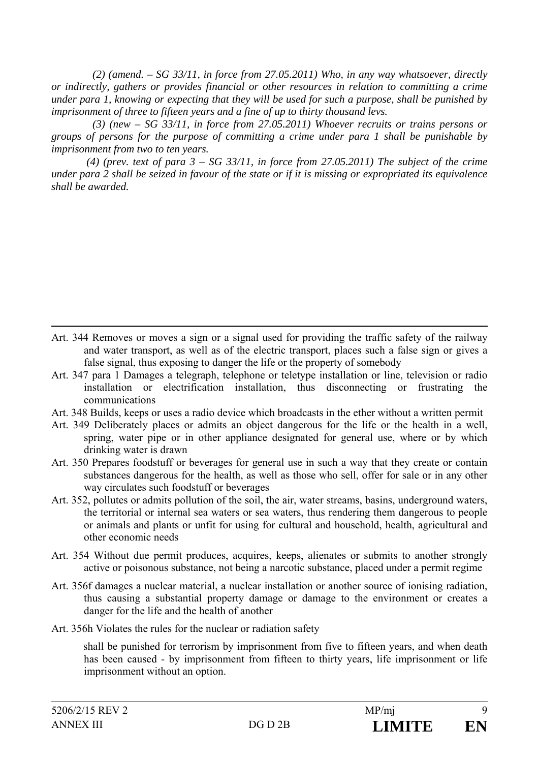*(2) (amend. – SG 33/11, in force from 27.05.2011) Who, in any way whatsoever, directly or indirectly, gathers or provides financial or other resources in relation to committing a crime under para 1, knowing or expecting that they will be used for such a purpose, shall be punished by imprisonment of three to fifteen years and a fine of up to thirty thousand levs.*

*(3) (new – SG 33/11, in force from 27.05.2011) Whoever recruits or trains persons or groups of persons for the purpose of committing a crime under para 1 shall be punishable by imprisonment from two to ten years.*

*(4) (prev. text of para 3 – SG 33/11, in force from 27.05.2011) The subject of the crime under para 2 shall be seized in favour of the state or if it is missing or expropriated its equivalence shall be awarded.*

---

Art. 344 Removes or moves a sign or a signal used for providing the traffic safety of the railway and water transport, as well as of the electric transport, places such a false sign or gives a false signal, thus exposing to danger the life or the property of somebody

Art. 347 para 1 Damages a telegraph, telephone or teletype installation or line, television or radio installation or electrification installation, thus disconnecting or frustrating the communications

Art. 348 Builds, keeps or uses a radio device which broadcasts in the ether without a written permit

Art. 349 Deliberately places or admits an object dangerous for the life or the health in a well, spring, water pipe or in other appliance designated for general use, where or by which drinking water is drawn

Art. 350 Prepares foodstuff or beverages for general use in such a way that they create or contain substances dangerous for the health, as well as those who sell, offer for sale or in any other way circulates such foodstuff or beverages

Art. 352, pollutes or admits pollution of the soil, the air, water streams, basins, underground waters, the territorial or internal sea waters or sea waters, thus rendering them dangerous to people or animals and plants or unfit for using for cultural and household, health, agricultural and other economic needs

Art. 354 Without due permit produces, acquires, keeps, alienates or submits to another strongly active or poisonous substance, not being a narcotic substance, placed under a permit regime

Art. 356f damages a nuclear material, a nuclear installation or another source of ionising radiation, thus causing a substantial property damage or damage to the environment or creates a danger for the life and the health of another

Art. 356h Violates the rules for the nuclear or radiation safety

shall be punished for terrorism by imprisonment from five to fifteen years, and when death has been caused - by imprisonment from fifteen to thirty years, life imprisonment or life imprisonment without an option.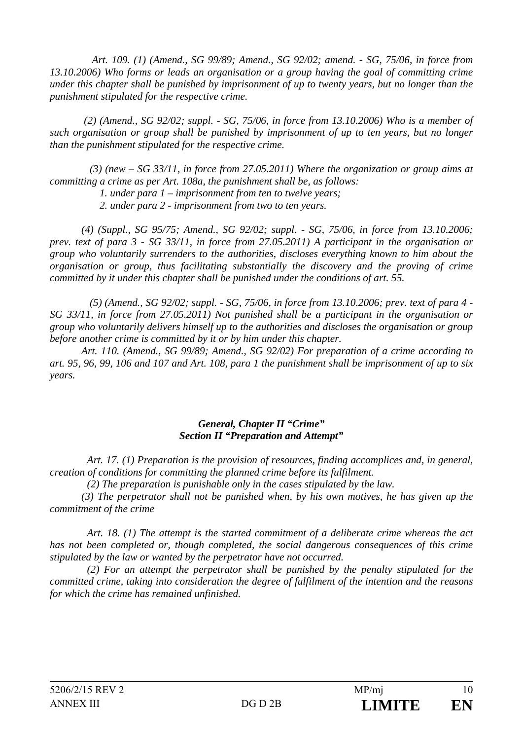*Art. 109. (1) (Amend., SG 99/89; Amend., SG 92/02; amend. - SG, 75/06, in force from 13.10.2006) Who forms or leads an organisation or a group having the goal of committing crime under this chapter shall be punished by imprisonment of up to twenty years, but no longer than the punishment stipulated for the respective crime.*

*(2) (Amend., SG 92/02; suppl. - SG, 75/06, in force from 13.10.2006) Who is a member of such organisation or group shall be punished by imprisonment of up to ten years, but no longer than the punishment stipulated for the respective crime.*

*(3) (new – SG 33/11, in force from 27.05.2011) Where the organization or group aims at committing a crime as per Art. 108a, the punishment shall be, as follows:*

*1. under para 1 – imprisonment from ten to twelve years;*

*2. under para 2 - imprisonment from two to ten years.*

*(4) (Suppl., SG 95/75; Amend., SG 92/02; suppl. - SG, 75/06, in force from 13.10.2006; prev. text of para 3 - SG 33/11, in force from 27.05.2011) A participant in the organisation or group who voluntarily surrenders to the authorities, discloses everything known to him about the organisation or group, thus facilitating substantially the discovery and the proving of crime committed by it under this chapter shall be punished under the conditions of art. 55.*

*(5) (Amend., SG 92/02; suppl. - SG, 75/06, in force from 13.10.2006; prev. text of para 4 - SG 33/11, in force from 27.05.2011) Not punished shall be a participant in the organisation or group who voluntarily delivers himself up to the authorities and discloses the organisation or group before another crime is committed by it or by him under this chapter.*

*Art. 110. (Amend., SG 99/89; Amend., SG 92/02) For preparation of a crime according to art. 95, 96, 99, 106 and 107 and Art. 108, para 1 the punishment shall be imprisonment of up to six years.*

***General, Chapter II "Crime"***
***Section II "Preparation and Attempt"***

*Art. 17. (1) Preparation is the provision of resources, finding accomplices and, in general, creation of conditions for committing the planned crime before its fulfilment.*

*(2) The preparation is punishable only in the cases stipulated by the law.*

*(3) The perpetrator shall not be punished when, by his own motives, he has given up the commitment of the crime*

*Art. 18. (1) The attempt is the started commitment of a deliberate crime whereas the act has not been completed or, though completed, the social dangerous consequences of this crime stipulated by the law or wanted by the perpetrator have not occurred.*

*(2) For an attempt the perpetrator shall be punished by the penalty stipulated for the committed crime, taking into consideration the degree of fulfilment of the intention and the reasons for which the crime has remained unfinished.*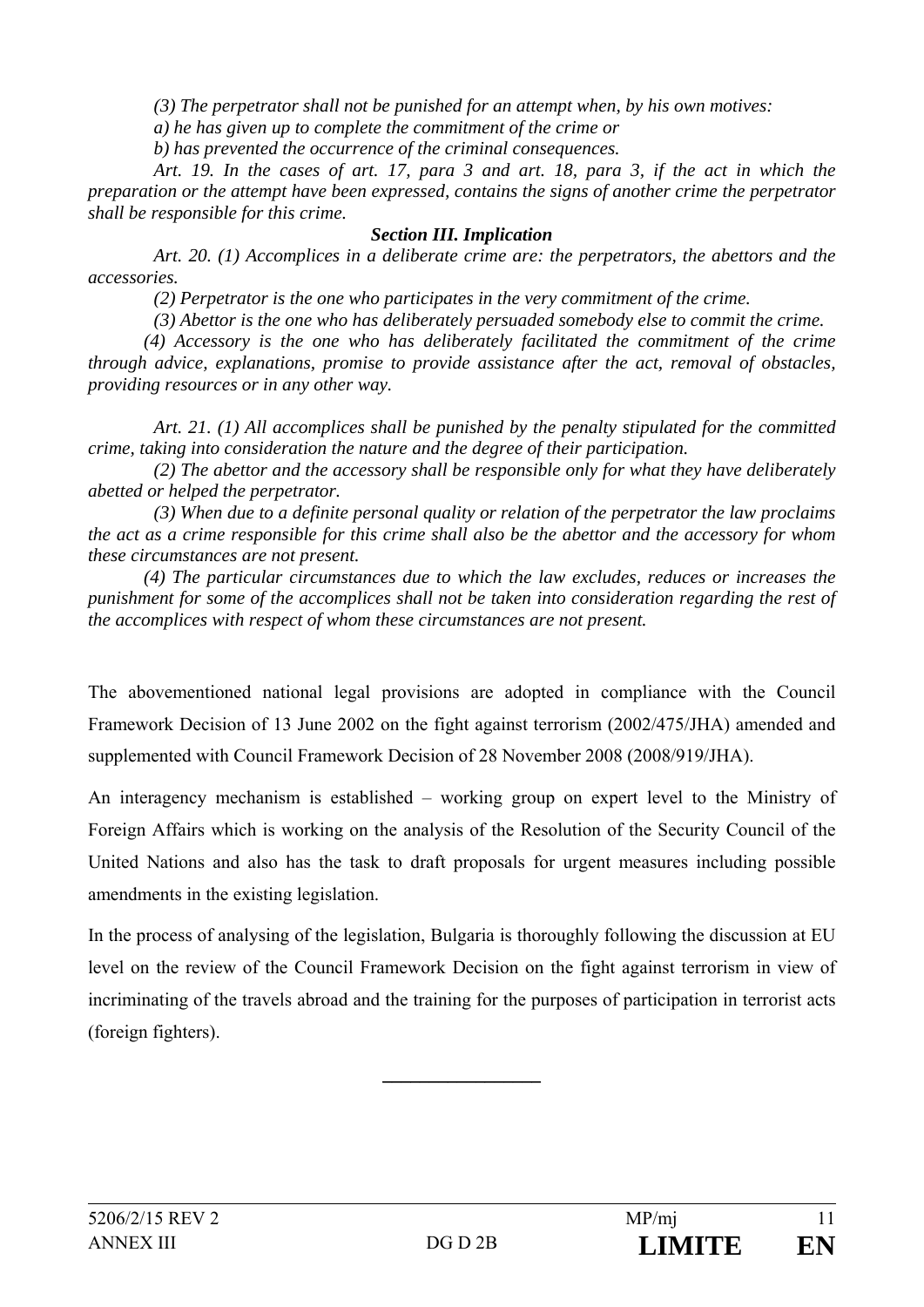*(3) The perpetrator shall not be punished for an attempt when, by his own motives:*

*a) he has given up to complete the commitment of the crime or*

*b) has prevented the occurrence of the criminal consequences.*

*Art. 19. In the cases of art. 17, para 3 and art. 18, para 3, if the act in which the preparation or the attempt have been expressed, contains the signs of another crime the perpetrator shall be responsible for this crime.*

***Section III. Implication***

*Art. 20. (1) Accomplices in a deliberate crime are: the perpetrators, the abettors and the accessories.*

*(2) Perpetrator is the one who participates in the very commitment of the crime.*

*(3) Abettor is the one who has deliberately persuaded somebody else to commit the crime.*

*(4) Accessory is the one who has deliberately facilitated the commitment of the crime through advice, explanations, promise to provide assistance after the act, removal of obstacles, providing resources or in any other way.*

*Art. 21. (1) All accomplices shall be punished by the penalty stipulated for the committed crime, taking into consideration the nature and the degree of their participation.*

*(2) The abettor and the accessory shall be responsible only for what they have deliberately abetted or helped the perpetrator.*

*(3) When due to a definite personal quality or relation of the perpetrator the law proclaims the act as a crime responsible for this crime shall also be the abettor and the accessory for whom these circumstances are not present.*

*(4) The particular circumstances due to which the law excludes, reduces or increases the punishment for some of the accomplices shall not be taken into consideration regarding the rest of the accomplices with respect of whom these circumstances are not present.*

The abovementioned national legal provisions are adopted in compliance with the Council Framework Decision of 13 June 2002 on the fight against terrorism (2002/475/JHA) amended and supplemented with Council Framework Decision of 28 November 2008 (2008/919/JHA).

An interagency mechanism is established – working group on expert level to the Ministry of Foreign Affairs which is working on the analysis of the Resolution of the Security Council of the United Nations and also has the task to draft proposals for urgent measures including possible amendments in the existing legislation.

In the process of analysing of the legislation, Bulgaria is thoroughly following the discussion at EU level on the review of the Council Framework Decision on the fight against terrorism in view of incriminating of the travels abroad and the training for the purposes of participation in terrorist acts (foreign fighters).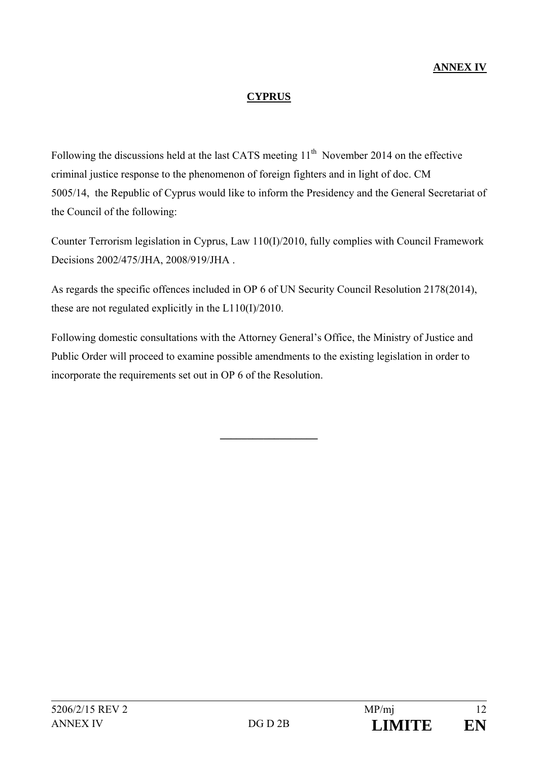**ANNEX IV**

**CYPRUS**

Following the discussions held at the last CATS meeting 11th November 2014 on the effective criminal justice response to the phenomenon of foreign fighters and in light of doc. CM 5005/14, the Republic of Cyprus would like to inform the Presidency and the General Secretariat of the Council of the following:

Counter Terrorism legislation in Cyprus, Law 110(I)/2010, fully complies with Council Framework Decisions 2002/475/JHA, 2008/919/JHA .

As regards the specific offences included in OP 6 of UN Security Council Resolution 2178(2014), these are not regulated explicitly in the L110(I)/2010.

Following domestic consultations with the Attorney General's Office, the Ministry of Justice and Public Order will proceed to examine possible amendments to the existing legislation in order to incorporate the requirements set out in OP 6 of the Resolution.

---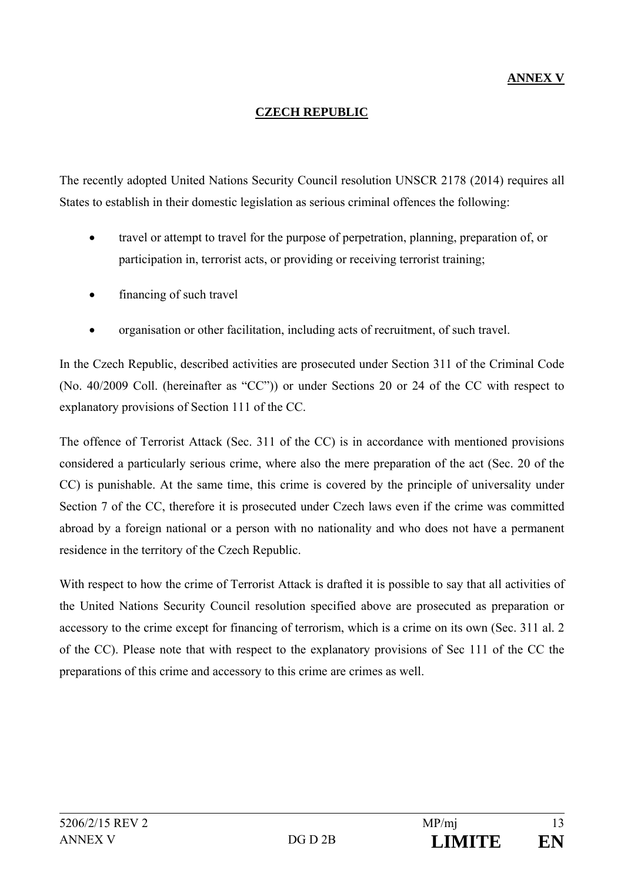**ANNEX V**

## CZECH REPUBLIC

The recently adopted United Nations Security Council resolution UNSCR 2178 (2014) requires all States to establish in their domestic legislation as serious criminal offences the following:

- travel or attempt to travel for the purpose of perpetration, planning, preparation of, or participation in, terrorist acts, or providing or receiving terrorist training;
- financing of such travel
- organisation or other facilitation, including acts of recruitment, of such travel.

In the Czech Republic, described activities are prosecuted under Section 311 of the Criminal Code (No. 40/2009 Coll. (hereinafter as "CC")) or under Sections 20 or 24 of the CC with respect to explanatory provisions of Section 111 of the CC.

The offence of Terrorist Attack (Sec. 311 of the CC) is in accordance with mentioned provisions considered a particularly serious crime, where also the mere preparation of the act (Sec. 20 of the CC) is punishable. At the same time, this crime is covered by the principle of universality under Section 7 of the CC, therefore it is prosecuted under Czech laws even if the crime was committed abroad by a foreign national or a person with no nationality and who does not have a permanent residence in the territory of the Czech Republic.

With respect to how the crime of Terrorist Attack is drafted it is possible to say that all activities of the United Nations Security Council resolution specified above are prosecuted as preparation or accessory to the crime except for financing of terrorism, which is a crime on its own (Sec. 311 al. 2 of the CC). Please note that with respect to the explanatory provisions of Sec 111 of the CC the preparations of this crime and accessory to this crime are crimes as well.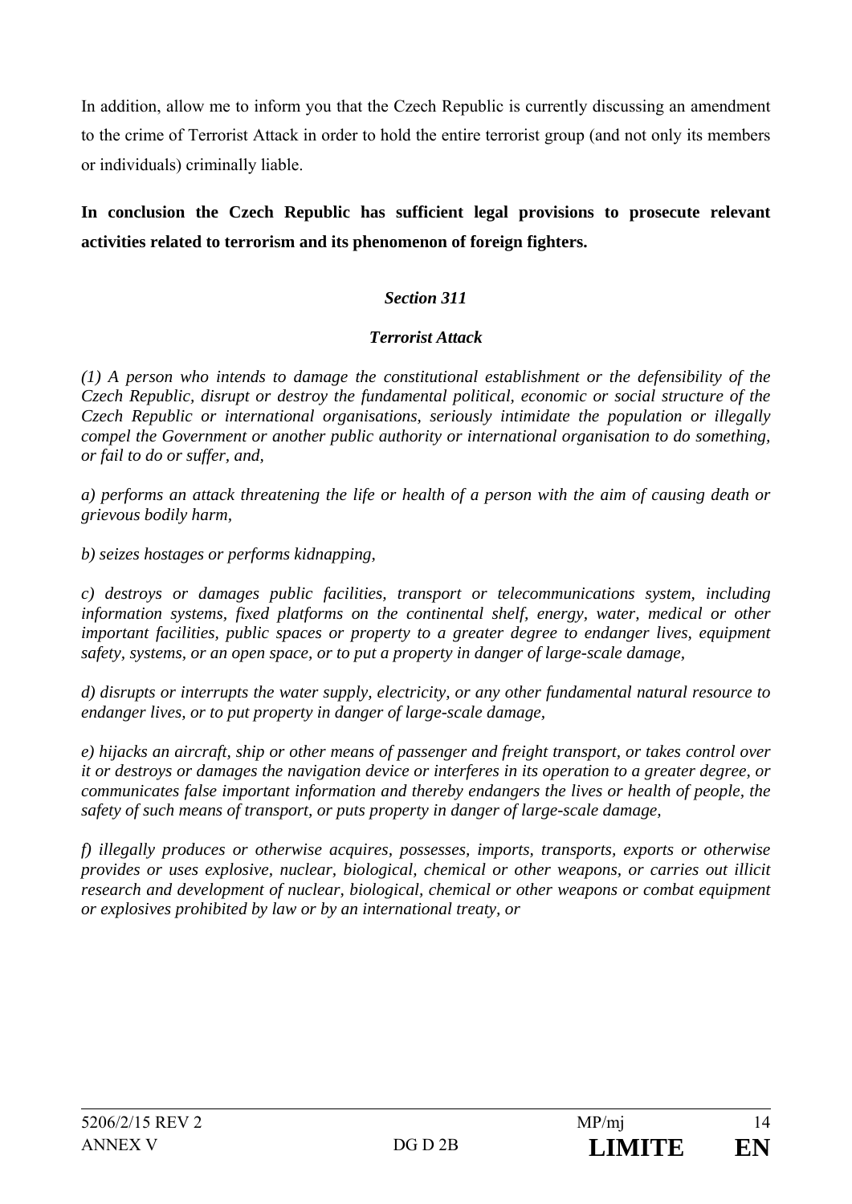In addition, allow me to inform you that the Czech Republic is currently discussing an amendment to the crime of Terrorist Attack in order to hold the entire terrorist group (and not only its members or individuals) criminally liable.

**In conclusion the Czech Republic has sufficient legal provisions to prosecute relevant activities related to terrorism and its phenomenon of foreign fighters.**

***Section 311***

***Terrorist Attack***

*(1) A person who intends to damage the constitutional establishment or the defensibility of the Czech Republic, disrupt or destroy the fundamental political, economic or social structure of the Czech Republic or international organisations, seriously intimidate the population or illegally compel the Government or another public authority or international organisation to do something, or fail to do or suffer, and,*

*a) performs an attack threatening the life or health of a person with the aim of causing death or grievous bodily harm,*

*b) seizes hostages or performs kidnapping,*

*c) destroys or damages public facilities, transport or telecommunications system, including information systems, fixed platforms on the continental shelf, energy, water, medical or other important facilities, public spaces or property to a greater degree to endanger lives, equipment safety, systems, or an open space, or to put a property in danger of large-scale damage,*

*d) disrupts or interrupts the water supply, electricity, or any other fundamental natural resource to endanger lives, or to put property in danger of large-scale damage,*

*e) hijacks an aircraft, ship or other means of passenger and freight transport, or takes control over it or destroys or damages the navigation device or interferes in its operation to a greater degree, or communicates false important information and thereby endangers the lives or health of people, the safety of such means of transport, or puts property in danger of large-scale damage,*

*f) illegally produces or otherwise acquires, possesses, imports, transports, exports or otherwise provides or uses explosive, nuclear, biological, chemical or other weapons, or carries out illicit research and development of nuclear, biological, chemical or other weapons or combat equipment or explosives prohibited by law or by an international treaty, or*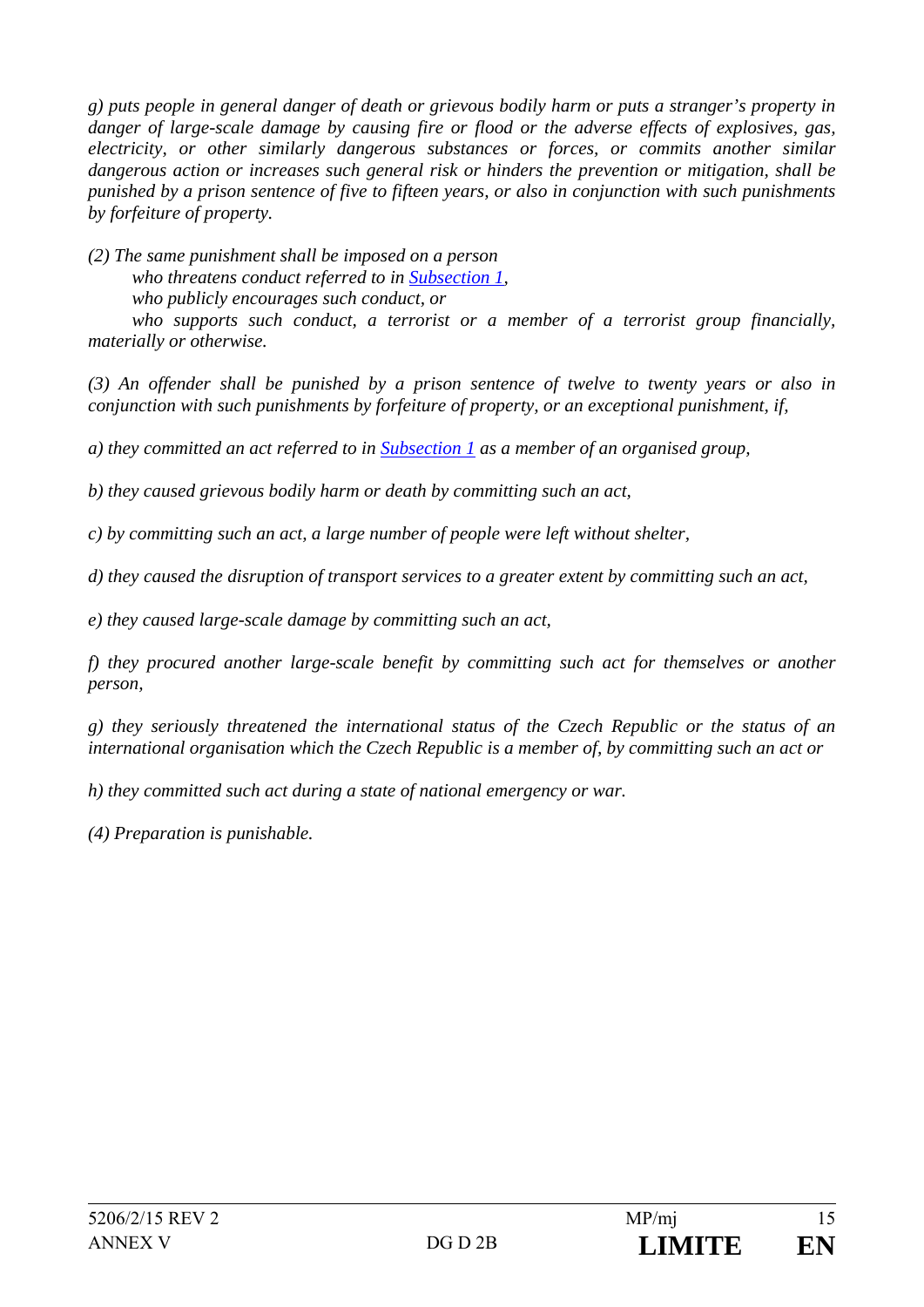*g) puts people in general danger of death or grievous bodily harm or puts a stranger's property in danger of large-scale damage by causing fire or flood or the adverse effects of explosives, gas, electricity, or other similarly dangerous substances or forces, or commits another similar dangerous action or increases such general risk or hinders the prevention or mitigation, shall be punished by a prison sentence of five to fifteen years, or also in conjunction with such punishments by forfeiture of property.*

*(2) The same punishment shall be imposed on a person*

*who threatens conduct referred to in Subsection 1,*

*who publicly encourages such conduct, or*

*who supports such conduct, a terrorist or a member of a terrorist group financially, materially or otherwise.*

*(3) An offender shall be punished by a prison sentence of twelve to twenty years or also in conjunction with such punishments by forfeiture of property, or an exceptional punishment, if,*

*a) they committed an act referred to in Subsection 1 as a member of an organised group,*

*b) they caused grievous bodily harm or death by committing such an act,*

*c) by committing such an act, a large number of people were left without shelter,*

*d) they caused the disruption of transport services to a greater extent by committing such an act,*

*e) they caused large-scale damage by committing such an act,*

*f) they procured another large-scale benefit by committing such act for themselves or another person,*

*g) they seriously threatened the international status of the Czech Republic or the status of an international organisation which the Czech Republic is a member of, by committing such an act or*

*h) they committed such act during a state of national emergency or war.*

*(4) Preparation is punishable.*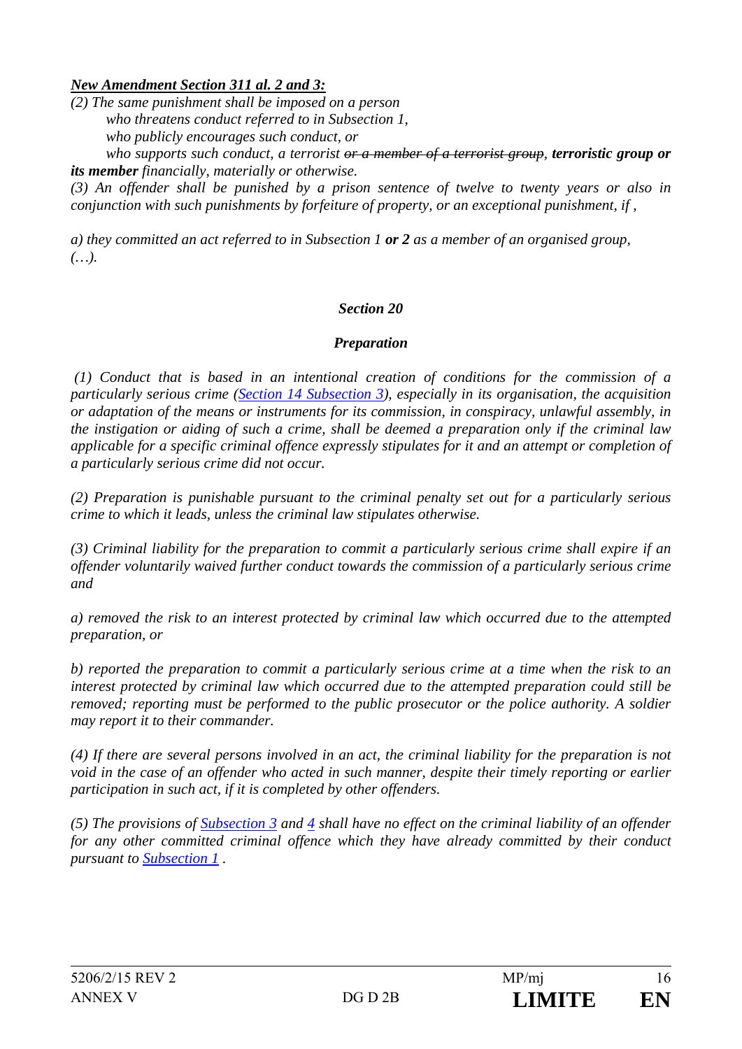***New Amendment Section 311 al. 2 and 3:***

*(2) The same punishment shall be imposed on a person*

*who threatens conduct referred to in Subsection 1,*

*who publicly encourages such conduct, or*

*who supports such conduct, a terrorist ~~or a member of a terrorist group~~, **terroristic group or its member** financially, materially or otherwise.*

*(3) An offender shall be punished by a prison sentence of twelve to twenty years or also in conjunction with such punishments by forfeiture of property, or an exceptional punishment, if ,*

*a) they committed an act referred to in Subsection 1 **or 2** as a member of an organised group, (…).*

***Section 20***

***Preparation***

*(1) Conduct that is based in an intentional creation of conditions for the commission of a particularly serious crime (Section 14 Subsection 3), especially in its organisation, the acquisition or adaptation of the means or instruments for its commission, in conspiracy, unlawful assembly, in the instigation or aiding of such a crime, shall be deemed a preparation only if the criminal law applicable for a specific criminal offence expressly stipulates for it and an attempt or completion of a particularly serious crime did not occur.*

*(2) Preparation is punishable pursuant to the criminal penalty set out for a particularly serious crime to which it leads, unless the criminal law stipulates otherwise.*

*(3) Criminal liability for the preparation to commit a particularly serious crime shall expire if an offender voluntarily waived further conduct towards the commission of a particularly serious crime and*

*a) removed the risk to an interest protected by criminal law which occurred due to the attempted preparation, or*

*b) reported the preparation to commit a particularly serious crime at a time when the risk to an interest protected by criminal law which occurred due to the attempted preparation could still be removed; reporting must be performed to the public prosecutor or the police authority. A soldier may report it to their commander.*

*(4) If there are several persons involved in an act, the criminal liability for the preparation is not void in the case of an offender who acted in such manner, despite their timely reporting or earlier participation in such act, if it is completed by other offenders.*

*(5) The provisions of Subsection 3 and 4 shall have no effect on the criminal liability of an offender for any other committed criminal offence which they have already committed by their conduct pursuant to Subsection 1 .*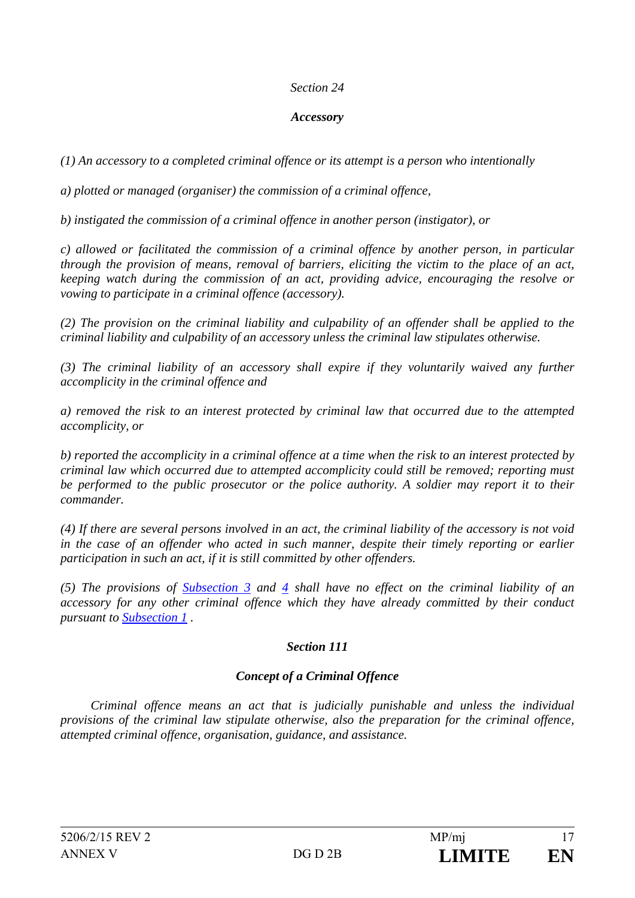*Section 24*

***Accessory***

*(1) An accessory to a completed criminal offence or its attempt is a person who intentionally*

*a) plotted or managed (organiser) the commission of a criminal offence,*

*b) instigated the commission of a criminal offence in another person (instigator), or*

*c) allowed or facilitated the commission of a criminal offence by another person, in particular through the provision of means, removal of barriers, eliciting the victim to the place of an act, keeping watch during the commission of an act, providing advice, encouraging the resolve or vowing to participate in a criminal offence (accessory).*

*(2) The provision on the criminal liability and culpability of an offender shall be applied to the criminal liability and culpability of an accessory unless the criminal law stipulates otherwise.*

*(3) The criminal liability of an accessory shall expire if they voluntarily waived any further accomplicity in the criminal offence and*

*a) removed the risk to an interest protected by criminal law that occurred due to the attempted accomplicity, or*

*b) reported the accomplicity in a criminal offence at a time when the risk to an interest protected by criminal law which occurred due to attempted accomplicity could still be removed; reporting must be performed to the public prosecutor or the police authority. A soldier may report it to their commander.*

*(4) If there are several persons involved in an act, the criminal liability of the accessory is not void in the case of an offender who acted in such manner, despite their timely reporting or earlier participation in such an act, if it is still committed by other offenders.*

*(5) The provisions of Subsection 3 and 4 shall have no effect on the criminal liability of an accessory for any other criminal offence which they have already committed by their conduct pursuant to Subsection 1 .*

***Section 111***

***Concept of a Criminal Offence***

*Criminal offence means an act that is judicially punishable and unless the individual provisions of the criminal law stipulate otherwise, also the preparation for the criminal offence, attempted criminal offence, organisation, guidance, and assistance.*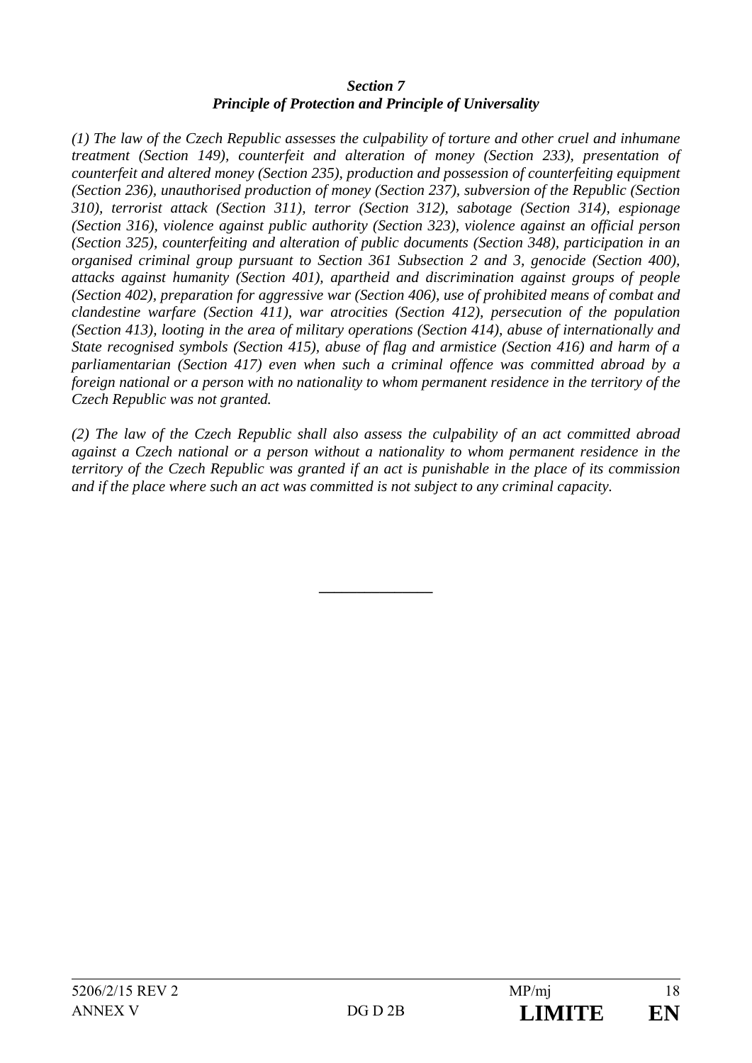***Section 7***
***Principle of Protection and Principle of Universality***

*(1) The law of the Czech Republic assesses the culpability of torture and other cruel and inhumane treatment (Section 149), counterfeit and alteration of money (Section 233), presentation of counterfeit and altered money (Section 235), production and possession of counterfeiting equipment (Section 236), unauthorised production of money (Section 237), subversion of the Republic (Section 310), terrorist attack (Section 311), terror (Section 312), sabotage (Section 314), espionage (Section 316), violence against public authority (Section 323), violence against an official person (Section 325), counterfeiting and alteration of public documents (Section 348), participation in an organised criminal group pursuant to Section 361 Subsection 2 and 3, genocide (Section 400), attacks against humanity (Section 401), apartheid and discrimination against groups of people (Section 402), preparation for aggressive war (Section 406), use of prohibited means of combat and clandestine warfare (Section 411), war atrocities (Section 412), persecution of the population (Section 413), looting in the area of military operations (Section 414), abuse of internationally and State recognised symbols (Section 415), abuse of flag and armistice (Section 416) and harm of a parliamentarian (Section 417) even when such a criminal offence was committed abroad by a foreign national or a person with no nationality to whom permanent residence in the territory of the Czech Republic was not granted.*

*(2) The law of the Czech Republic shall also assess the culpability of an act committed abroad against a Czech national or a person without a nationality to whom permanent residence in the territory of the Czech Republic was granted if an act is punishable in the place of its commission and if the place where such an act was committed is not subject to any criminal capacity.*

---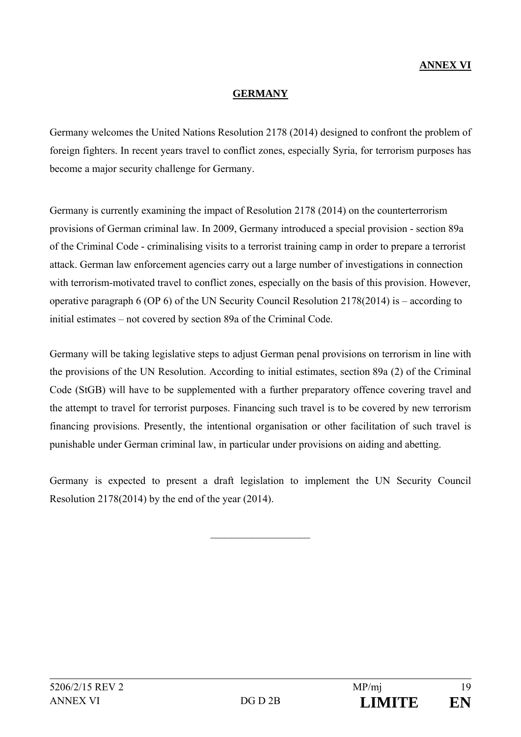**ANNEX VI**

## GERMANY

Germany welcomes the United Nations Resolution 2178 (2014) designed to confront the problem of foreign fighters. In recent years travel to conflict zones, especially Syria, for terrorism purposes has become a major security challenge for Germany.

Germany is currently examining the impact of Resolution 2178 (2014) on the counterterrorism provisions of German criminal law. In 2009, Germany introduced a special provision - section 89a of the Criminal Code - criminalising visits to a terrorist training camp in order to prepare a terrorist attack. German law enforcement agencies carry out a large number of investigations in connection with terrorism-motivated travel to conflict zones, especially on the basis of this provision. However, operative paragraph 6 (OP 6) of the UN Security Council Resolution 2178(2014) is – according to initial estimates – not covered by section 89a of the Criminal Code.

Germany will be taking legislative steps to adjust German penal provisions on terrorism in line with the provisions of the UN Resolution. According to initial estimates, section 89a (2) of the Criminal Code (StGB) will have to be supplemented with a further preparatory offence covering travel and the attempt to travel for terrorist purposes. Financing such travel is to be covered by new terrorism financing provisions. Presently, the intentional organisation or other facilitation of such travel is punishable under German criminal law, in particular under provisions on aiding and abetting.

Germany is expected to present a draft legislation to implement the UN Security Council Resolution 2178(2014) by the end of the year (2014).

---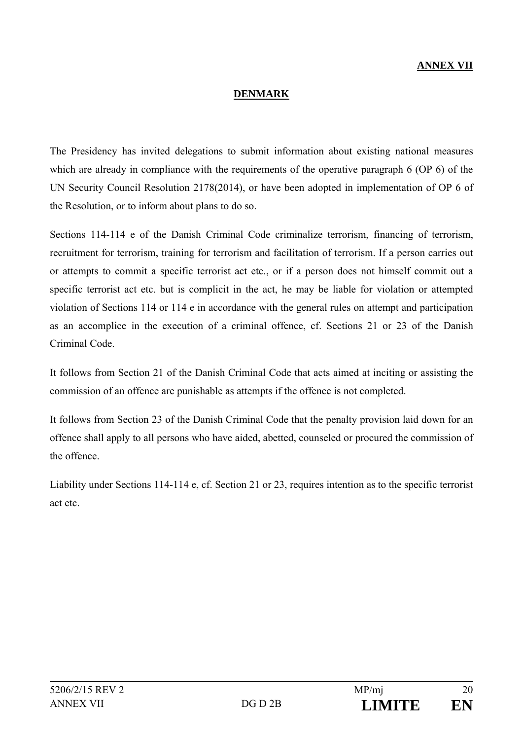**ANNEX VII**

**DENMARK**

The Presidency has invited delegations to submit information about existing national measures which are already in compliance with the requirements of the operative paragraph 6 (OP 6) of the UN Security Council Resolution 2178(2014), or have been adopted in implementation of OP 6 of the Resolution, or to inform about plans to do so.

Sections 114-114 e of the Danish Criminal Code criminalize terrorism, financing of terrorism, recruitment for terrorism, training for terrorism and facilitation of terrorism. If a person carries out or attempts to commit a specific terrorist act etc., or if a person does not himself commit out a specific terrorist act etc. but is complicit in the act, he may be liable for violation or attempted violation of Sections 114 or 114 e in accordance with the general rules on attempt and participation as an accomplice in the execution of a criminal offence, cf. Sections 21 or 23 of the Danish Criminal Code.

It follows from Section 21 of the Danish Criminal Code that acts aimed at inciting or assisting the commission of an offence are punishable as attempts if the offence is not completed.

It follows from Section 23 of the Danish Criminal Code that the penalty provision laid down for an offence shall apply to all persons who have aided, abetted, counseled or procured the commission of the offence.

Liability under Sections 114-114 e, cf. Section 21 or 23, requires intention as to the specific terrorist act etc.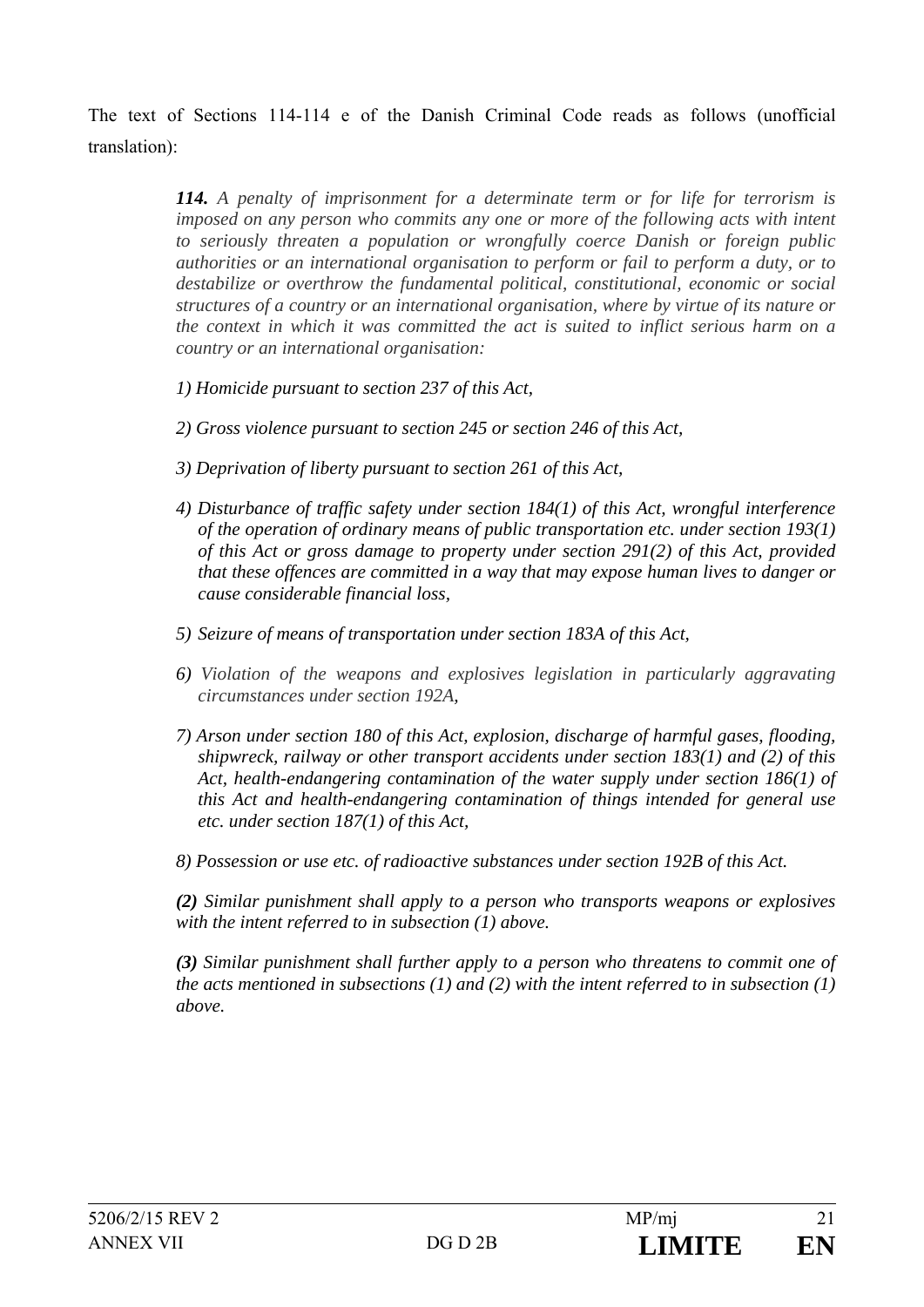The text of Sections 114-114 e of the Danish Criminal Code reads as follows (unofficial translation):

> ***114.*** *A penalty of imprisonment for a determinate term or for life for terrorism is imposed on any person who commits any one or more of the following acts with intent to seriously threaten a population or wrongfully coerce Danish or foreign public authorities or an international organisation to perform or fail to perform a duty, or to destabilize or overthrow the fundamental political, constitutional, economic or social structures of a country or an international organisation, where by virtue of its nature or the context in which it was committed the act is suited to inflict serious harm on a country or an international organisation:*
>
> *1) Homicide pursuant to section 237 of this Act,*
>
> *2) Gross violence pursuant to section 245 or section 246 of this Act,*
>
> *3) Deprivation of liberty pursuant to section 261 of this Act,*
>
> *4) Disturbance of traffic safety under section 184(1) of this Act, wrongful interference of the operation of ordinary means of public transportation etc. under section 193(1) of this Act or gross damage to property under section 291(2) of this Act, provided that these offences are committed in a way that may expose human lives to danger or cause considerable financial loss,*
>
> *5) Seizure of means of transportation under section 183A of this Act,*
>
> *6) Violation of the weapons and explosives legislation in particularly aggravating circumstances under section 192A,*
>
> *7) Arson under section 180 of this Act, explosion, discharge of harmful gases, flooding, shipwreck, railway or other transport accidents under section 183(1) and (2) of this Act, health-endangering contamination of the water supply under section 186(1) of this Act and health-endangering contamination of things intended for general use etc. under section 187(1) of this Act,*
>
> *8) Possession or use etc. of radioactive substances under section 192B of this Act.*
>
> ***(2)*** *Similar punishment shall apply to a person who transports weapons or explosives with the intent referred to in subsection (1) above.*
>
> ***(3)*** *Similar punishment shall further apply to a person who threatens to commit one of the acts mentioned in subsections (1) and (2) with the intent referred to in subsection (1) above.*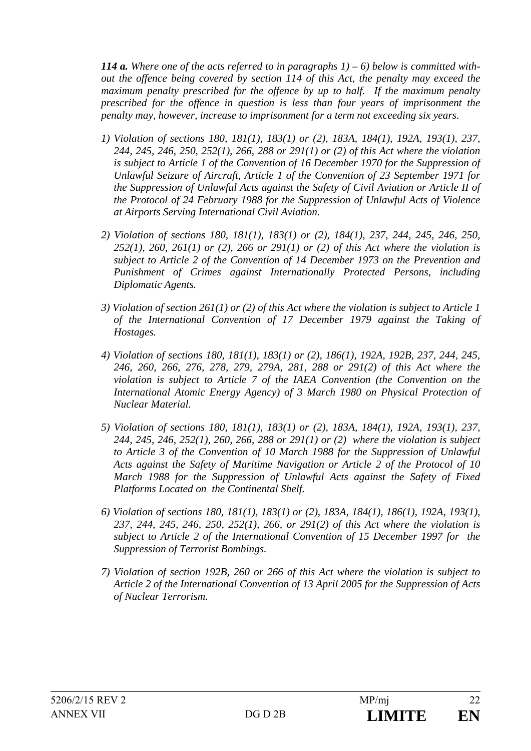***114 a.*** *Where one of the acts referred to in paragraphs 1) – 6) below is committed without the offence being covered by section 114 of this Act, the penalty may exceed the maximum penalty prescribed for the offence by up to half. If the maximum penalty prescribed for the offence in question is less than four years of imprisonment the penalty may, however, increase to imprisonment for a term not exceeding six years.*

*1) Violation of sections 180, 181(1), 183(1) or (2), 183A, 184(1), 192A, 193(1), 237, 244, 245, 246, 250, 252(1), 266, 288 or 291(1) or (2) of this Act where the violation is subject to Article 1 of the Convention of 16 December 1970 for the Suppression of Unlawful Seizure of Aircraft, Article 1 of the Convention of 23 September 1971 for the Suppression of Unlawful Acts against the Safety of Civil Aviation or Article II of the Protocol of 24 February 1988 for the Suppression of Unlawful Acts of Violence at Airports Serving International Civil Aviation.*

*2) Violation of sections 180, 181(1), 183(1) or (2), 184(1), 237, 244, 245, 246, 250, 252(1), 260, 261(1) or (2), 266 or 291(1) or (2) of this Act where the violation is subject to Article 2 of the Convention of 14 December 1973 on the Prevention and Punishment of Crimes against Internationally Protected Persons, including Diplomatic Agents.*

*3) Violation of section 261(1) or (2) of this Act where the violation is subject to Article 1 of the International Convention of 17 December 1979 against the Taking of Hostages.*

*4) Violation of sections 180, 181(1), 183(1) or (2), 186(1), 192A, 192B, 237, 244, 245, 246, 260, 266, 276, 278, 279, 279A, 281, 288 or 291(2) of this Act where the violation is subject to Article 7 of the IAEA Convention (the Convention on the International Atomic Energy Agency) of 3 March 1980 on Physical Protection of Nuclear Material.*

*5) Violation of sections 180, 181(1), 183(1) or (2), 183A, 184(1), 192A, 193(1), 237, 244, 245, 246, 252(1), 260, 266, 288 or 291(1) or (2) where the violation is subject to Article 3 of the Convention of 10 March 1988 for the Suppression of Unlawful Acts against the Safety of Maritime Navigation or Article 2 of the Protocol of 10 March 1988 for the Suppression of Unlawful Acts against the Safety of Fixed Platforms Located on the Continental Shelf.*

*6) Violation of sections 180, 181(1), 183(1) or (2), 183A, 184(1), 186(1), 192A, 193(1), 237, 244, 245, 246, 250, 252(1), 266, or 291(2) of this Act where the violation is subject to Article 2 of the International Convention of 15 December 1997 for the Suppression of Terrorist Bombings.*

*7) Violation of section 192B, 260 or 266 of this Act where the violation is subject to Article 2 of the International Convention of 13 April 2005 for the Suppression of Acts of Nuclear Terrorism.*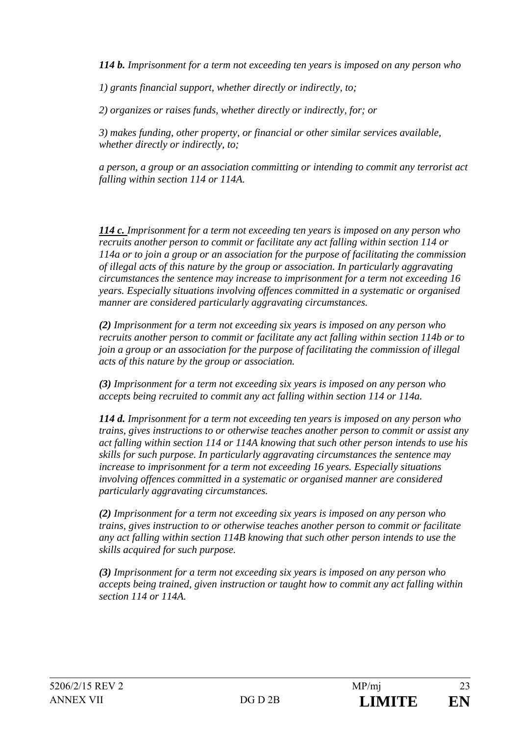***114 b.*** *Imprisonment for a term not exceeding ten years is imposed on any person who*

*1) grants financial support, whether directly or indirectly, to;*

*2) organizes or raises funds, whether directly or indirectly, for; or*

*3) makes funding, other property, or financial or other similar services available, whether directly or indirectly, to;*

*a person, a group or an association committing or intending to commit any terrorist act falling within section 114 or 114A.*

***114 c.*** *Imprisonment for a term not exceeding ten years is imposed on any person who recruits another person to commit or facilitate any act falling within section 114 or 114a or to join a group or an association for the purpose of facilitating the commission of illegal acts of this nature by the group or association. In particularly aggravating circumstances the sentence may increase to imprisonment for a term not exceeding 16 years. Especially situations involving offences committed in a systematic or organised manner are considered particularly aggravating circumstances.*

***(2)*** *Imprisonment for a term not exceeding six years is imposed on any person who recruits another person to commit or facilitate any act falling within section 114b or to join a group or an association for the purpose of facilitating the commission of illegal acts of this nature by the group or association.*

***(3)*** *Imprisonment for a term not exceeding six years is imposed on any person who accepts being recruited to commit any act falling within section 114 or 114a.*

***114 d.*** *Imprisonment for a term not exceeding ten years is imposed on any person who trains, gives instructions to or otherwise teaches another person to commit or assist any act falling within section 114 or 114A knowing that such other person intends to use his skills for such purpose. In particularly aggravating circumstances the sentence may increase to imprisonment for a term not exceeding 16 years. Especially situations involving offences committed in a systematic or organised manner are considered particularly aggravating circumstances.*

***(2)*** *Imprisonment for a term not exceeding six years is imposed on any person who trains, gives instruction to or otherwise teaches another person to commit or facilitate any act falling within section 114B knowing that such other person intends to use the skills acquired for such purpose.*

***(3)*** *Imprisonment for a term not exceeding six years is imposed on any person who accepts being trained, given instruction or taught how to commit any act falling within section 114 or 114A.*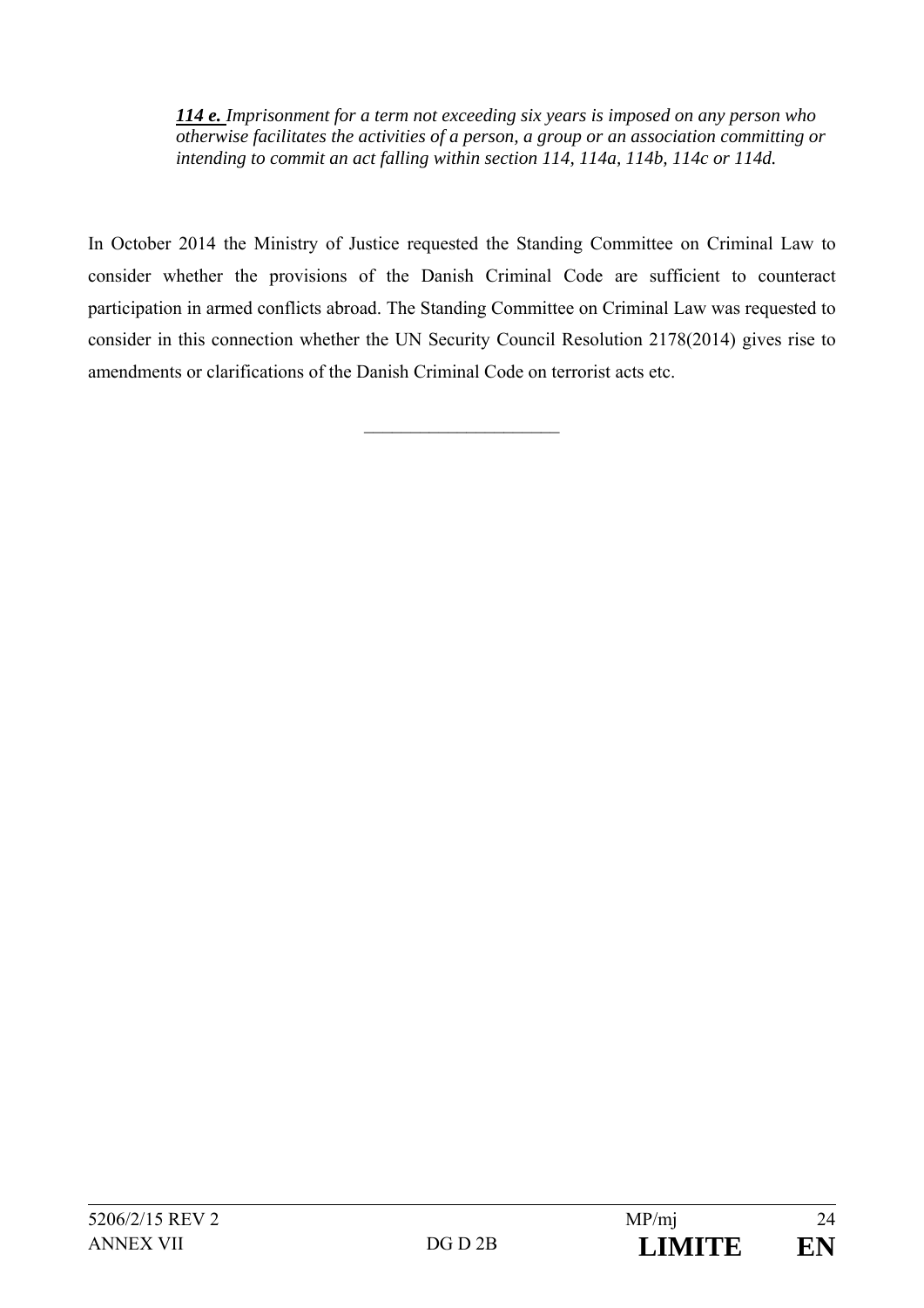***114 e.*** *Imprisonment for a term not exceeding six years is imposed on any person who otherwise facilitates the activities of a person, a group or an association committing or intending to commit an act falling within section 114, 114a, 114b, 114c or 114d.*

In October 2014 the Ministry of Justice requested the Standing Committee on Criminal Law to consider whether the provisions of the Danish Criminal Code are sufficient to counteract participation in armed conflicts abroad. The Standing Committee on Criminal Law was requested to consider in this connection whether the UN Security Council Resolution 2178(2014) gives rise to amendments or clarifications of the Danish Criminal Code on terrorist acts etc.

---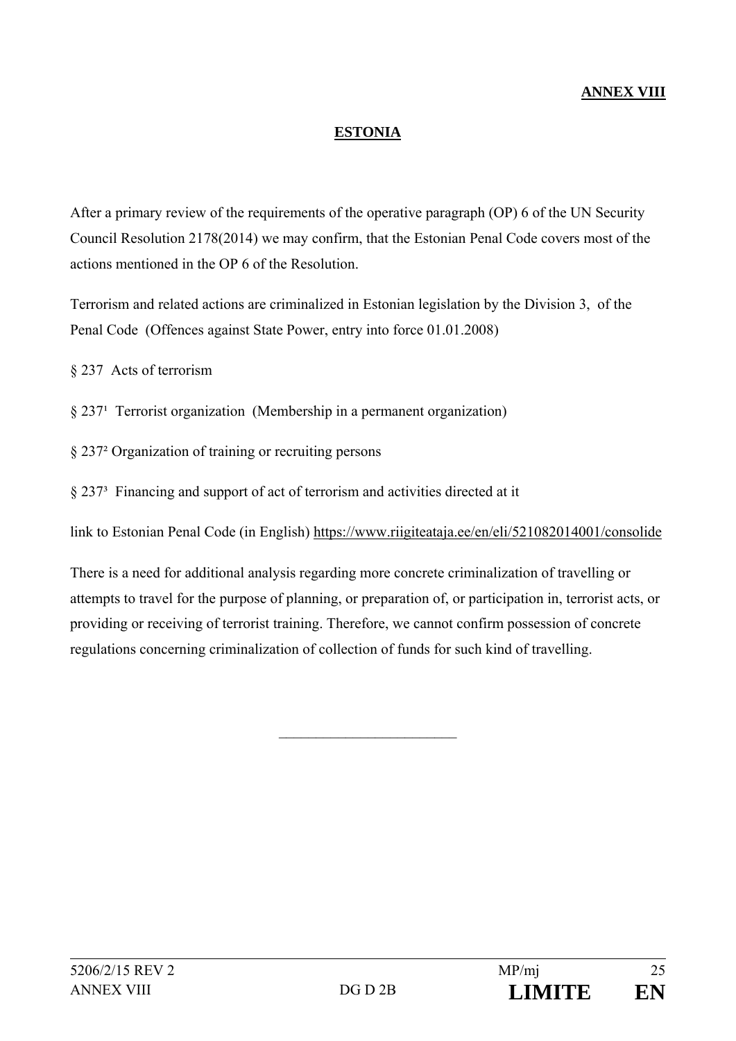**ANNEX VIII**

# ESTONIA

After a primary review of the requirements of the operative paragraph (OP) 6 of the UN Security Council Resolution 2178(2014) we may confirm, that the Estonian Penal Code covers most of the actions mentioned in the OP 6 of the Resolution.

Terrorism and related actions are criminalized in Estonian legislation by the Division 3, of the Penal Code (Offences against State Power, entry into force 01.01.2008)

§ 237 Acts of terrorism

§ $237^1$ Terrorist organization (Membership in a permanent organization)

§ $237^2$ Organization of training or recruiting persons

§ $237^3$ Financing and support of act of terrorism and activities directed at it

link to Estonian Penal Code (in English) https://www.riigiteataja.ee/en/eli/521082014001/consolide

There is a need for additional analysis regarding more concrete criminalization of travelling or attempts to travel for the purpose of planning, or preparation of, or participation in, terrorist acts, or providing or receiving of terrorist training. Therefore, we cannot confirm possession of concrete regulations concerning criminalization of collection of funds for such kind of travelling.

\_\_\_\_\_\_\_\_\_\_\_\_\_\_\_\_\_\_\_\_\_\_\_\_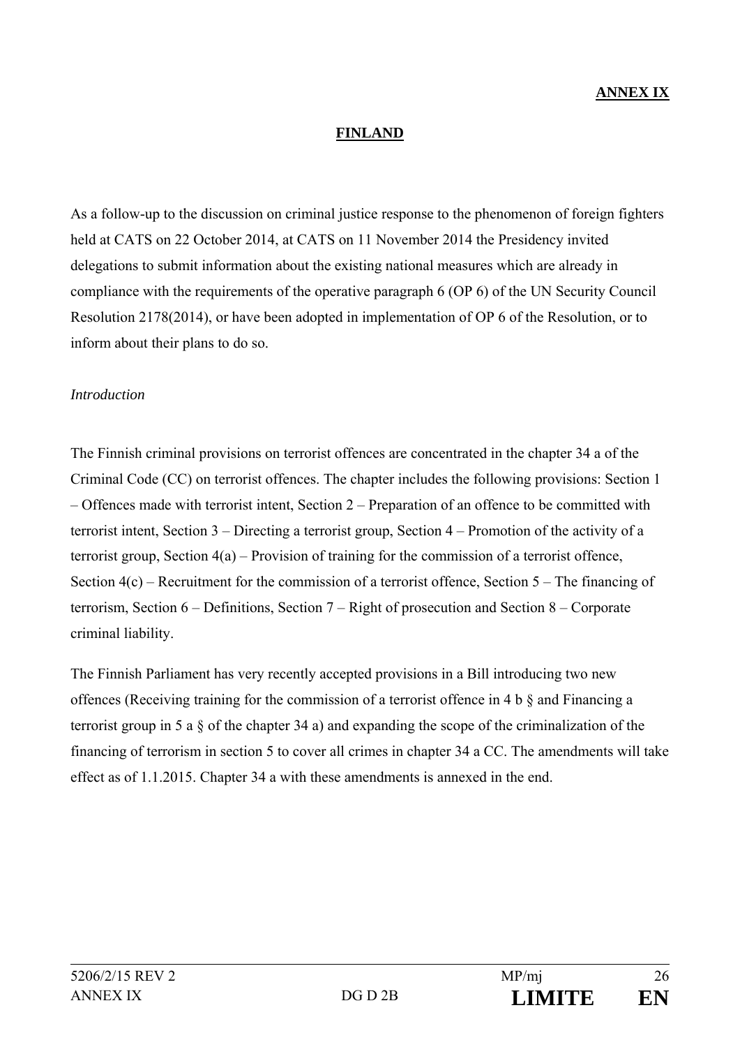**ANNEX IX**

# FINLAND

As a follow-up to the discussion on criminal justice response to the phenomenon of foreign fighters held at CATS on 22 October 2014, at CATS on 11 November 2014 the Presidency invited delegations to submit information about the existing national measures which are already in compliance with the requirements of the operative paragraph 6 (OP 6) of the UN Security Council Resolution 2178(2014), or have been adopted in implementation of OP 6 of the Resolution, or to inform about their plans to do so.

*Introduction*

The Finnish criminal provisions on terrorist offences are concentrated in the chapter 34 a of the Criminal Code (CC) on terrorist offences. The chapter includes the following provisions: Section 1 – Offences made with terrorist intent, Section 2 – Preparation of an offence to be committed with terrorist intent, Section 3 – Directing a terrorist group, Section 4 – Promotion of the activity of a terrorist group, Section 4(a) – Provision of training for the commission of a terrorist offence, Section 4(c) – Recruitment for the commission of a terrorist offence, Section 5 – The financing of terrorism, Section 6 – Definitions, Section 7 – Right of prosecution and Section 8 – Corporate criminal liability.

The Finnish Parliament has very recently accepted provisions in a Bill introducing two new offences (Receiving training for the commission of a terrorist offence in 4 b § and Financing a terrorist group in 5 a § of the chapter 34 a) and expanding the scope of the criminalization of the financing of terrorism in section 5 to cover all crimes in chapter 34 a CC. The amendments will take effect as of 1.1.2015. Chapter 34 a with these amendments is annexed in the end.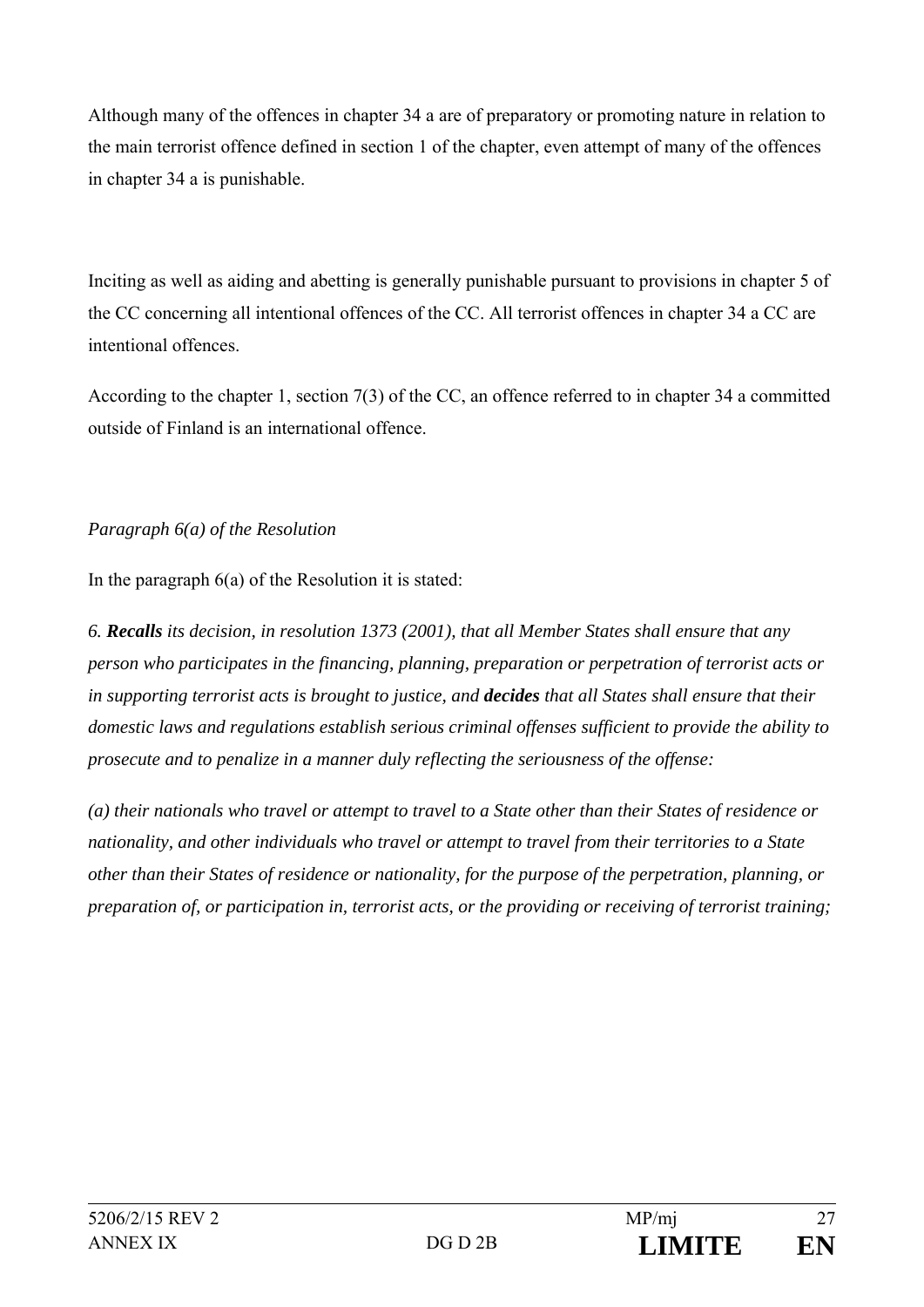Although many of the offences in chapter 34 a are of preparatory or promoting nature in relation to the main terrorist offence defined in section 1 of the chapter, even attempt of many of the offences in chapter 34 a is punishable.

Inciting as well as aiding and abetting is generally punishable pursuant to provisions in chapter 5 of the CC concerning all intentional offences of the CC. All terrorist offences in chapter 34 a CC are intentional offences.

According to the chapter 1, section 7(3) of the CC, an offence referred to in chapter 34 a committed outside of Finland is an international offence.

*Paragraph 6(a) of the Resolution*

In the paragraph 6(a) of the Resolution it is stated:

*6. **Recalls** its decision, in resolution 1373 (2001), that all Member States shall ensure that any person who participates in the financing, planning, preparation or perpetration of terrorist acts or in supporting terrorist acts is brought to justice, and **decides** that all States shall ensure that their domestic laws and regulations establish serious criminal offenses sufficient to provide the ability to prosecute and to penalize in a manner duly reflecting the seriousness of the offense:*

*(a) their nationals who travel or attempt to travel to a State other than their States of residence or nationality, and other individuals who travel or attempt to travel from their territories to a State other than their States of residence or nationality, for the purpose of the perpetration, planning, or preparation of, or participation in, terrorist acts, or the providing or receiving of terrorist training;*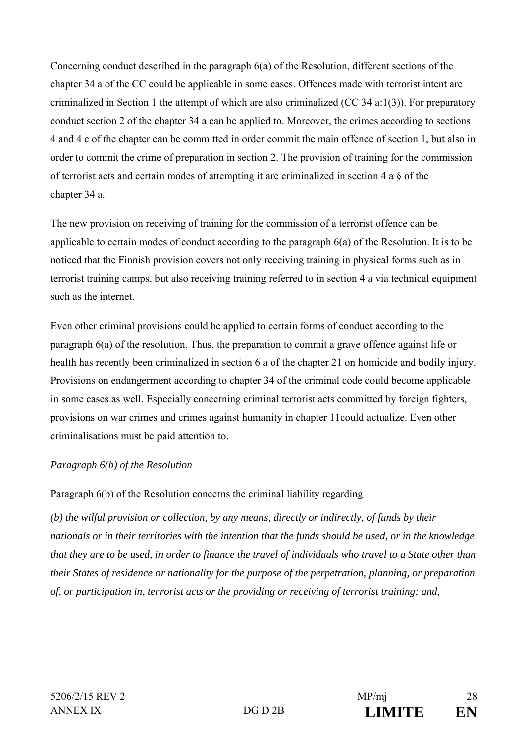Concerning conduct described in the paragraph 6(a) of the Resolution, different sections of the chapter 34 a of the CC could be applicable in some cases. Offences made with terrorist intent are criminalized in Section 1 the attempt of which are also criminalized (CC 34 a:1(3)). For preparatory conduct section 2 of the chapter 34 a can be applied to. Moreover, the crimes according to sections 4 and 4 c of the chapter can be committed in order commit the main offence of section 1, but also in order to commit the crime of preparation in section 2. The provision of training for the commission of terrorist acts and certain modes of attempting it are criminalized in section 4 a § of the chapter 34 a.

The new provision on receiving of training for the commission of a terrorist offence can be applicable to certain modes of conduct according to the paragraph 6(a) of the Resolution. It is to be noticed that the Finnish provision covers not only receiving training in physical forms such as in terrorist training camps, but also receiving training referred to in section 4 a via technical equipment such as the internet.

Even other criminal provisions could be applied to certain forms of conduct according to the paragraph 6(a) of the resolution. Thus, the preparation to commit a grave offence against life or health has recently been criminalized in section 6 a of the chapter 21 on homicide and bodily injury. Provisions on endangerment according to chapter 34 of the criminal code could become applicable in some cases as well. Especially concerning criminal terrorist acts committed by foreign fighters, provisions on war crimes and crimes against humanity in chapter 11could actualize. Even other criminalisations must be paid attention to.

*Paragraph 6(b) of the Resolution*

Paragraph 6(b) of the Resolution concerns the criminal liability regarding

*(b) the wilful provision or collection, by any means, directly or indirectly, of funds by their nationals or in their territories with the intention that the funds should be used, or in the knowledge that they are to be used, in order to finance the travel of individuals who travel to a State other than their States of residence or nationality for the purpose of the perpetration, planning, or preparation of, or participation in, terrorist acts or the providing or receiving of terrorist training; and,*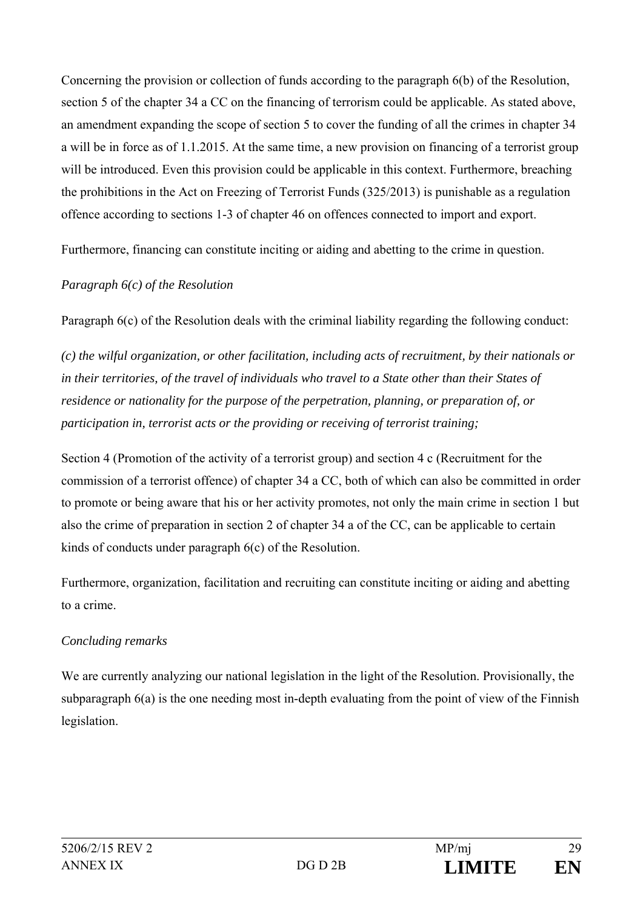Concerning the provision or collection of funds according to the paragraph 6(b) of the Resolution, section 5 of the chapter 34 a CC on the financing of terrorism could be applicable. As stated above, an amendment expanding the scope of section 5 to cover the funding of all the crimes in chapter 34 a will be in force as of 1.1.2015. At the same time, a new provision on financing of a terrorist group will be introduced. Even this provision could be applicable in this context. Furthermore, breaching the prohibitions in the Act on Freezing of Terrorist Funds (325/2013) is punishable as a regulation offence according to sections 1-3 of chapter 46 on offences connected to import and export.

Furthermore, financing can constitute inciting or aiding and abetting to the crime in question.

*Paragraph 6(c) of the Resolution*

Paragraph 6(c) of the Resolution deals with the criminal liability regarding the following conduct:

*(c) the wilful organization, or other facilitation, including acts of recruitment, by their nationals or in their territories, of the travel of individuals who travel to a State other than their States of residence or nationality for the purpose of the perpetration, planning, or preparation of, or participation in, terrorist acts or the providing or receiving of terrorist training;*

Section 4 (Promotion of the activity of a terrorist group) and section 4 c (Recruitment for the commission of a terrorist offence) of chapter 34 a CC, both of which can also be committed in order to promote or being aware that his or her activity promotes, not only the main crime in section 1 but also the crime of preparation in section 2 of chapter 34 a of the CC, can be applicable to certain kinds of conducts under paragraph 6(c) of the Resolution.

Furthermore, organization, facilitation and recruiting can constitute inciting or aiding and abetting to a crime.

*Concluding remarks*

We are currently analyzing our national legislation in the light of the Resolution. Provisionally, the subparagraph 6(a) is the one needing most in-depth evaluating from the point of view of the Finnish legislation.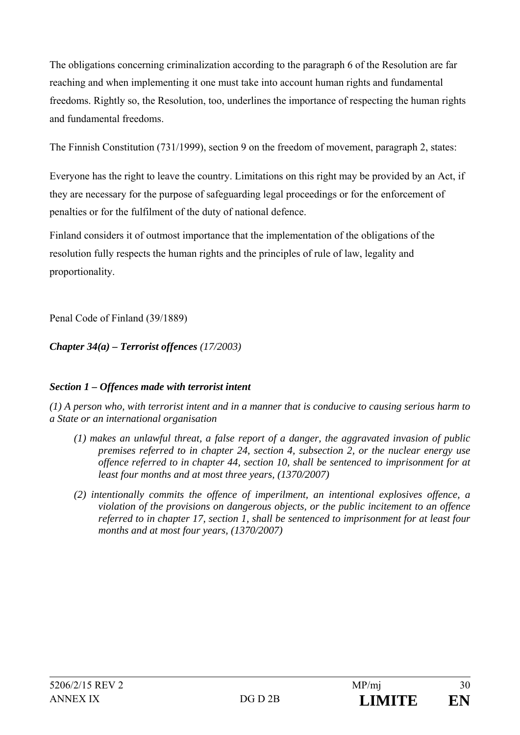The obligations concerning criminalization according to the paragraph 6 of the Resolution are far reaching and when implementing it one must take into account human rights and fundamental freedoms. Rightly so, the Resolution, too, underlines the importance of respecting the human rights and fundamental freedoms.

The Finnish Constitution (731/1999), section 9 on the freedom of movement, paragraph 2, states:

Everyone has the right to leave the country. Limitations on this right may be provided by an Act, if they are necessary for the purpose of safeguarding legal proceedings or for the enforcement of penalties or for the fulfilment of the duty of national defence.

Finland considers it of outmost importance that the implementation of the obligations of the resolution fully respects the human rights and the principles of rule of law, legality and proportionality.

Penal Code of Finland (39/1889)

***Chapter 34(a) – Terrorist offences*** *(17/2003)*

***Section 1 – Offences made with terrorist intent***

*(1) A person who, with terrorist intent and in a manner that is conducive to causing serious harm to a State or an international organisation*

- *(1) makes an unlawful threat, a false report of a danger, the aggravated invasion of public premises referred to in chapter 24, section 4, subsection 2, or the nuclear energy use offence referred to in chapter 44, section 10, shall be sentenced to imprisonment for at least four months and at most three years, (1370/2007)*
- *(2) intentionally commits the offence of imperilment, an intentional explosives offence, a violation of the provisions on dangerous objects, or the public incitement to an offence referred to in chapter 17, section 1, shall be sentenced to imprisonment for at least four months and at most four years, (1370/2007)*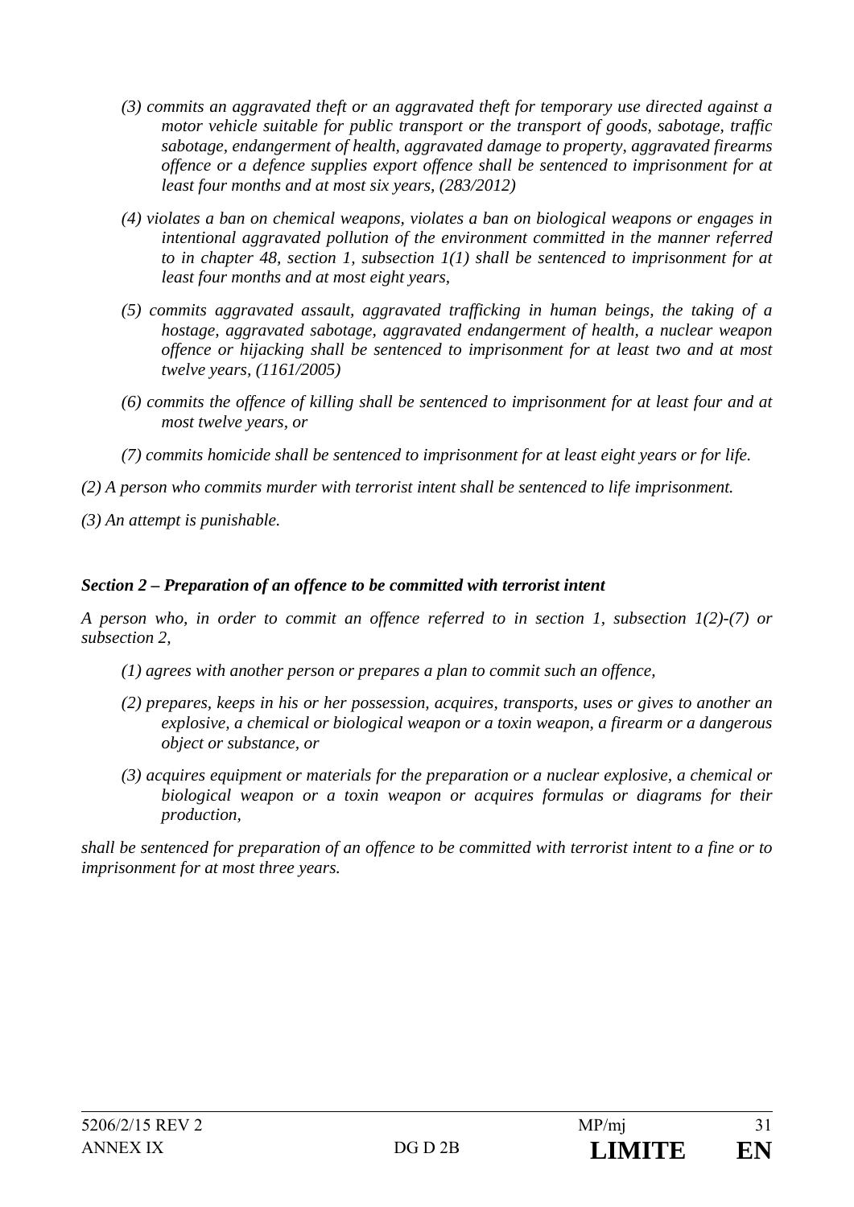*(3) commits an aggravated theft or an aggravated theft for temporary use directed against a motor vehicle suitable for public transport or the transport of goods, sabotage, traffic sabotage, endangerment of health, aggravated damage to property, aggravated firearms offence or a defence supplies export offence shall be sentenced to imprisonment for at least four months and at most six years, (283/2012)*

*(4) violates a ban on chemical weapons, violates a ban on biological weapons or engages in intentional aggravated pollution of the environment committed in the manner referred to in chapter 48, section 1, subsection 1(1) shall be sentenced to imprisonment for at least four months and at most eight years,*

*(5) commits aggravated assault, aggravated trafficking in human beings, the taking of a hostage, aggravated sabotage, aggravated endangerment of health, a nuclear weapon offence or hijacking shall be sentenced to imprisonment for at least two and at most twelve years, (1161/2005)*

*(6) commits the offence of killing shall be sentenced to imprisonment for at least four and at most twelve years, or*

*(7) commits homicide shall be sentenced to imprisonment for at least eight years or for life.*

*(2) A person who commits murder with terrorist intent shall be sentenced to life imprisonment.*

*(3) An attempt is punishable.*

***Section 2 – Preparation of an offence to be committed with terrorist intent***

*A person who, in order to commit an offence referred to in section 1, subsection 1(2)-(7) or subsection 2,*

*(1) agrees with another person or prepares a plan to commit such an offence,*

*(2) prepares, keeps in his or her possession, acquires, transports, uses or gives to another an explosive, a chemical or biological weapon or a toxin weapon, a firearm or a dangerous object or substance, or*

*(3) acquires equipment or materials for the preparation or a nuclear explosive, a chemical or biological weapon or a toxin weapon or acquires formulas or diagrams for their production,*

*shall be sentenced for preparation of an offence to be committed with terrorist intent to a fine or to imprisonment for at most three years.*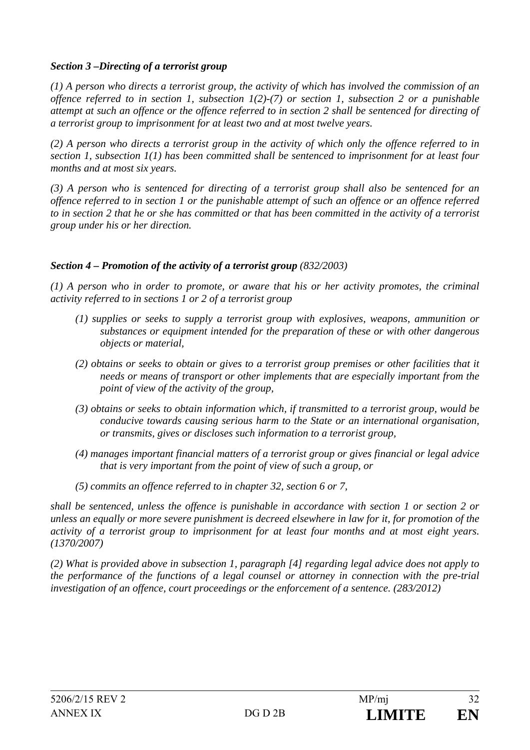***Section 3 –Directing of a terrorist group***

*(1) A person who directs a terrorist group, the activity of which has involved the commission of an offence referred to in section 1, subsection 1(2)-(7) or section 1, subsection 2 or a punishable attempt at such an offence or the offence referred to in section 2 shall be sentenced for directing of a terrorist group to imprisonment for at least two and at most twelve years.*

*(2) A person who directs a terrorist group in the activity of which only the offence referred to in section 1, subsection 1(1) has been committed shall be sentenced to imprisonment for at least four months and at most six years.*

*(3) A person who is sentenced for directing of a terrorist group shall also be sentenced for an offence referred to in section 1 or the punishable attempt of such an offence or an offence referred to in section 2 that he or she has committed or that has been committed in the activity of a terrorist group under his or her direction.*

***Section 4 – Promotion of the activity of a terrorist group** (832/2003)*

*(1) A person who in order to promote, or aware that his or her activity promotes, the criminal activity referred to in sections 1 or 2 of a terrorist group*

*(1) supplies or seeks to supply a terrorist group with explosives, weapons, ammunition or substances or equipment intended for the preparation of these or with other dangerous objects or material,*

*(2) obtains or seeks to obtain or gives to a terrorist group premises or other facilities that it needs or means of transport or other implements that are especially important from the point of view of the activity of the group,*

*(3) obtains or seeks to obtain information which, if transmitted to a terrorist group, would be conducive towards causing serious harm to the State or an international organisation, or transmits, gives or discloses such information to a terrorist group,*

*(4) manages important financial matters of a terrorist group or gives financial or legal advice that is very important from the point of view of such a group, or*

*(5) commits an offence referred to in chapter 32, section 6 or 7,*

*shall be sentenced, unless the offence is punishable in accordance with section 1 or section 2 or unless an equally or more severe punishment is decreed elsewhere in law for it, for promotion of the activity of a terrorist group to imprisonment for at least four months and at most eight years. (1370/2007)*

*(2) What is provided above in subsection 1, paragraph [4] regarding legal advice does not apply to the performance of the functions of a legal counsel or attorney in connection with the pre-trial investigation of an offence, court proceedings or the enforcement of a sentence. (283/2012)*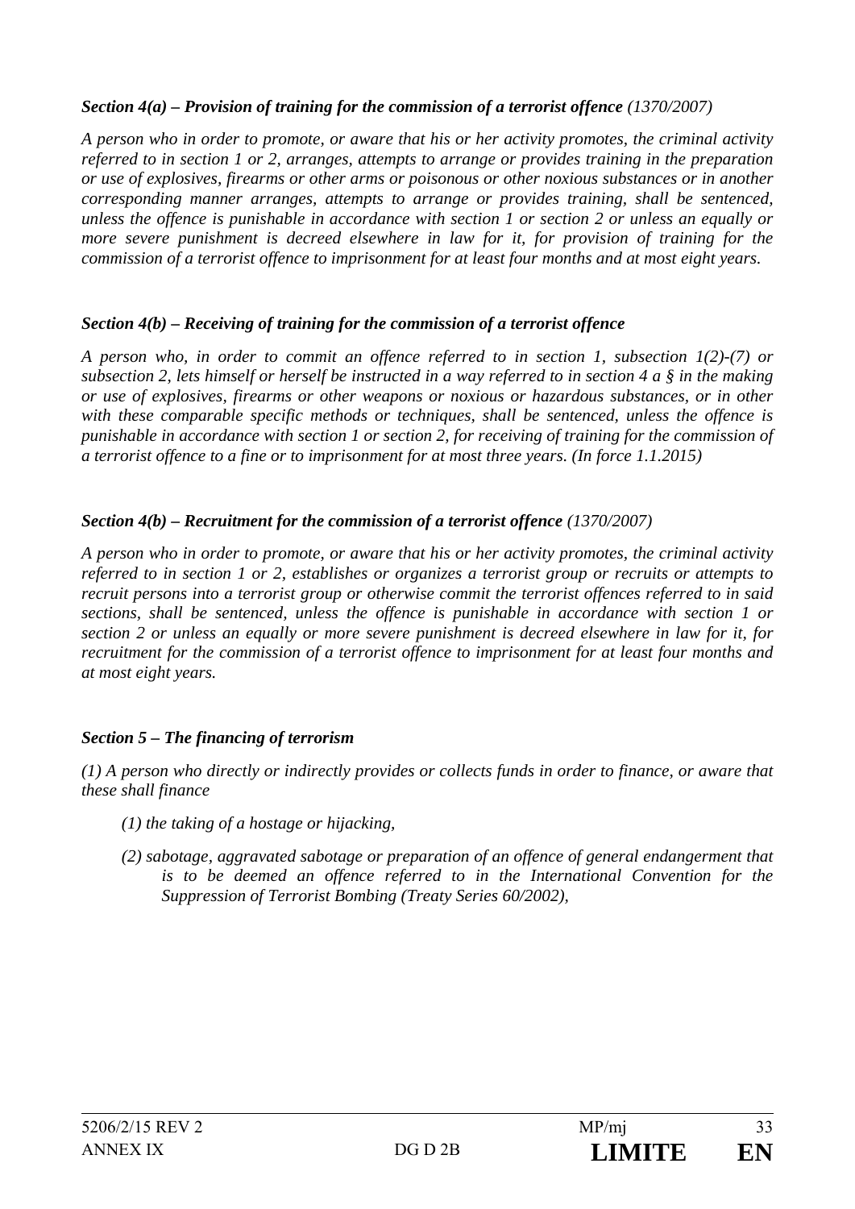***Section 4(a) – Provision of training for the commission of a terrorist offence** (1370/2007)*

*A person who in order to promote, or aware that his or her activity promotes, the criminal activity referred to in section 1 or 2, arranges, attempts to arrange or provides training in the preparation or use of explosives, firearms or other arms or poisonous or other noxious substances or in another corresponding manner arranges, attempts to arrange or provides training, shall be sentenced, unless the offence is punishable in accordance with section 1 or section 2 or unless an equally or more severe punishment is decreed elsewhere in law for it, for provision of training for the commission of a terrorist offence to imprisonment for at least four months and at most eight years.*

***Section 4(b) – Receiving of training for the commission of a terrorist offence***

*A person who, in order to commit an offence referred to in section 1, subsection 1(2)-(7) or subsection 2, lets himself or herself be instructed in a way referred to in section 4 a § in the making or use of explosives, firearms or other weapons or noxious or hazardous substances, or in other with these comparable specific methods or techniques, shall be sentenced, unless the offence is punishable in accordance with section 1 or section 2, for receiving of training for the commission of a terrorist offence to a fine or to imprisonment for at most three years. (In force 1.1.2015)*

***Section 4(b) – Recruitment for the commission of a terrorist offence** (1370/2007)*

*A person who in order to promote, or aware that his or her activity promotes, the criminal activity referred to in section 1 or 2, establishes or organizes a terrorist group or recruits or attempts to recruit persons into a terrorist group or otherwise commit the terrorist offences referred to in said sections, shall be sentenced, unless the offence is punishable in accordance with section 1 or section 2 or unless an equally or more severe punishment is decreed elsewhere in law for it, for recruitment for the commission of a terrorist offence to imprisonment for at least four months and at most eight years.*

***Section 5 – The financing of terrorism***

*(1) A person who directly or indirectly provides or collects funds in order to finance, or aware that these shall finance*

*(1) the taking of a hostage or hijacking,*

*(2) sabotage, aggravated sabotage or preparation of an offence of general endangerment that is to be deemed an offence referred to in the International Convention for the Suppression of Terrorist Bombing (Treaty Series 60/2002),*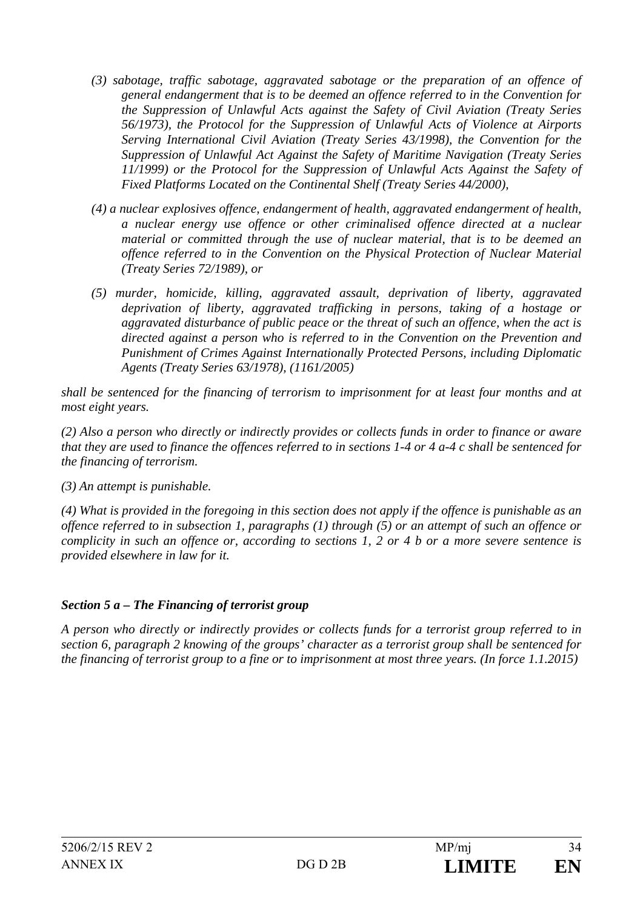*(3) sabotage, traffic sabotage, aggravated sabotage or the preparation of an offence of general endangerment that is to be deemed an offence referred to in the Convention for the Suppression of Unlawful Acts against the Safety of Civil Aviation (Treaty Series 56/1973), the Protocol for the Suppression of Unlawful Acts of Violence at Airports Serving International Civil Aviation (Treaty Series 43/1998), the Convention for the Suppression of Unlawful Act Against the Safety of Maritime Navigation (Treaty Series 11/1999) or the Protocol for the Suppression of Unlawful Acts Against the Safety of Fixed Platforms Located on the Continental Shelf (Treaty Series 44/2000),*

*(4) a nuclear explosives offence, endangerment of health, aggravated endangerment of health, a nuclear energy use offence or other criminalised offence directed at a nuclear material or committed through the use of nuclear material, that is to be deemed an offence referred to in the Convention on the Physical Protection of Nuclear Material (Treaty Series 72/1989), or*

*(5) murder, homicide, killing, aggravated assault, deprivation of liberty, aggravated deprivation of liberty, aggravated trafficking in persons, taking of a hostage or aggravated disturbance of public peace or the threat of such an offence, when the act is directed against a person who is referred to in the Convention on the Prevention and Punishment of Crimes Against Internationally Protected Persons, including Diplomatic Agents (Treaty Series 63/1978), (1161/2005)*

*shall be sentenced for the financing of terrorism to imprisonment for at least four months and at most eight years.*

*(2) Also a person who directly or indirectly provides or collects funds in order to finance or aware that they are used to finance the offences referred to in sections 1-4 or 4 a-4 c shall be sentenced for the financing of terrorism.*

*(3) An attempt is punishable.*

*(4) What is provided in the foregoing in this section does not apply if the offence is punishable as an offence referred to in subsection 1, paragraphs (1) through (5) or an attempt of such an offence or complicity in such an offence or, according to sections 1, 2 or 4 b or a more severe sentence is provided elsewhere in law for it.*

### *Section 5 a – The Financing of terrorist group*

*A person who directly or indirectly provides or collects funds for a terrorist group referred to in section 6, paragraph 2 knowing of the groups' character as a terrorist group shall be sentenced for the financing of terrorist group to a fine or to imprisonment at most three years. (In force 1.1.2015)*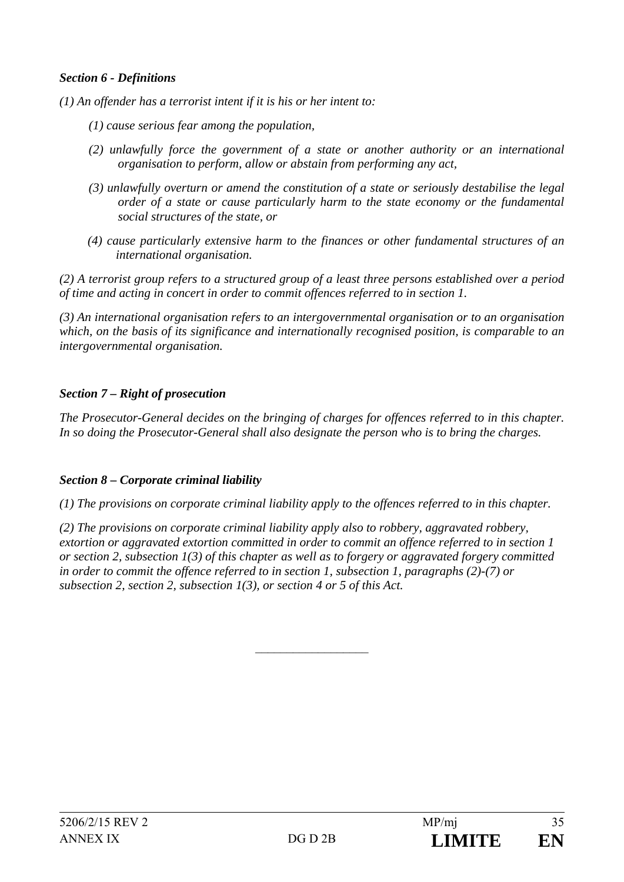***Section 6 - Definitions***

*(1) An offender has a terrorist intent if it is his or her intent to:*

*(1) cause serious fear among the population,*

*(2) unlawfully force the government of a state or another authority or an international organisation to perform, allow or abstain from performing any act,*

*(3) unlawfully overturn or amend the constitution of a state or seriously destabilise the legal order of a state or cause particularly harm to the state economy or the fundamental social structures of the state, or*

*(4) cause particularly extensive harm to the finances or other fundamental structures of an international organisation.*

*(2) A terrorist group refers to a structured group of a least three persons established over a period of time and acting in concert in order to commit offences referred to in section 1.*

*(3) An international organisation refers to an intergovernmental organisation or to an organisation which, on the basis of its significance and internationally recognised position, is comparable to an intergovernmental organisation.*

***Section 7 – Right of prosecution***

*The Prosecutor-General decides on the bringing of charges for offences referred to in this chapter. In so doing the Prosecutor-General shall also designate the person who is to bring the charges.*

***Section 8 – Corporate criminal liability***

*(1) The provisions on corporate criminal liability apply to the offences referred to in this chapter.*

*(2) The provisions on corporate criminal liability apply also to robbery, aggravated robbery, extortion or aggravated extortion committed in order to commit an offence referred to in section 1 or section 2, subsection 1(3) of this chapter as well as to forgery or aggravated forgery committed in order to commit the offence referred to in section 1, subsection 1, paragraphs (2)-(7) or subsection 2, section 2, subsection 1(3), or section 4 or 5 of this Act.*

\_\_\_\_\_\_\_\_\_\_\_\_\_\_\_\_\_\_\_\_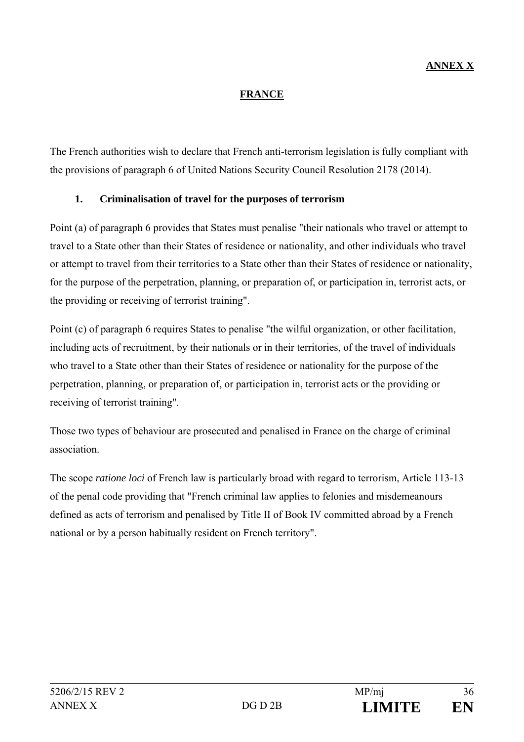**ANNEX X**

## FRANCE

The French authorities wish to declare that French anti-terrorism legislation is fully compliant with the provisions of paragraph 6 of United Nations Security Council Resolution 2178 (2014).

### 1. Criminalisation of travel for the purposes of terrorism

Point (a) of paragraph 6 provides that States must penalise "their nationals who travel or attempt to travel to a State other than their States of residence or nationality, and other individuals who travel or attempt to travel from their territories to a State other than their States of residence or nationality, for the purpose of the perpetration, planning, or preparation of, or participation in, terrorist acts, or the providing or receiving of terrorist training".

Point (c) of paragraph 6 requires States to penalise "the wilful organization, or other facilitation, including acts of recruitment, by their nationals or in their territories, of the travel of individuals who travel to a State other than their States of residence or nationality for the purpose of the perpetration, planning, or preparation of, or participation in, terrorist acts or the providing or receiving of terrorist training".

Those two types of behaviour are prosecuted and penalised in France on the charge of criminal association.

The scope *ratione loci* of French law is particularly broad with regard to terrorism, Article 113-13 of the penal code providing that "French criminal law applies to felonies and misdemeanours defined as acts of terrorism and penalised by Title II of Book IV committed abroad by a French national or by a person habitually resident on French territory".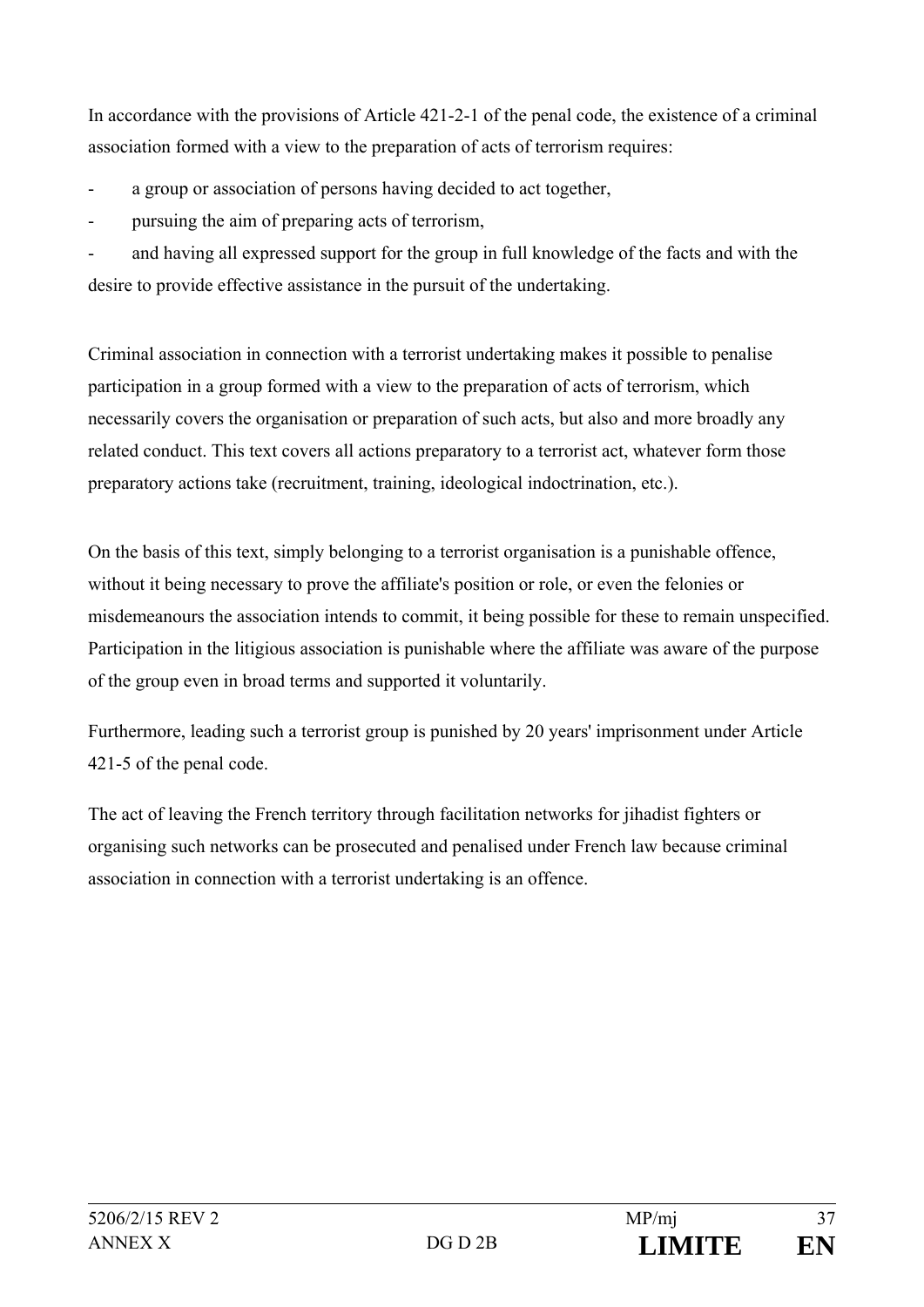In accordance with the provisions of Article 421-2-1 of the penal code, the existence of a criminal association formed with a view to the preparation of acts of terrorism requires:

- a group or association of persons having decided to act together,
- pursuing the aim of preparing acts of terrorism,
- and having all expressed support for the group in full knowledge of the facts and with the desire to provide effective assistance in the pursuit of the undertaking.

Criminal association in connection with a terrorist undertaking makes it possible to penalise participation in a group formed with a view to the preparation of acts of terrorism, which necessarily covers the organisation or preparation of such acts, but also and more broadly any related conduct. This text covers all actions preparatory to a terrorist act, whatever form those preparatory actions take (recruitment, training, ideological indoctrination, etc.).

On the basis of this text, simply belonging to a terrorist organisation is a punishable offence, without it being necessary to prove the affiliate's position or role, or even the felonies or misdemeanours the association intends to commit, it being possible for these to remain unspecified. Participation in the litigious association is punishable where the affiliate was aware of the purpose of the group even in broad terms and supported it voluntarily.

Furthermore, leading such a terrorist group is punished by 20 years' imprisonment under Article 421-5 of the penal code.

The act of leaving the French territory through facilitation networks for jihadist fighters or organising such networks can be prosecuted and penalised under French law because criminal association in connection with a terrorist undertaking is an offence.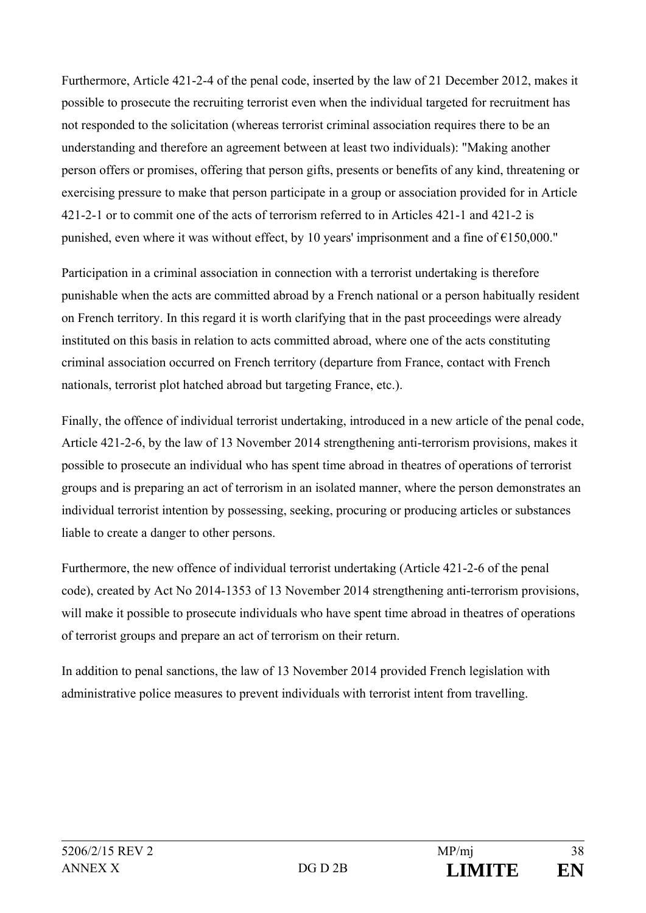Furthermore, Article 421-2-4 of the penal code, inserted by the law of 21 December 2012, makes it possible to prosecute the recruiting terrorist even when the individual targeted for recruitment has not responded to the solicitation (whereas terrorist criminal association requires there to be an understanding and therefore an agreement between at least two individuals): "Making another person offers or promises, offering that person gifts, presents or benefits of any kind, threatening or exercising pressure to make that person participate in a group or association provided for in Article 421-2-1 or to commit one of the acts of terrorism referred to in Articles 421-1 and 421-2 is punished, even where it was without effect, by 10 years' imprisonment and a fine of €150,000."

Participation in a criminal association in connection with a terrorist undertaking is therefore punishable when the acts are committed abroad by a French national or a person habitually resident on French territory. In this regard it is worth clarifying that in the past proceedings were already instituted on this basis in relation to acts committed abroad, where one of the acts constituting criminal association occurred on French territory (departure from France, contact with French nationals, terrorist plot hatched abroad but targeting France, etc.).

Finally, the offence of individual terrorist undertaking, introduced in a new article of the penal code, Article 421-2-6, by the law of 13 November 2014 strengthening anti-terrorism provisions, makes it possible to prosecute an individual who has spent time abroad in theatres of operations of terrorist groups and is preparing an act of terrorism in an isolated manner, where the person demonstrates an individual terrorist intention by possessing, seeking, procuring or producing articles or substances liable to create a danger to other persons.

Furthermore, the new offence of individual terrorist undertaking (Article 421-2-6 of the penal code), created by Act No 2014-1353 of 13 November 2014 strengthening anti-terrorism provisions, will make it possible to prosecute individuals who have spent time abroad in theatres of operations of terrorist groups and prepare an act of terrorism on their return.

In addition to penal sanctions, the law of 13 November 2014 provided French legislation with administrative police measures to prevent individuals with terrorist intent from travelling.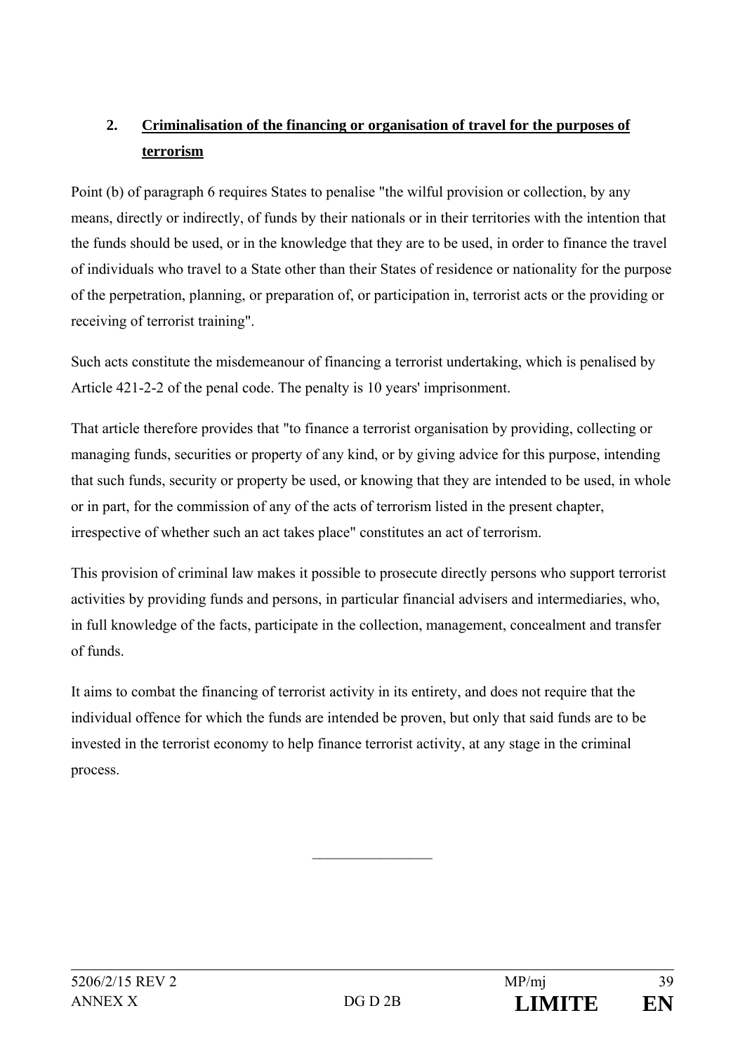## 2. Criminalisation of the financing or organisation of travel for the purposes of terrorism

Point (b) of paragraph 6 requires States to penalise "the wilful provision or collection, by any means, directly or indirectly, of funds by their nationals or in their territories with the intention that the funds should be used, or in the knowledge that they are to be used, in order to finance the travel of individuals who travel to a State other than their States of residence or nationality for the purpose of the perpetration, planning, or preparation of, or participation in, terrorist acts or the providing or receiving of terrorist training".

Such acts constitute the misdemeanour of financing a terrorist undertaking, which is penalised by Article 421-2-2 of the penal code. The penalty is 10 years' imprisonment.

That article therefore provides that "to finance a terrorist organisation by providing, collecting or managing funds, securities or property of any kind, or by giving advice for this purpose, intending that such funds, security or property be used, or knowing that they are intended to be used, in whole or in part, for the commission of any of the acts of terrorism listed in the present chapter, irrespective of whether such an act takes place" constitutes an act of terrorism.

This provision of criminal law makes it possible to prosecute directly persons who support terrorist activities by providing funds and persons, in particular financial advisers and intermediaries, who, in full knowledge of the facts, participate in the collection, management, concealment and transfer of funds.

It aims to combat the financing of terrorist activity in its entirety, and does not require that the individual offence for which the funds are intended be proven, but only that said funds are to be invested in the terrorist economy to help finance terrorist activity, at any stage in the criminal process.

________________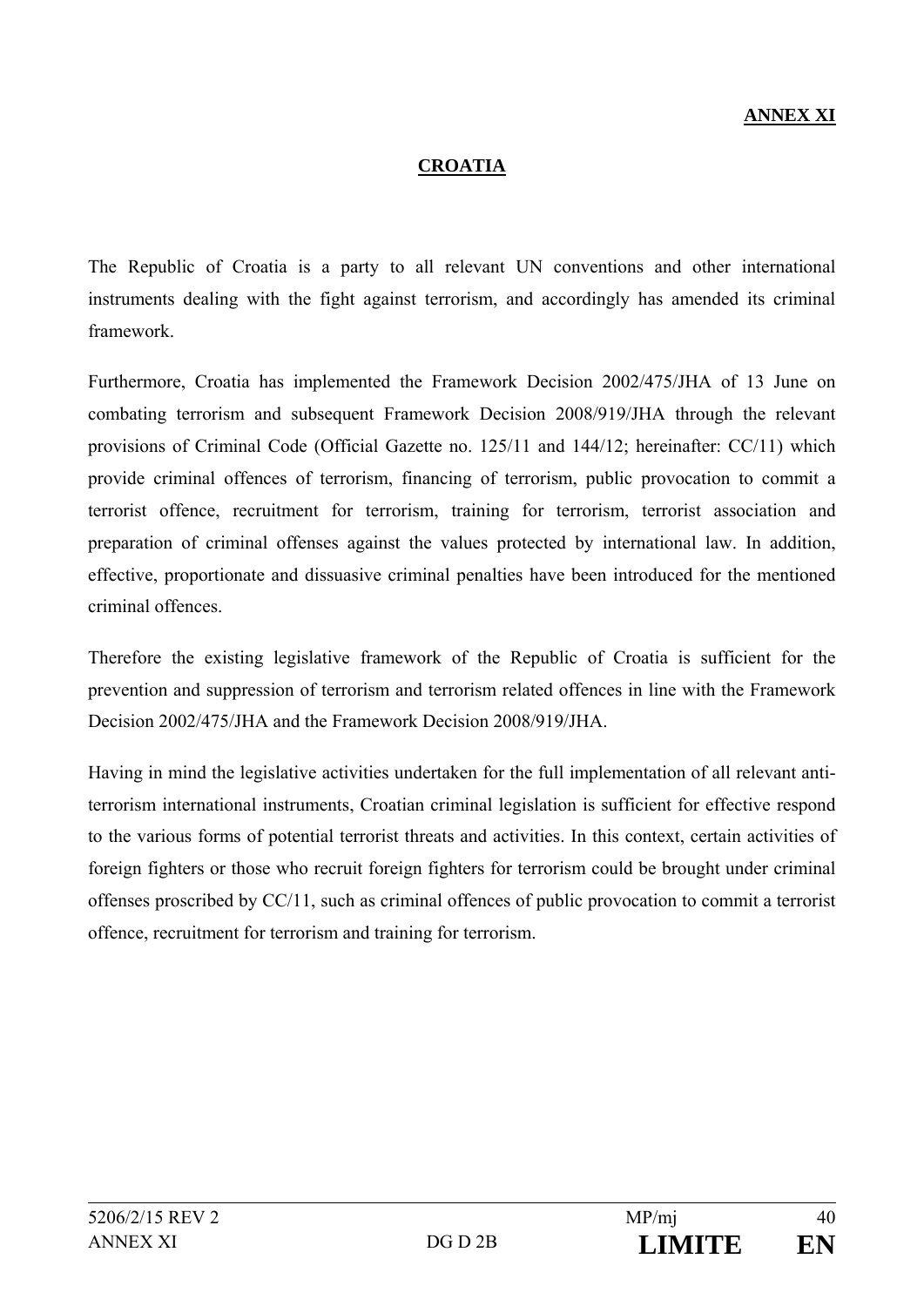**ANNEX XI**

## CROATIA

The Republic of Croatia is a party to all relevant UN conventions and other international instruments dealing with the fight against terrorism, and accordingly has amended its criminal framework.

Furthermore, Croatia has implemented the Framework Decision 2002/475/JHA of 13 June on combating terrorism and subsequent Framework Decision 2008/919/JHA through the relevant provisions of Criminal Code (Official Gazette no. 125/11 and 144/12; hereinafter: CC/11) which provide criminal offences of terrorism, financing of terrorism, public provocation to commit a terrorist offence, recruitment for terrorism, training for terrorism, terrorist association and preparation of criminal offenses against the values protected by international law. In addition, effective, proportionate and dissuasive criminal penalties have been introduced for the mentioned criminal offences.

Therefore the existing legislative framework of the Republic of Croatia is sufficient for the prevention and suppression of terrorism and terrorism related offences in line with the Framework Decision 2002/475/JHA and the Framework Decision 2008/919/JHA.

Having in mind the legislative activities undertaken for the full implementation of all relevant anti-terrorism international instruments, Croatian criminal legislation is sufficient for effective respond to the various forms of potential terrorist threats and activities. In this context, certain activities of foreign fighters or those who recruit foreign fighters for terrorism could be brought under criminal offenses proscribed by CC/11, such as criminal offences of public provocation to commit a terrorist offence, recruitment for terrorism and training for terrorism.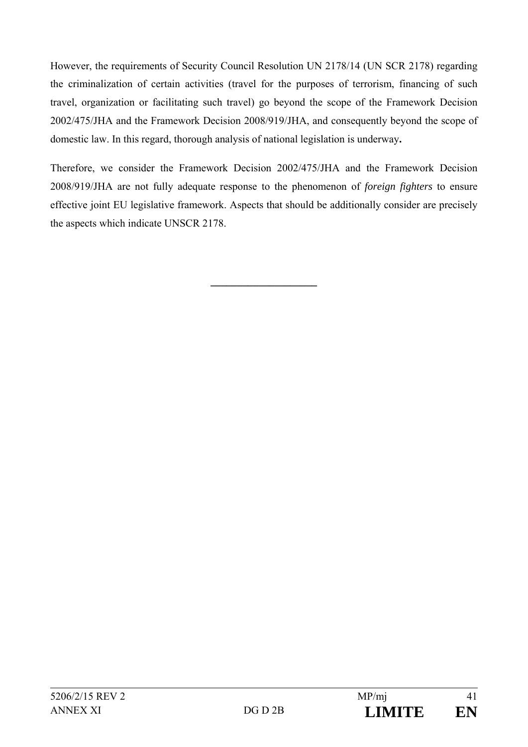However, the requirements of Security Council Resolution UN 2178/14 (UN SCR 2178) regarding the criminalization of certain activities (travel for the purposes of terrorism, financing of such travel, organization or facilitating such travel) go beyond the scope of the Framework Decision 2002/475/JHA and the Framework Decision 2008/919/JHA, and consequently beyond the scope of domestic law. In this regard, thorough analysis of national legislation is underway**.**

Therefore, we consider the Framework Decision 2002/475/JHA and the Framework Decision 2008/919/JHA are not fully adequate response to the phenomenon of *foreign fighters* to ensure effective joint EU legislative framework. Aspects that should be additionally consider are precisely the aspects which indicate UNSCR 2178.

---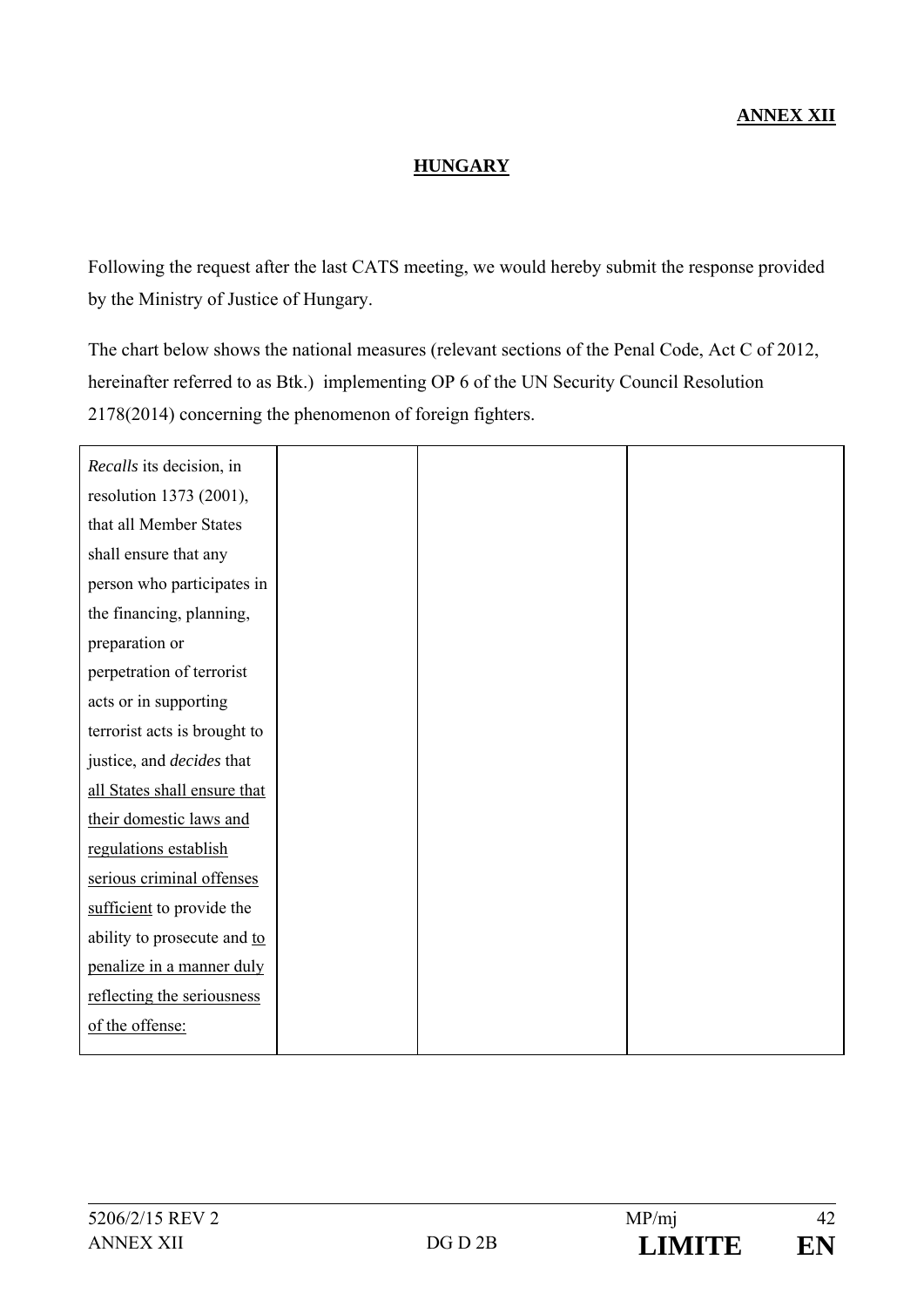**ANNEX XII**

**HUNGARY**

Following the request after the last CATS meeting, we would hereby submit the response provided by the Ministry of Justice of Hungary.

The chart below shows the national measures (relevant sections of the Penal Code, Act C of 2012, hereinafter referred to as Btk.) implementing OP 6 of the UN Security Council Resolution 2178(2014) concerning the phenomenon of foreign fighters.

| | | | |
|---|---|---|---|
| *Recalls* its decision, in resolution 1373 (2001), that all Member States shall ensure that any person who participates in the financing, planning, preparation or perpetration of terrorist acts or in supporting terrorist acts is brought to justice, and *decides* that all States shall ensure that their domestic laws and regulations establish serious criminal offenses sufficient to provide the ability to prosecute and to penalize in a manner duly reflecting the seriousness of the offense: | | | |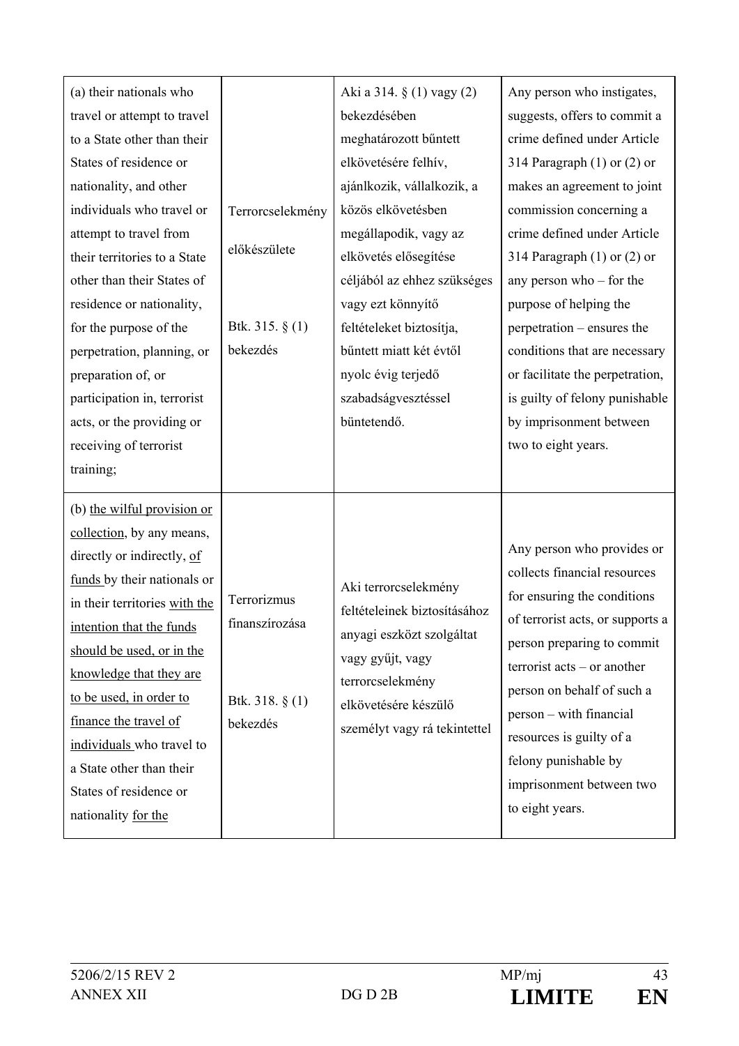| | | | |
|---|---|---|---|
| (a) their nationals who travel or attempt to travel to a State other than their States of residence or nationality, and other individuals who travel or attempt to travel from their territories to a State other than their States of residence or nationality, for the purpose of the perpetration, planning, or preparation of, or participation in, terrorist acts, or the providing or receiving of terrorist training; | Terrorcselekmény előkészülete<br><br>Btk. 315. § (1) bekezdés | Aki a 314. § (1) vagy (2) bekezdésében meghatározott bűntett elkövetésére felhív, ajánlkozik, vállalkozik, a közös elkövetésben megállapodik, vagy az elkövetés elősegítése céljából az ehhez szükséges vagy ezt könnyítő feltételeket biztosítja, bűntett miatt két évtől nyolc évig terjedő szabadságvesztéssel büntetendő. | Any person who instigates, suggests, offers to commit a crime defined under Article 314 Paragraph (1) or (2) or makes an agreement to joint commission concerning a crime defined under Article 314 Paragraph (1) or (2) or any person who – for the purpose of helping the perpetration – ensures the conditions that are necessary or facilitate the perpetration, is guilty of felony punishable by imprisonment between two to eight years. |
| (b) <u>the wilful provision or collection</u>, by any means, directly or indirectly, <u>of funds</u> by their nationals or in their territories <u>with the intention that the funds should be used, or in the knowledge that they are to be used, in order to finance the travel of individuals</u> who travel to a State other than their States of residence or nationality <u>for the</u> | Terrorizmus finanszírozása<br><br>Btk. 318. § (1) bekezdés | Aki terrorcselekmény feltételeinek biztosításához anyagi eszközt szolgáltat vagy gyűjt, vagy terrorcselekmény elkövetésére készülő személyt vagy rá tekintettel | Any person who provides or collects financial resources for ensuring the conditions of terrorist acts, or supports a person preparing to commit terrorist acts – or another person on behalf of such a person – with financial resources is guilty of a felony punishable by imprisonment between two to eight years. |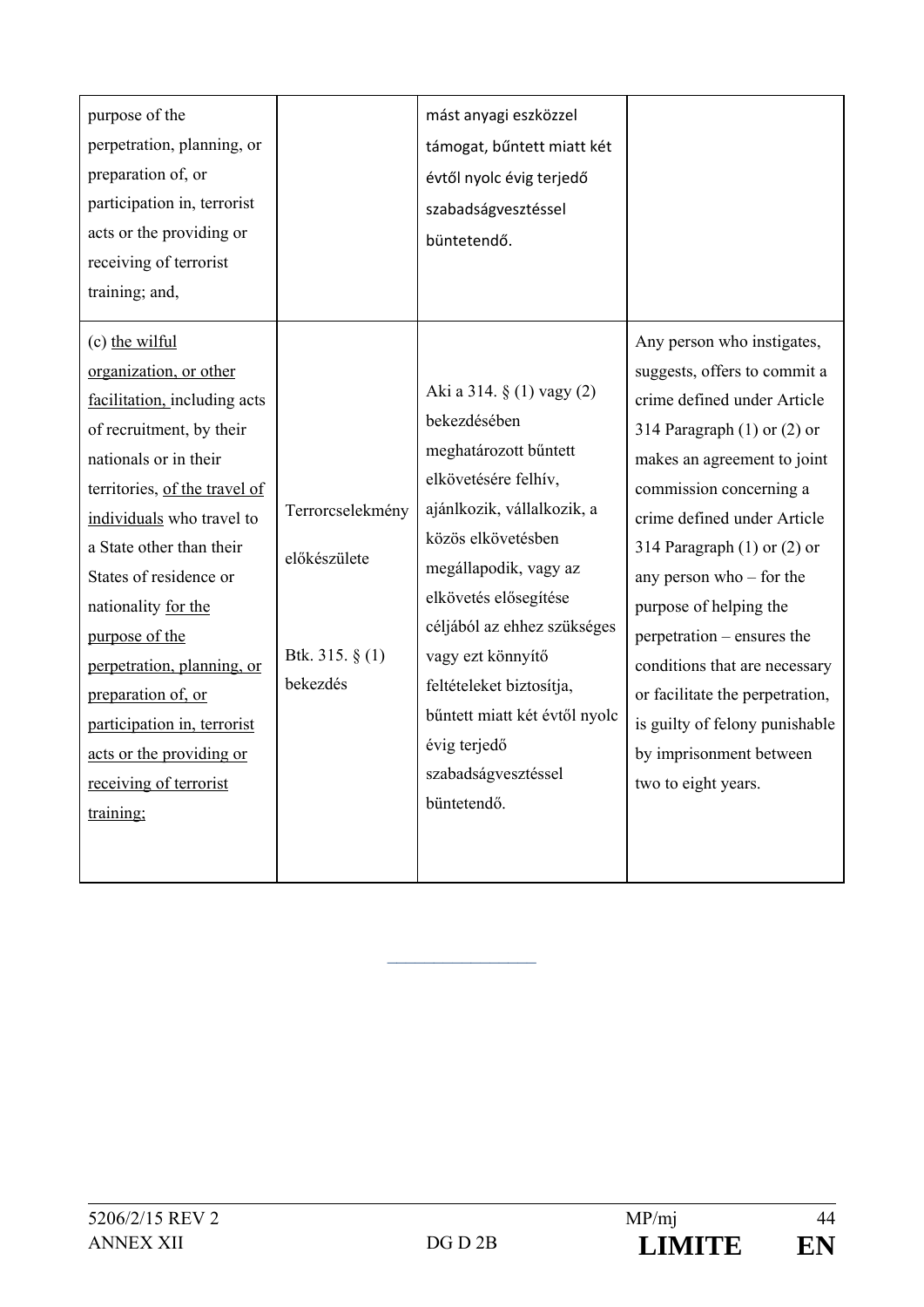| | | | |
|---|---|---|---|
| purpose of the perpetration, planning, or preparation of, or participation in, terrorist acts or the providing or receiving of terrorist training; and, | | mást anyagi eszközzel támogat, bűntett miatt két évtől nyolc évig terjedő szabadságvesztéssel büntetendő. | |
| (c) <u>the wilful organization, or other facilitation,</u> including acts of recruitment, by their nationals or in their territories, <u>of the travel of individuals</u> who travel to a State other than their States of residence or nationality <u>for the purpose of the perpetration, planning, or preparation of, or participation in, terrorist acts or the providing or receiving of terrorist training;</u> | Terrorcselekmény előkészülete<br><br>Btk. 315. § (1) bekezdés | Aki a 314. § (1) vagy (2) bekezdésében meghatározott bűntett elkövetésére felhív, ajánlkozik, vállalkozik, a közös elkövetésben megállapodik, vagy az elkövetés elősegítése céljából az ehhez szükséges vagy ezt könnyítő feltételeket biztosítja, bűntett miatt két évtől nyolc évig terjedő szabadságvesztéssel büntetendő. | Any person who instigates, suggests, offers to commit a crime defined under Article 314 Paragraph (1) or (2) or makes an agreement to joint commission concerning a crime defined under Article 314 Paragraph (1) or (2) or any person who – for the purpose of helping the perpetration – ensures the conditions that are necessary or facilitate the perpetration, is guilty of felony punishable by imprisonment between two to eight years. |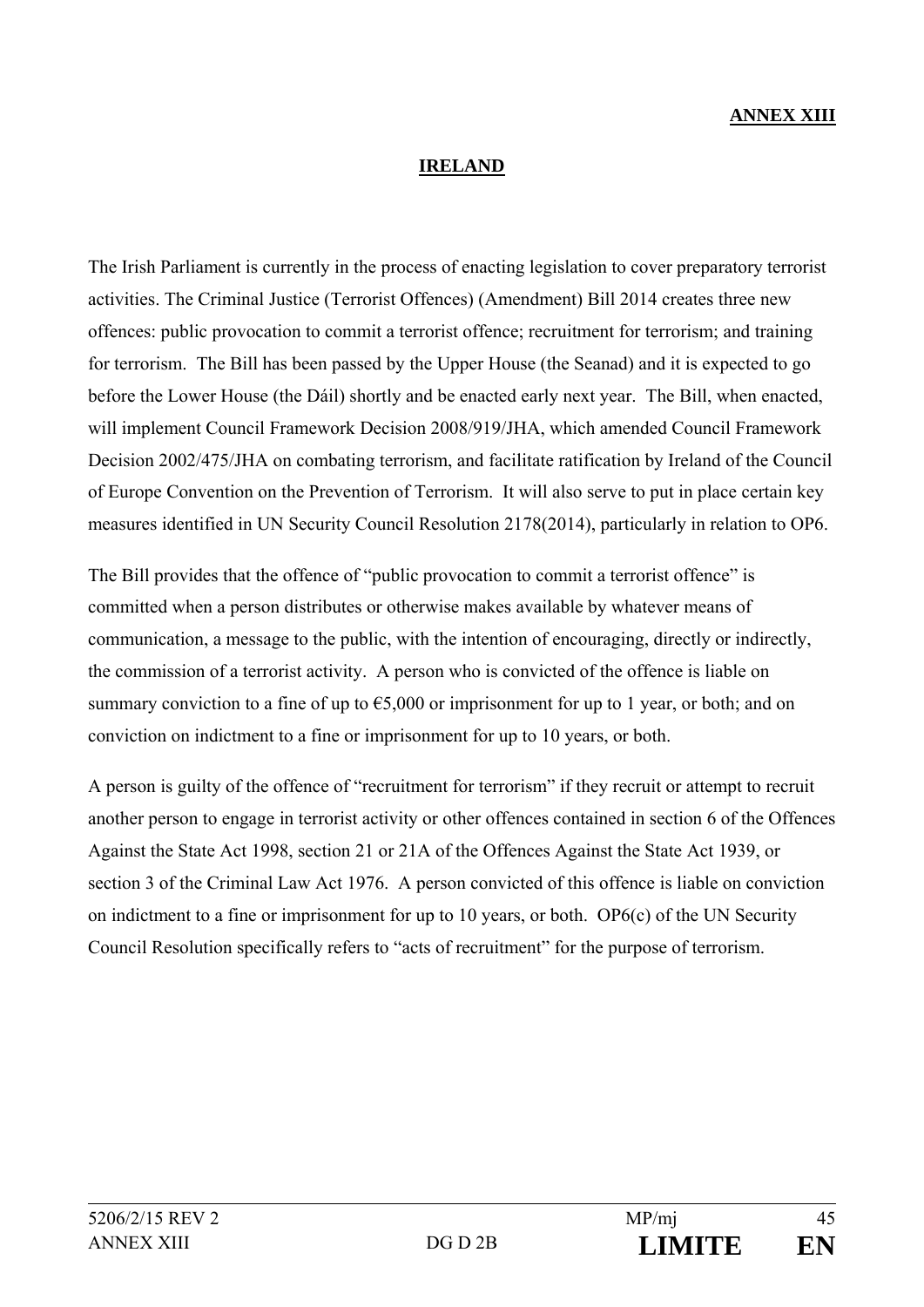**ANNEX XIII**

**IRELAND**

The Irish Parliament is currently in the process of enacting legislation to cover preparatory terrorist activities. The Criminal Justice (Terrorist Offences) (Amendment) Bill 2014 creates three new offences: public provocation to commit a terrorist offence; recruitment for terrorism; and training for terrorism. The Bill has been passed by the Upper House (the Seanad) and it is expected to go before the Lower House (the Dáil) shortly and be enacted early next year. The Bill, when enacted, will implement Council Framework Decision 2008/919/JHA, which amended Council Framework Decision 2002/475/JHA on combating terrorism, and facilitate ratification by Ireland of the Council of Europe Convention on the Prevention of Terrorism. It will also serve to put in place certain key measures identified in UN Security Council Resolution 2178(2014), particularly in relation to OP6.

The Bill provides that the offence of "public provocation to commit a terrorist offence" is committed when a person distributes or otherwise makes available by whatever means of communication, a message to the public, with the intention of encouraging, directly or indirectly, the commission of a terrorist activity. A person who is convicted of the offence is liable on summary conviction to a fine of up to €5,000 or imprisonment for up to 1 year, or both; and on conviction on indictment to a fine or imprisonment for up to 10 years, or both.

A person is guilty of the offence of "recruitment for terrorism" if they recruit or attempt to recruit another person to engage in terrorist activity or other offences contained in section 6 of the Offences Against the State Act 1998, section 21 or 21A of the Offences Against the State Act 1939, or section 3 of the Criminal Law Act 1976. A person convicted of this offence is liable on conviction on indictment to a fine or imprisonment for up to 10 years, or both. OP6(c) of the UN Security Council Resolution specifically refers to "acts of recruitment" for the purpose of terrorism.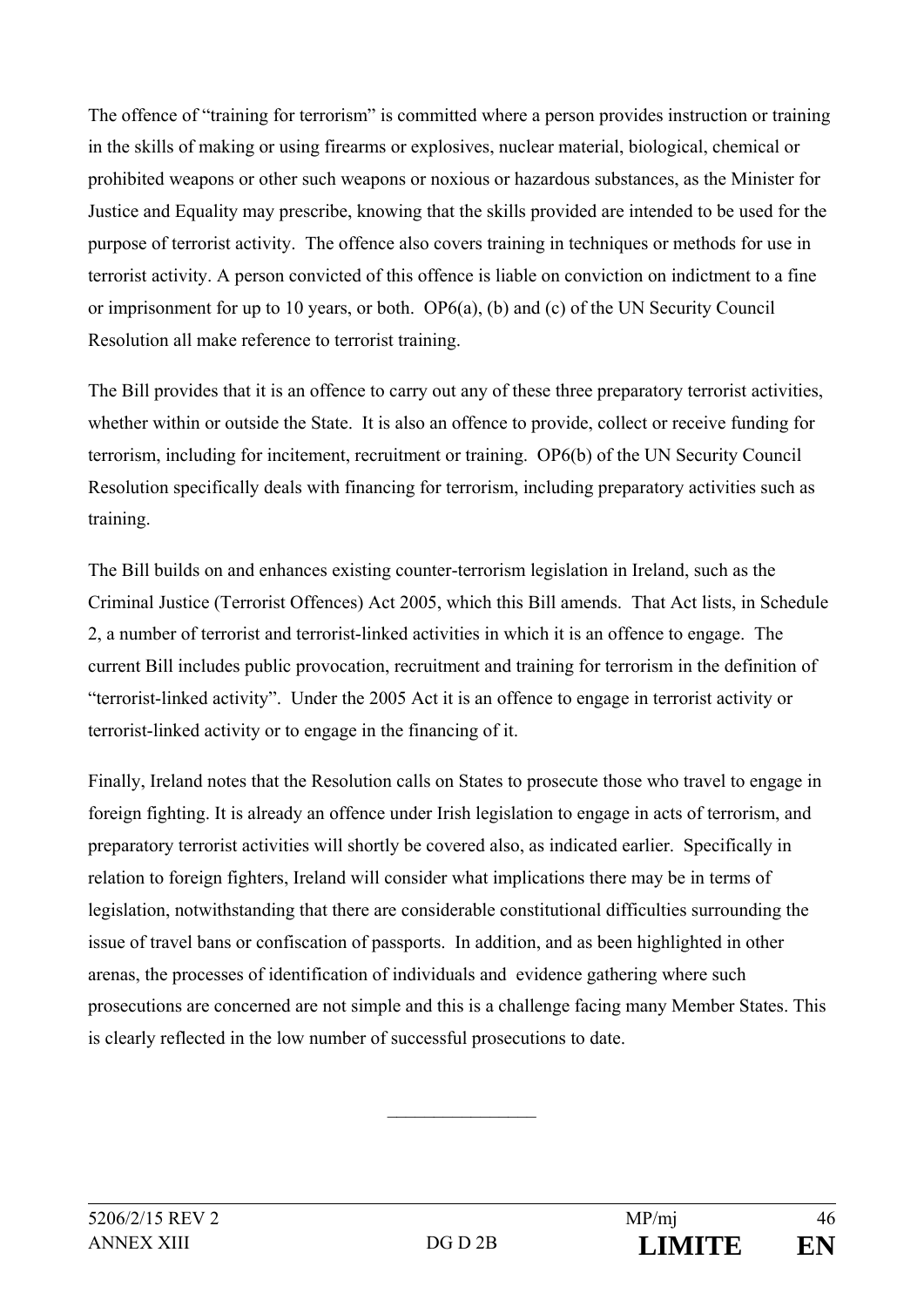The offence of "training for terrorism" is committed where a person provides instruction or training in the skills of making or using firearms or explosives, nuclear material, biological, chemical or prohibited weapons or other such weapons or noxious or hazardous substances, as the Minister for Justice and Equality may prescribe, knowing that the skills provided are intended to be used for the purpose of terrorist activity. The offence also covers training in techniques or methods for use in terrorist activity. A person convicted of this offence is liable on conviction on indictment to a fine or imprisonment for up to 10 years, or both. OP6(a), (b) and (c) of the UN Security Council Resolution all make reference to terrorist training.

The Bill provides that it is an offence to carry out any of these three preparatory terrorist activities, whether within or outside the State. It is also an offence to provide, collect or receive funding for terrorism, including for incitement, recruitment or training. OP6(b) of the UN Security Council Resolution specifically deals with financing for terrorism, including preparatory activities such as training.

The Bill builds on and enhances existing counter-terrorism legislation in Ireland, such as the Criminal Justice (Terrorist Offences) Act 2005, which this Bill amends. That Act lists, in Schedule 2, a number of terrorist and terrorist-linked activities in which it is an offence to engage. The current Bill includes public provocation, recruitment and training for terrorism in the definition of "terrorist-linked activity". Under the 2005 Act it is an offence to engage in terrorist activity or terrorist-linked activity or to engage in the financing of it.

Finally, Ireland notes that the Resolution calls on States to prosecute those who travel to engage in foreign fighting. It is already an offence under Irish legislation to engage in acts of terrorism, and preparatory terrorist activities will shortly be covered also, as indicated earlier. Specifically in relation to foreign fighters, Ireland will consider what implications there may be in terms of legislation, notwithstanding that there are considerable constitutional difficulties surrounding the issue of travel bans or confiscation of passports. In addition, and as been highlighted in other arenas, the processes of identification of individuals and evidence gathering where such prosecutions are concerned are not simple and this is a challenge facing many Member States. This is clearly reflected in the low number of successful prosecutions to date.

\_\_\_\_\_\_\_\_\_\_\_\_\_\_\_\_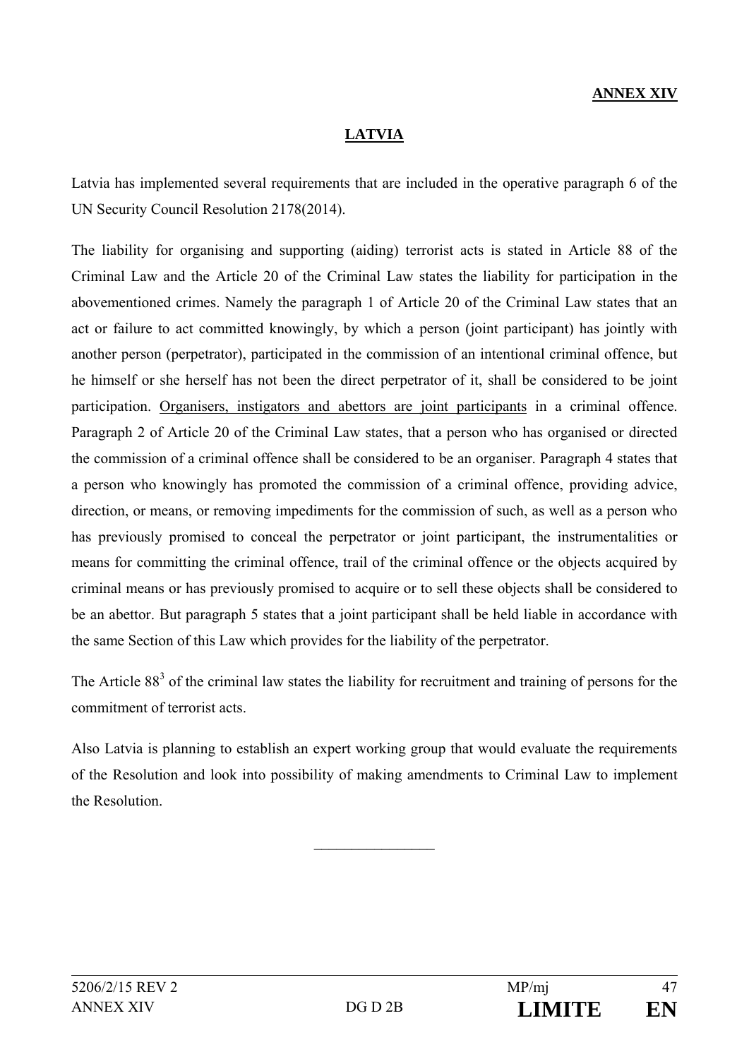**ANNEX XIV**

## LATVIA

Latvia has implemented several requirements that are included in the operative paragraph 6 of the UN Security Council Resolution 2178(2014).

The liability for organising and supporting (aiding) terrorist acts is stated in Article 88 of the Criminal Law and the Article 20 of the Criminal Law states the liability for participation in the abovementioned crimes. Namely the paragraph 1 of Article 20 of the Criminal Law states that an act or failure to act committed knowingly, by which a person (joint participant) has jointly with another person (perpetrator), participated in the commission of an intentional criminal offence, but he himself or she herself has not been the direct perpetrator of it, shall be considered to be joint participation. <u>Organisers, instigators and abettors are joint participants</u> in a criminal offence. Paragraph 2 of Article 20 of the Criminal Law states, that a person who has organised or directed the commission of a criminal offence shall be considered to be an organiser. Paragraph 4 states that a person who knowingly has promoted the commission of a criminal offence, providing advice, direction, or means, or removing impediments for the commission of such, as well as a person who has previously promised to conceal the perpetrator or joint participant, the instrumentalities or means for committing the criminal offence, trail of the criminal offence or the objects acquired by criminal means or has previously promised to acquire or to sell these objects shall be considered to be an abettor. But paragraph 5 states that a joint participant shall be held liable in accordance with the same Section of this Law which provides for the liability of the perpetrator.

The Article $88^3$ of the criminal law states the liability for recruitment and training of persons for the commitment of terrorist acts.

Also Latvia is planning to establish an expert working group that would evaluate the requirements of the Resolution and look into possibility of making amendments to Criminal Law to implement the Resolution.

---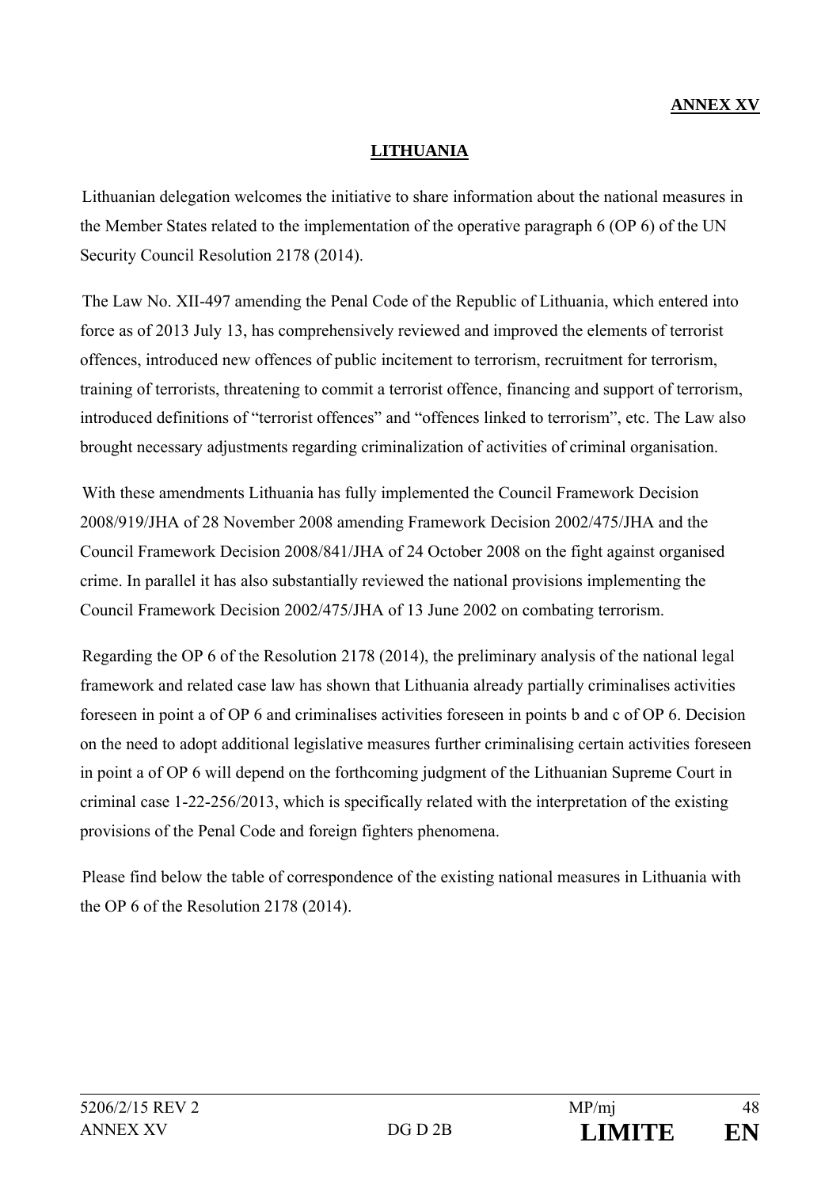**ANNEX XV**

## LITHUANIA

Lithuanian delegation welcomes the initiative to share information about the national measures in the Member States related to the implementation of the operative paragraph 6 (OP 6) of the UN Security Council Resolution 2178 (2014).

The Law No. XII-497 amending the Penal Code of the Republic of Lithuania, which entered into force as of 2013 July 13, has comprehensively reviewed and improved the elements of terrorist offences, introduced new offences of public incitement to terrorism, recruitment for terrorism, training of terrorists, threatening to commit a terrorist offence, financing and support of terrorism, introduced definitions of "terrorist offences" and "offences linked to terrorism", etc. The Law also brought necessary adjustments regarding criminalization of activities of criminal organisation.

With these amendments Lithuania has fully implemented the Council Framework Decision 2008/919/JHA of 28 November 2008 amending Framework Decision 2002/475/JHA and the Council Framework Decision 2008/841/JHA of 24 October 2008 on the fight against organised crime. In parallel it has also substantially reviewed the national provisions implementing the Council Framework Decision 2002/475/JHA of 13 June 2002 on combating terrorism.

Regarding the OP 6 of the Resolution 2178 (2014), the preliminary analysis of the national legal framework and related case law has shown that Lithuania already partially criminalises activities foreseen in point a of OP 6 and criminalises activities foreseen in points b and c of OP 6. Decision on the need to adopt additional legislative measures further criminalising certain activities foreseen in point a of OP 6 will depend on the forthcoming judgment of the Lithuanian Supreme Court in criminal case 1-22-256/2013, which is specifically related with the interpretation of the existing provisions of the Penal Code and foreign fighters phenomena.

Please find below the table of correspondence of the existing national measures in Lithuania with the OP 6 of the Resolution 2178 (2014).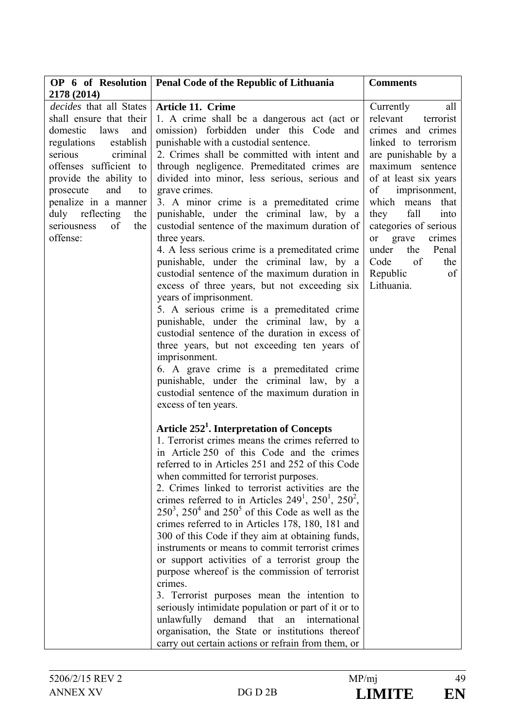| OP 6 of Resolution 2178 (2014) | Penal Code of the Republic of Lithuania | Comments |
|---|---|---|
| *decides* that all States shall ensure that their domestic laws and regulations establish serious criminal offenses sufficient to provide the ability to prosecute and to penalize in a manner duly reflecting the seriousness of the offense: | **Article 11. Crime**<br>1. A crime shall be a dangerous act (act or omission) forbidden under this Code and punishable with a custodial sentence.<br>2. Crimes shall be committed with intent and through negligence. Premeditated crimes are divided into minor, less serious, serious and grave crimes.<br>3. A minor crime is a premeditated crime punishable, under the criminal law, by a custodial sentence of the maximum duration of three years.<br>4. A less serious crime is a premeditated crime punishable, under the criminal law, by a custodial sentence of the maximum duration in excess of three years, but not exceeding six years of imprisonment.<br>5. A serious crime is a premeditated crime punishable, under the criminal law, by a custodial sentence of the duration in excess of three years, but not exceeding ten years of imprisonment.<br>6. A grave crime is a premeditated crime punishable, under the criminal law, by a custodial sentence of the maximum duration in excess of ten years.<br><br>**Article 252[1]. Interpretation of Concepts**<br>1. Terrorist crimes means the crimes referred to in Article 250 of this Code and the crimes referred to in Articles 251 and 252 of this Code when committed for terrorist purposes.<br>2. Crimes linked to terrorist activities are the crimes referred to in Articles 249[1], 250[1], 250[2], 250[3], 250[4] and 250[5] of this Code as well as the crimes referred to in Articles 178, 180, 181 and 300 of this Code if they aim at obtaining funds, instruments or means to commit terrorist crimes or support activities of a terrorist group the purpose whereof is the commission of terrorist crimes.<br>3. Terrorist purposes mean the intention to seriously intimidate population or part of it or to unlawfully demand that an international organisation, the State or institutions thereof carry out certain actions or refrain from them, or | Currently all relevant terrorist crimes and crimes linked to terrorism are punishable by a maximum sentence of at least six years of imprisonment, which means that they fall into categories of serious or grave crimes under the Penal Code of the Republic of Lithuania. |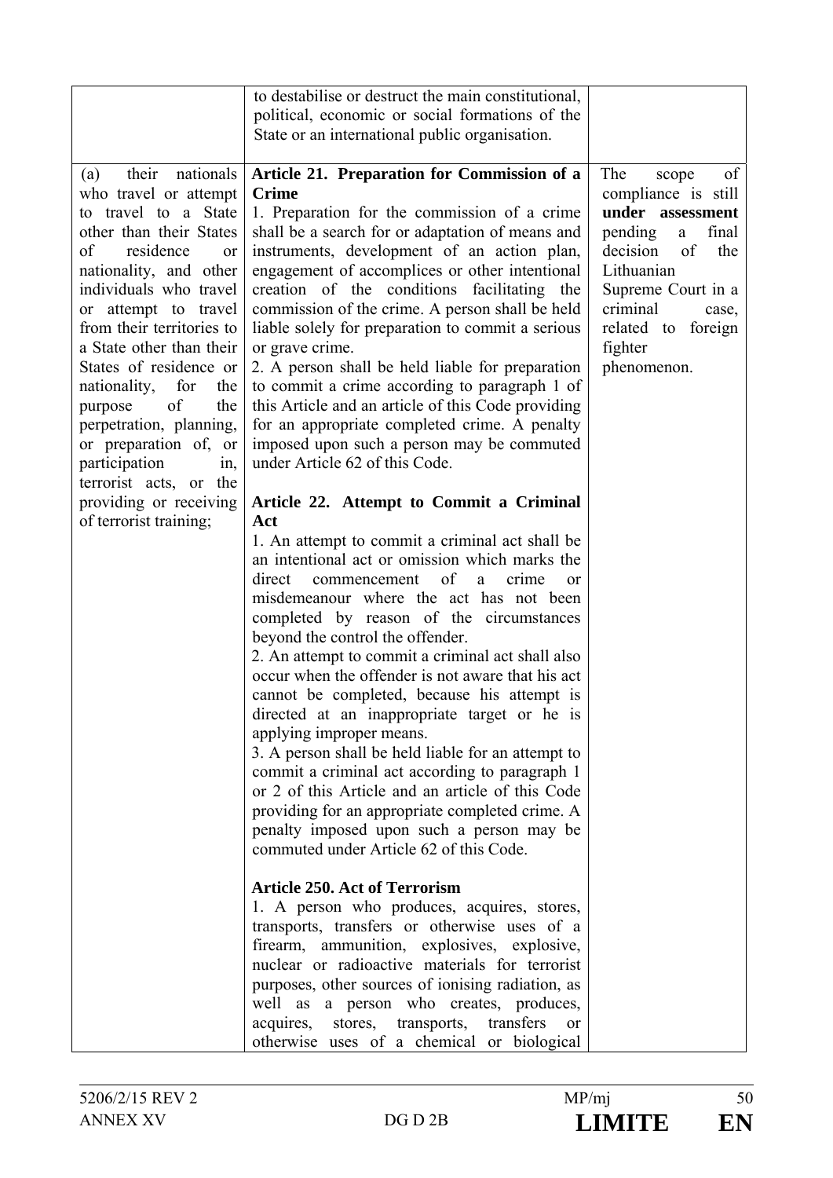| | | |
|---|---|---|
| | to destabilise or destruct the main constitutional, political, economic or social formations of the State or an international public organisation. | |
| (a) their nationals who travel or attempt to travel to a State other than their States of residence or nationality, and other individuals who travel or attempt to travel from their territories to a State other than their States of residence or nationality, for the purpose of the perpetration, planning, or preparation of, or participation in, terrorist acts, or the providing or receiving of terrorist training; | **Article 21. Preparation for Commission of a Crime**<br>1. Preparation for the commission of a crime shall be a search for or adaptation of means and instruments, development of an action plan, engagement of accomplices or other intentional creation of the conditions facilitating the commission of the crime. A person shall be held liable solely for preparation to commit a serious or grave crime.<br>2. A person shall be held liable for preparation to commit a crime according to paragraph 1 of this Article and an article of this Code providing for an appropriate completed crime. A penalty imposed upon such a person may be commuted under Article 62 of this Code.<br><br>**Article 22. Attempt to Commit a Criminal Act**<br>1. An attempt to commit a criminal act shall be an intentional act or omission which marks the direct commencement of a crime or misdemeanour where the act has not been completed by reason of the circumstances beyond the control the offender.<br>2. An attempt to commit a criminal act shall also occur when the offender is not aware that his act cannot be completed, because his attempt is directed at an inappropriate target or he is applying improper means.<br>3. A person shall be held liable for an attempt to commit a criminal act according to paragraph 1 or 2 of this Article and an article of this Code providing for an appropriate completed crime. A penalty imposed upon such a person may be commuted under Article 62 of this Code.<br><br>**Article 250. Act of Terrorism**<br>1. A person who produces, acquires, stores, transports, transfers or otherwise uses of a firearm, ammunition, explosives, explosive, nuclear or radioactive materials for terrorist purposes, other sources of ionising radiation, as well as a person who creates, produces, acquires, stores, transports, transfers or otherwise uses of a chemical or biological | The scope of compliance is still **under assessment** pending a final decision of the Lithuanian Supreme Court in a criminal case, related to foreign fighter phenomenon. |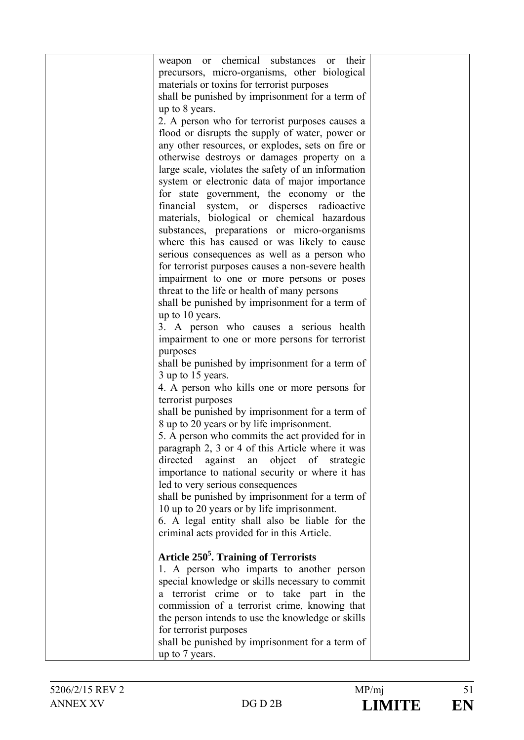| | | |
|---|---|---|
| | weapon or chemical substances or their precursors, micro-organisms, other biological materials or toxins for terrorist purposes<br>shall be punished by imprisonment for a term of up to 8 years.<br>2. A person who for terrorist purposes causes a flood or disrupts the supply of water, power or any other resources, or explodes, sets on fire or otherwise destroys or damages property on a large scale, violates the safety of an information system or electronic data of major importance for state government, the economy or the financial system, or disperses radioactive materials, biological or chemical hazardous substances, preparations or micro-organisms where this has caused or was likely to cause serious consequences as well as a person who for terrorist purposes causes a non-severe health impairment to one or more persons or poses threat to the life or health of many persons<br>shall be punished by imprisonment for a term of up to 10 years.<br>3. A person who causes a serious health impairment to one or more persons for terrorist purposes<br>shall be punished by imprisonment for a term of 3 up to 15 years.<br>4. A person who kills one or more persons for terrorist purposes<br>shall be punished by imprisonment for a term of 8 up to 20 years or by life imprisonment.<br>5. A person who commits the act provided for in paragraph 2, 3 or 4 of this Article where it was directed against an object of strategic importance to national security or where it has led to very serious consequences<br>shall be punished by imprisonment for a term of 10 up to 20 years or by life imprisonment.<br>6. A legal entity shall also be liable for the criminal acts provided for in this Article.<br><br>**Article 250[5]. Training of Terrorists**<br>1. A person who imparts to another person special knowledge or skills necessary to commit a terrorist crime or to take part in the commission of a terrorist crime, knowing that the person intends to use the knowledge or skills for terrorist purposes<br>shall be punished by imprisonment for a term of up to 7 years. | |

5206/2/15 REV 2 MP/mj
ANNEX XV DG D 2B **LIMITE EN**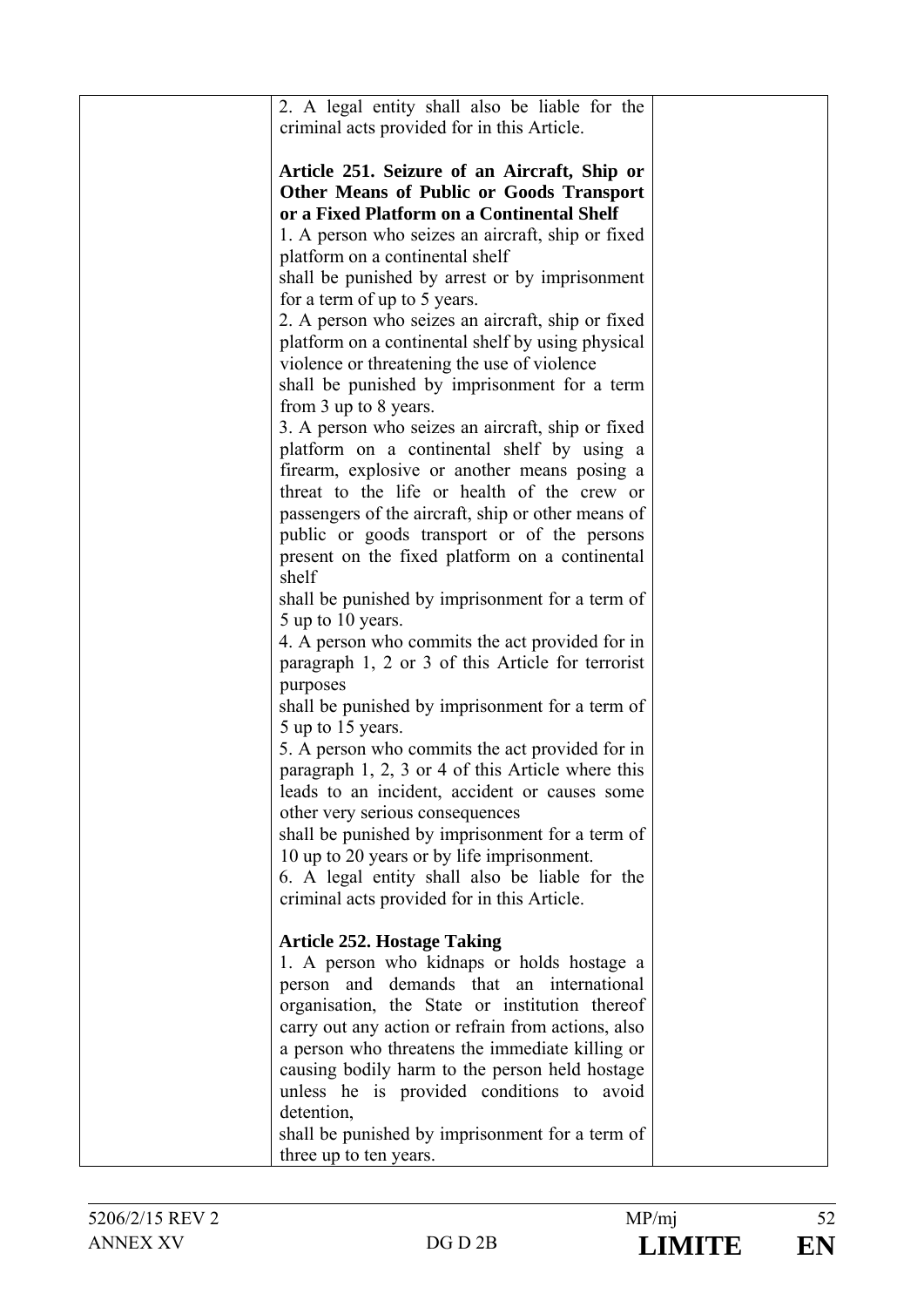| | 2. A legal entity shall also be liable for the criminal acts provided for in this Article.<br><br>**Article 251. Seizure of an Aircraft, Ship or Other Means of Public or Goods Transport or a Fixed Platform on a Continental Shelf**<br>1. A person who seizes an aircraft, ship or fixed platform on a continental shelf<br>shall be punished by arrest or by imprisonment for a term of up to 5 years.<br>2. A person who seizes an aircraft, ship or fixed platform on a continental shelf by using physical violence or threatening the use of violence<br>shall be punished by imprisonment for a term from 3 up to 8 years.<br>3. A person who seizes an aircraft, ship or fixed platform on a continental shelf by using a firearm, explosive or another means posing a threat to the life or health of the crew or passengers of the aircraft, ship or other means of public or goods transport or of the persons present on the fixed platform on a continental shelf<br>shall be punished by imprisonment for a term of 5 up to 10 years.<br>4. A person who commits the act provided for in paragraph 1, 2 or 3 of this Article for terrorist purposes<br>shall be punished by imprisonment for a term of 5 up to 15 years.<br>5. A person who commits the act provided for in paragraph 1, 2, 3 or 4 of this Article where this leads to an incident, accident or causes some other very serious consequences<br>shall be punished by imprisonment for a term of 10 up to 20 years or by life imprisonment.<br>6. A legal entity shall also be liable for the criminal acts provided for in this Article.<br><br>**Article 252. Hostage Taking**<br>1. A person who kidnaps or holds hostage a person and demands that an international organisation, the State or institution thereof carry out any action or refrain from actions, also a person who threatens the immediate killing or causing bodily harm to the person held hostage unless he is provided conditions to avoid detention,<br>shall be punished by imprisonment for a term of three up to ten years. | |
|---|---|---|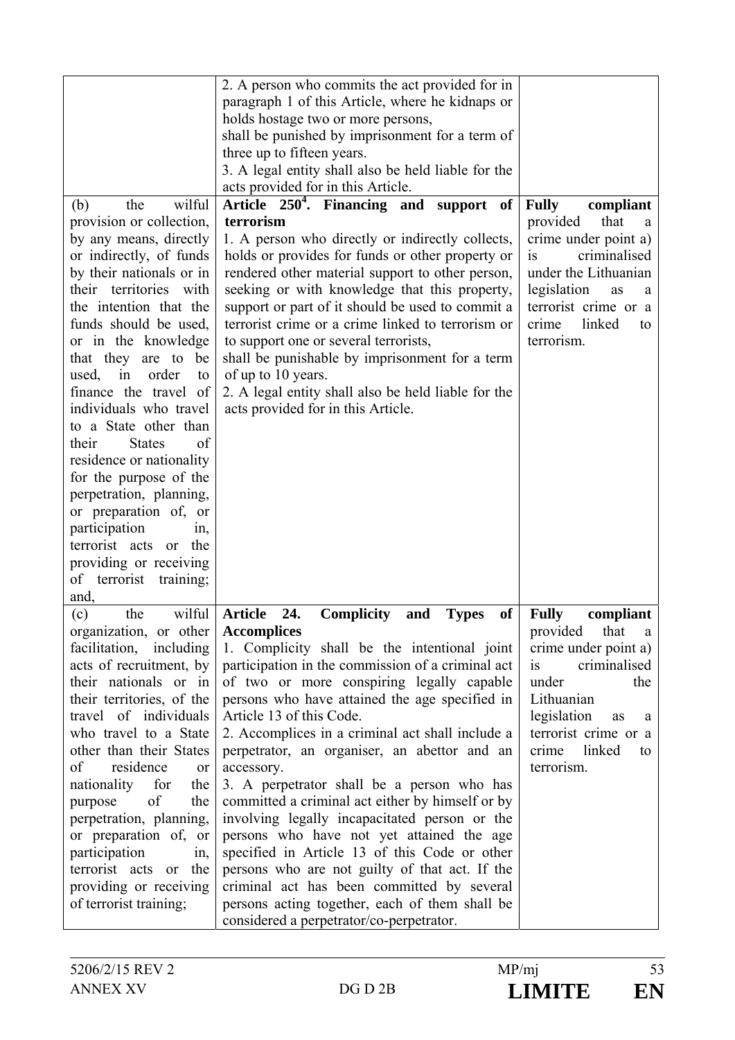| | | |
|---|---|---|
| | 2. A person who commits the act provided for in paragraph 1 of this Article, where he kidnaps or holds hostage two or more persons,<br>shall be punished by imprisonment for a term of three up to fifteen years.<br>3. A legal entity shall also be held liable for the acts provided for in this Article. | |
| (b) the wilful provision or collection, by any means, directly or indirectly, of funds by their nationals or in their territories with the intention that the funds should be used, or in the knowledge that they are to be used, in order to finance the travel of individuals who travel to a State other than their States of residence or nationality for the purpose of the perpetration, planning, or preparation of, or participation in, terrorist acts or the providing or receiving of terrorist training; and, | **Article 250[4]. Financing and support of terrorism**<br>1. A person who directly or indirectly collects, holds or provides for funds or other property or rendered other material support to other person, seeking or with knowledge that this property, support or part of it should be used to commit a terrorist crime or a crime linked to terrorism or to support one or several terrorists,<br>shall be punishable by imprisonment for a term of up to 10 years.<br>2. A legal entity shall also be held liable for the acts provided for in this Article. | **Fully compliant** provided that a crime under point a) is criminalised under the Lithuanian legislation as a terrorist crime or a crime linked to terrorism. |
| (c) the wilful organization, or other facilitation, including acts of recruitment, by their nationals or in their territories, of the travel of individuals who travel to a State other than their States of residence or nationality for the purpose of the perpetration, planning, or preparation of, or participation in, terrorist acts or the providing or receiving of terrorist training; | **Article 24. Complicity and Types of Accomplices**<br>1. Complicity shall be the intentional joint participation in the commission of a criminal act of two or more conspiring legally capable persons who have attained the age specified in Article 13 of this Code.<br>2. Accomplices in a criminal act shall include a perpetrator, an organiser, an abettor and an accessory.<br>3. A perpetrator shall be a person who has committed a criminal act either by himself or by involving legally incapacitated person or the persons who have not yet attained the age specified in Article 13 of this Code or other persons who are not guilty of that act. If the criminal act has been committed by several persons acting together, each of them shall be considered a perpetrator/co-perpetrator. | **Fully compliant** provided that a crime under point a) is criminalised under the Lithuanian legislation as a terrorist crime or a crime linked to terrorism. |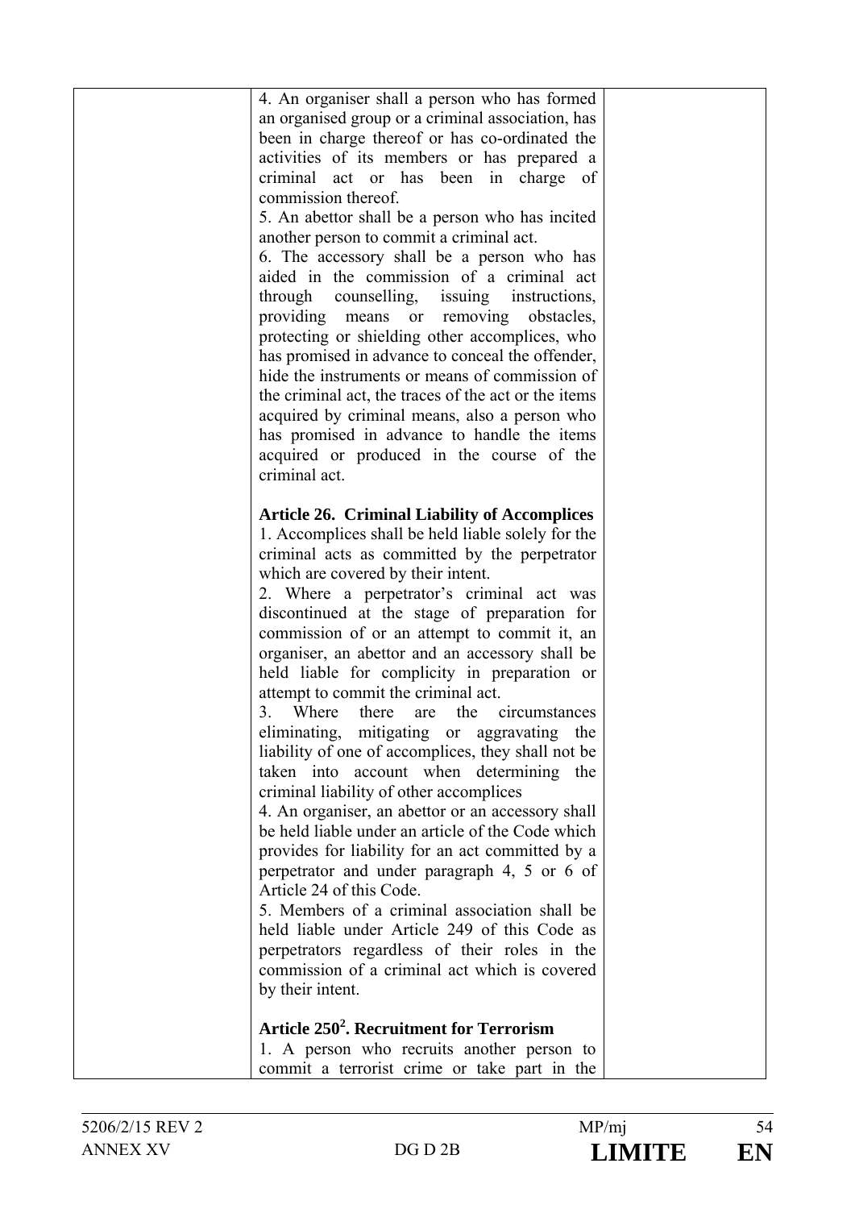| | 4. An organiser shall a person who has formed an organised group or a criminal association, has been in charge thereof or has co-ordinated the activities of its members or has prepared a criminal act or has been in charge of commission thereof.<br>5. An abettor shall be a person who has incited another person to commit a criminal act.<br>6. The accessory shall be a person who has aided in the commission of a criminal act through counselling, issuing instructions, providing means or removing obstacles, protecting or shielding other accomplices, who has promised in advance to conceal the offender, hide the instruments or means of commission of the criminal act, the traces of the act or the items acquired by criminal means, also a person who has promised in advance to handle the items acquired or produced in the course of the criminal act.<br><br>**Article 26. Criminal Liability of Accomplices**<br>1. Accomplices shall be held liable solely for the criminal acts as committed by the perpetrator which are covered by their intent.<br>2. Where a perpetrator's criminal act was discontinued at the stage of preparation for commission of or an attempt to commit it, an organiser, an abettor and an accessory shall be held liable for complicity in preparation or attempt to commit the criminal act.<br>3. Where there are the circumstances eliminating, mitigating or aggravating the liability of one of accomplices, they shall not be taken into account when determining the criminal liability of other accomplices<br>4. An organiser, an abettor or an accessory shall be held liable under an article of the Code which provides for liability for an act committed by a perpetrator and under paragraph 4, 5 or 6 of Article 24 of this Code.<br>5. Members of a criminal association shall be held liable under Article 249 of this Code as perpetrators regardless of their roles in the commission of a criminal act which is covered by their intent.<br><br>**Article 250[2]. Recruitment for Terrorism**<br>1. A person who recruits another person to commit a terrorist crime or take part in the | |
|---|---|---|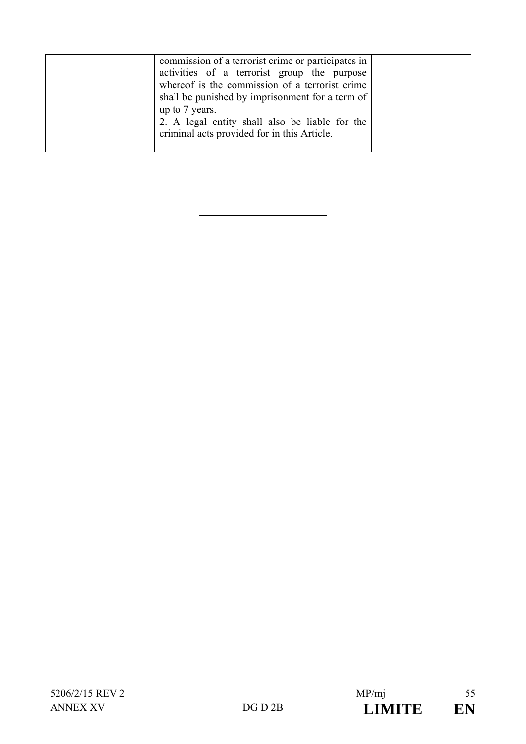|  | commission of a terrorist crime or participates in activities of a terrorist group the purpose whereof is the commission of a terrorist crime shall be punished by imprisonment for a term of up to 7 years.<br>2. A legal entity shall also be liable for the criminal acts provided for in this Article. |  |
|---|---|---|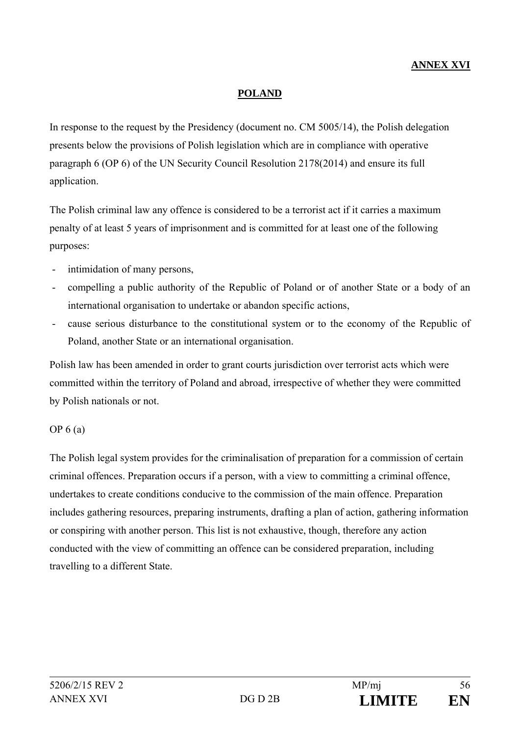**ANNEX XVI**

**POLAND**

In response to the request by the Presidency (document no. CM 5005/14), the Polish delegation presents below the provisions of Polish legislation which are in compliance with operative paragraph 6 (OP 6) of the UN Security Council Resolution 2178(2014) and ensure its full application.

The Polish criminal law any offence is considered to be a terrorist act if it carries a maximum penalty of at least 5 years of imprisonment and is committed for at least one of the following purposes:

- intimidation of many persons,
- compelling a public authority of the Republic of Poland or of another State or a body of an international organisation to undertake or abandon specific actions,
- cause serious disturbance to the constitutional system or to the economy of the Republic of Poland, another State or an international organisation.

Polish law has been amended in order to grant courts jurisdiction over terrorist acts which were committed within the territory of Poland and abroad, irrespective of whether they were committed by Polish nationals or not.

OP 6 (a)

The Polish legal system provides for the criminalisation of preparation for a commission of certain criminal offences. Preparation occurs if a person, with a view to committing a criminal offence, undertakes to create conditions conducive to the commission of the main offence. Preparation includes gathering resources, preparing instruments, drafting a plan of action, gathering information or conspiring with another person. This list is not exhaustive, though, therefore any action conducted with the view of committing an offence can be considered preparation, including travelling to a different State.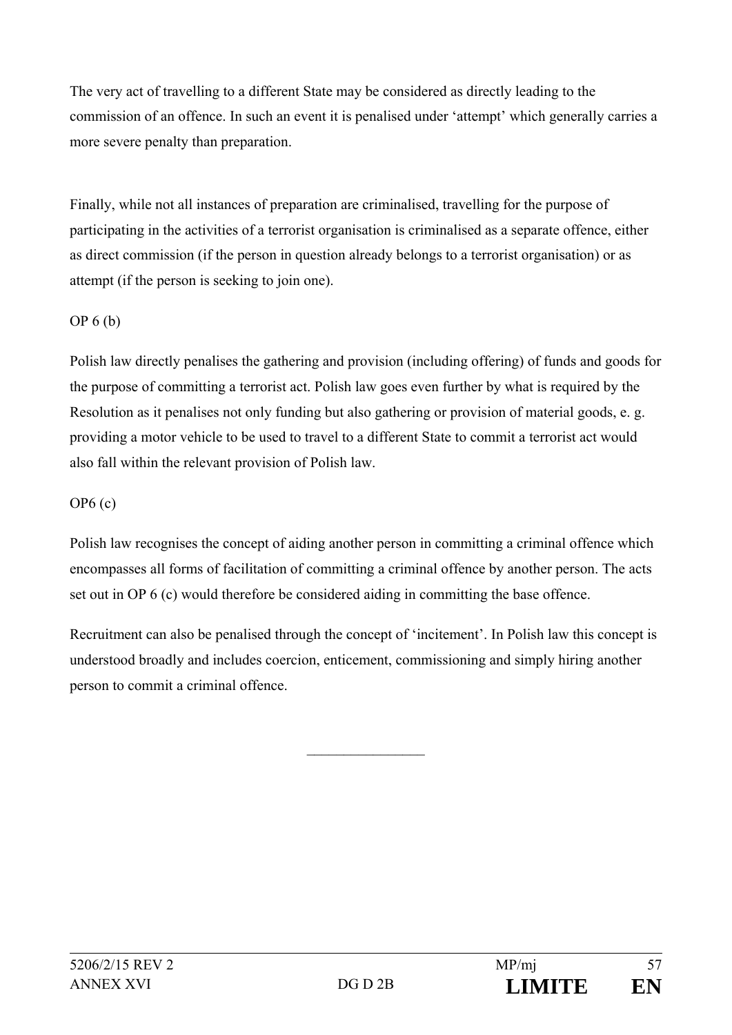The very act of travelling to a different State may be considered as directly leading to the commission of an offence. In such an event it is penalised under 'attempt' which generally carries a more severe penalty than preparation.

Finally, while not all instances of preparation are criminalised, travelling for the purpose of participating in the activities of a terrorist organisation is criminalised as a separate offence, either as direct commission (if the person in question already belongs to a terrorist organisation) or as attempt (if the person is seeking to join one).

OP 6 (b)

Polish law directly penalises the gathering and provision (including offering) of funds and goods for the purpose of committing a terrorist act. Polish law goes even further by what is required by the Resolution as it penalises not only funding but also gathering or provision of material goods, e. g. providing a motor vehicle to be used to travel to a different State to commit a terrorist act would also fall within the relevant provision of Polish law.

OP6 (c)

Polish law recognises the concept of aiding another person in committing a criminal offence which encompasses all forms of facilitation of committing a criminal offence by another person. The acts set out in OP 6 (c) would therefore be considered aiding in committing the base offence.

Recruitment can also be penalised through the concept of 'incitement'. In Polish law this concept is understood broadly and includes coercion, enticement, commissioning and simply hiring another person to commit a criminal offence.

________________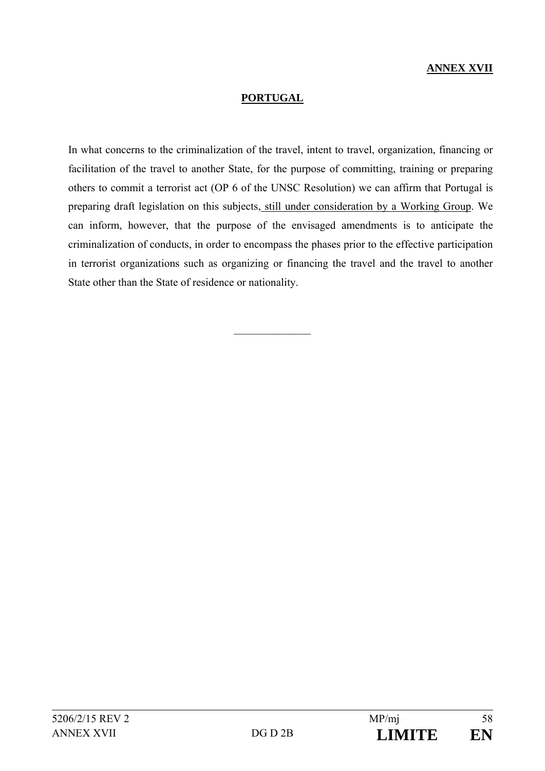**ANNEX XVII**

## PORTUGAL

In what concerns to the criminalization of the travel, intent to travel, organization, financing or facilitation of the travel to another State, for the purpose of committing, training or preparing others to commit a terrorist act (OP 6 of the UNSC Resolution) we can affirm that Portugal is preparing draft legislation on this subjects, still under consideration by a Working Group. We can inform, however, that the purpose of the envisaged amendments is to anticipate the criminalization of conducts, in order to encompass the phases prior to the effective participation in terrorist organizations such as organizing or financing the travel and the travel to another State other than the State of residence or nationality.

______________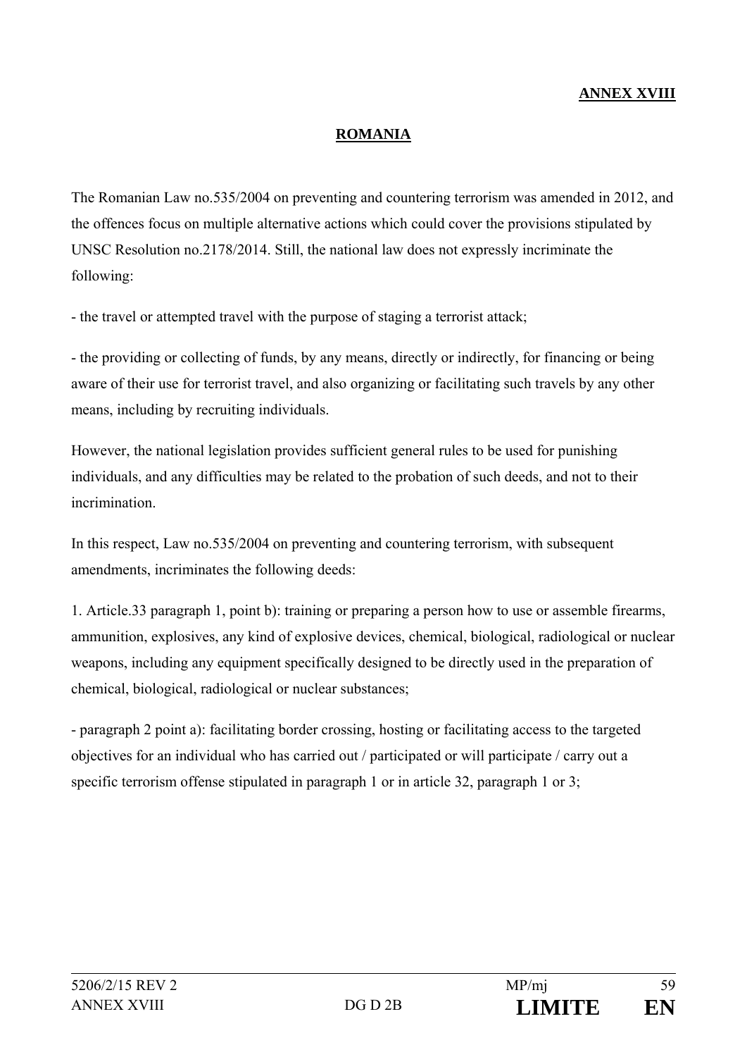**ANNEX XVIII**

## ROMANIA

The Romanian Law no.535/2004 on preventing and countering terrorism was amended in 2012, and the offences focus on multiple alternative actions which could cover the provisions stipulated by UNSC Resolution no.2178/2014. Still, the national law does not expressly incriminate the following:

- the travel or attempted travel with the purpose of staging a terrorist attack;

- the providing or collecting of funds, by any means, directly or indirectly, for financing or being aware of their use for terrorist travel, and also organizing or facilitating such travels by any other means, including by recruiting individuals.

However, the national legislation provides sufficient general rules to be used for punishing individuals, and any difficulties may be related to the probation of such deeds, and not to their incrimination.

In this respect, Law no.535/2004 on preventing and countering terrorism, with subsequent amendments, incriminates the following deeds:

1. Article.33 paragraph 1, point b): training or preparing a person how to use or assemble firearms, ammunition, explosives, any kind of explosive devices, chemical, biological, radiological or nuclear weapons, including any equipment specifically designed to be directly used in the preparation of chemical, biological, radiological or nuclear substances;

- paragraph 2 point a): facilitating border crossing, hosting or facilitating access to the targeted objectives for an individual who has carried out / participated or will participate / carry out a specific terrorism offense stipulated in paragraph 1 or in article 32, paragraph 1 or 3;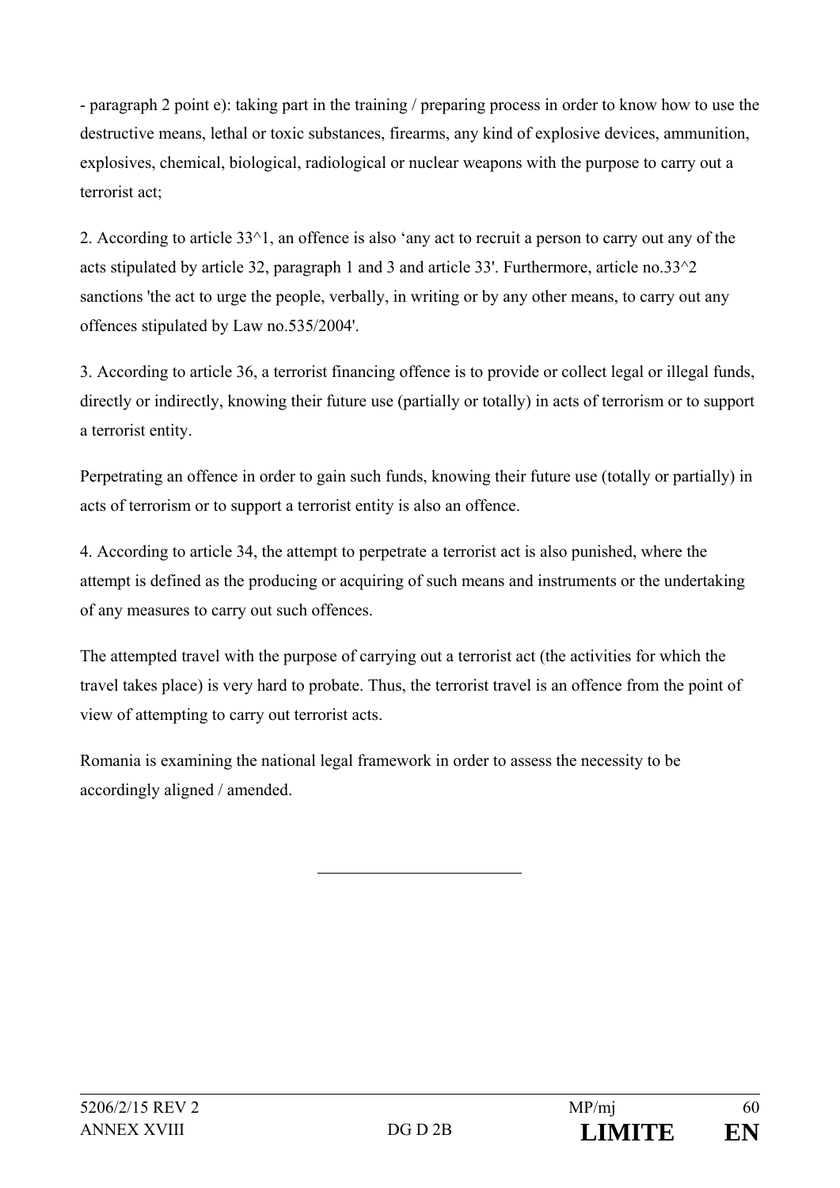- paragraph 2 point e): taking part in the training / preparing process in order to know how to use the destructive means, lethal or toxic substances, firearms, any kind of explosive devices, ammunition, explosives, chemical, biological, radiological or nuclear weapons with the purpose to carry out a terrorist act;

2. According to article 33^1, an offence is also 'any act to recruit a person to carry out any of the acts stipulated by article 32, paragraph 1 and 3 and article 33'. Furthermore, article no.33^2 sanctions 'the act to urge the people, verbally, in writing or by any other means, to carry out any offences stipulated by Law no.535/2004'.

3. According to article 36, a terrorist financing offence is to provide or collect legal or illegal funds, directly or indirectly, knowing their future use (partially or totally) in acts of terrorism or to support a terrorist entity.

Perpetrating an offence in order to gain such funds, knowing their future use (totally or partially) in acts of terrorism or to support a terrorist entity is also an offence.

4. According to article 34, the attempt to perpetrate a terrorist act is also punished, where the attempt is defined as the producing or acquiring of such means and instruments or the undertaking of any measures to carry out such offences.

The attempted travel with the purpose of carrying out a terrorist act (the activities for which the travel takes place) is very hard to probate. Thus, the terrorist travel is an offence from the point of view of attempting to carry out terrorist acts.

Romania is examining the national legal framework in order to assess the necessity to be accordingly aligned / amended.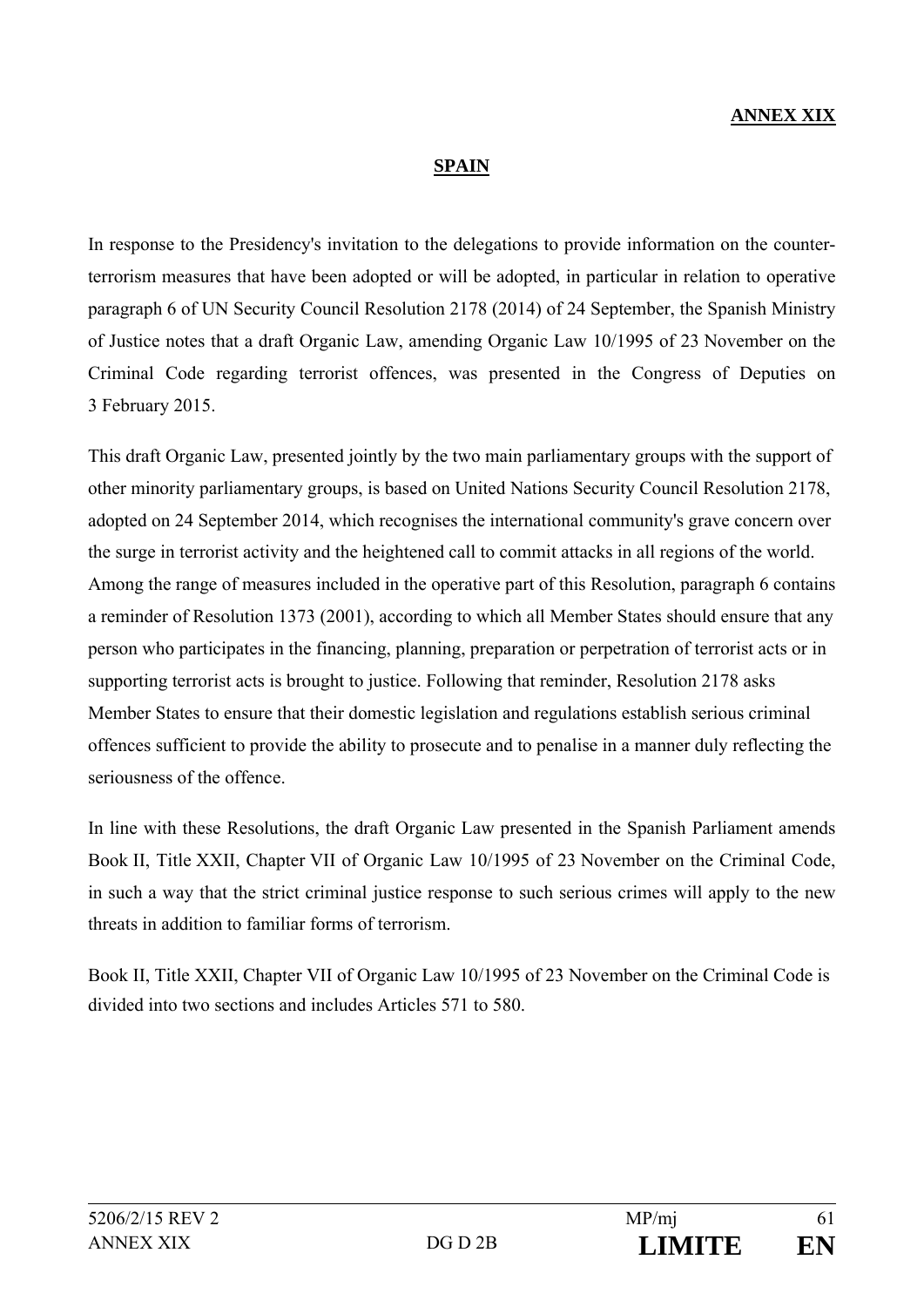**ANNEX XIX**

**SPAIN**

In response to the Presidency's invitation to the delegations to provide information on the counter-terrorism measures that have been adopted or will be adopted, in particular in relation to operative paragraph 6 of UN Security Council Resolution 2178 (2014) of 24 September, the Spanish Ministry of Justice notes that a draft Organic Law, amending Organic Law 10/1995 of 23 November on the Criminal Code regarding terrorist offences, was presented in the Congress of Deputies on 3 February 2015.

This draft Organic Law, presented jointly by the two main parliamentary groups with the support of other minority parliamentary groups, is based on United Nations Security Council Resolution 2178, adopted on 24 September 2014, which recognises the international community's grave concern over the surge in terrorist activity and the heightened call to commit attacks in all regions of the world. Among the range of measures included in the operative part of this Resolution, paragraph 6 contains a reminder of Resolution 1373 (2001), according to which all Member States should ensure that any person who participates in the financing, planning, preparation or perpetration of terrorist acts or in supporting terrorist acts is brought to justice. Following that reminder, Resolution 2178 asks Member States to ensure that their domestic legislation and regulations establish serious criminal offences sufficient to provide the ability to prosecute and to penalise in a manner duly reflecting the seriousness of the offence.

In line with these Resolutions, the draft Organic Law presented in the Spanish Parliament amends Book II, Title XXII, Chapter VII of Organic Law 10/1995 of 23 November on the Criminal Code, in such a way that the strict criminal justice response to such serious crimes will apply to the new threats in addition to familiar forms of terrorism.

Book II, Title XXII, Chapter VII of Organic Law 10/1995 of 23 November on the Criminal Code is divided into two sections and includes Articles 571 to 580.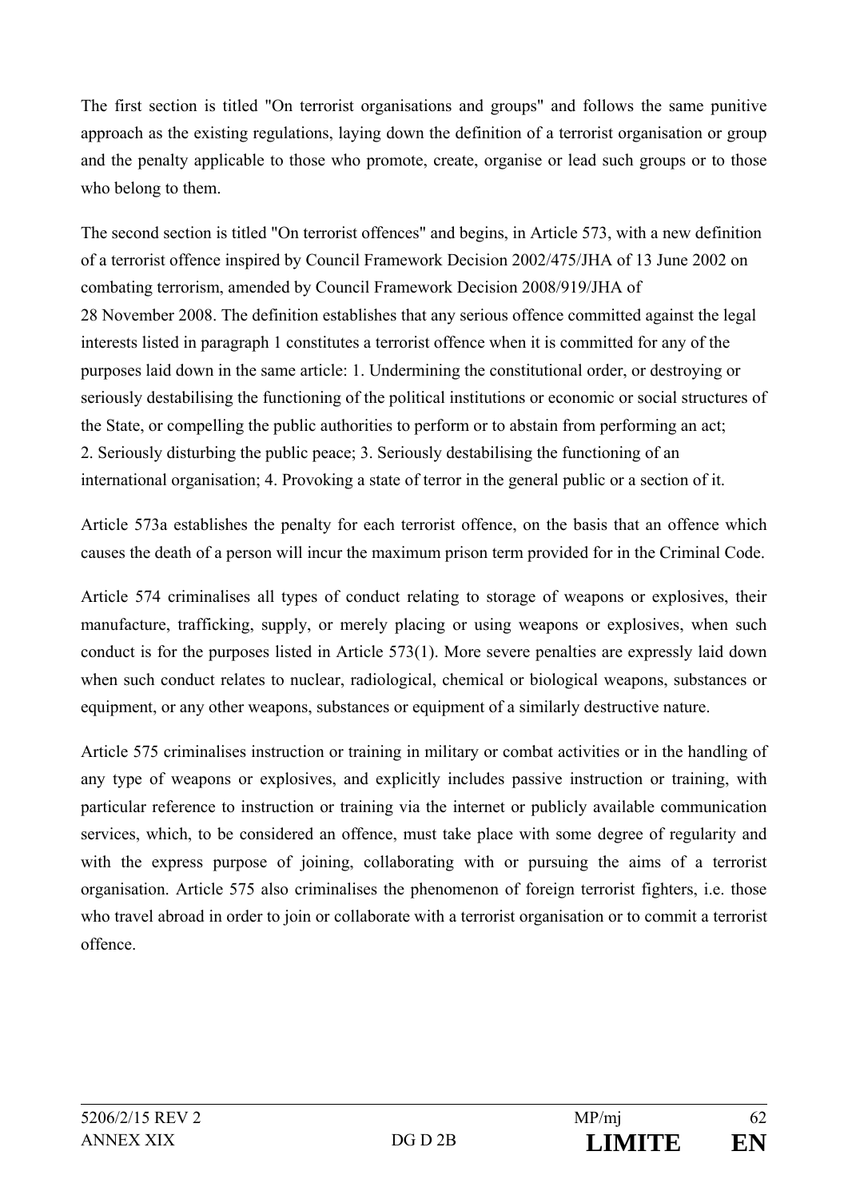The first section is titled "On terrorist organisations and groups" and follows the same punitive approach as the existing regulations, laying down the definition of a terrorist organisation or group and the penalty applicable to those who promote, create, organise or lead such groups or to those who belong to them.

The second section is titled "On terrorist offences" and begins, in Article 573, with a new definition of a terrorist offence inspired by Council Framework Decision 2002/475/JHA of 13 June 2002 on combating terrorism, amended by Council Framework Decision 2008/919/JHA of 28 November 2008. The definition establishes that any serious offence committed against the legal interests listed in paragraph 1 constitutes a terrorist offence when it is committed for any of the purposes laid down in the same article: 1. Undermining the constitutional order, or destroying or seriously destabilising the functioning of the political institutions or economic or social structures of the State, or compelling the public authorities to perform or to abstain from performing an act; 2. Seriously disturbing the public peace; 3. Seriously destabilising the functioning of an international organisation; 4. Provoking a state of terror in the general public or a section of it.

Article 573a establishes the penalty for each terrorist offence, on the basis that an offence which causes the death of a person will incur the maximum prison term provided for in the Criminal Code.

Article 574 criminalises all types of conduct relating to storage of weapons or explosives, their manufacture, trafficking, supply, or merely placing or using weapons or explosives, when such conduct is for the purposes listed in Article 573(1). More severe penalties are expressly laid down when such conduct relates to nuclear, radiological, chemical or biological weapons, substances or equipment, or any other weapons, substances or equipment of a similarly destructive nature.

Article 575 criminalises instruction or training in military or combat activities or in the handling of any type of weapons or explosives, and explicitly includes passive instruction or training, with particular reference to instruction or training via the internet or publicly available communication services, which, to be considered an offence, must take place with some degree of regularity and with the express purpose of joining, collaborating with or pursuing the aims of a terrorist organisation. Article 575 also criminalises the phenomenon of foreign terrorist fighters, i.e. those who travel abroad in order to join or collaborate with a terrorist organisation or to commit a terrorist offence.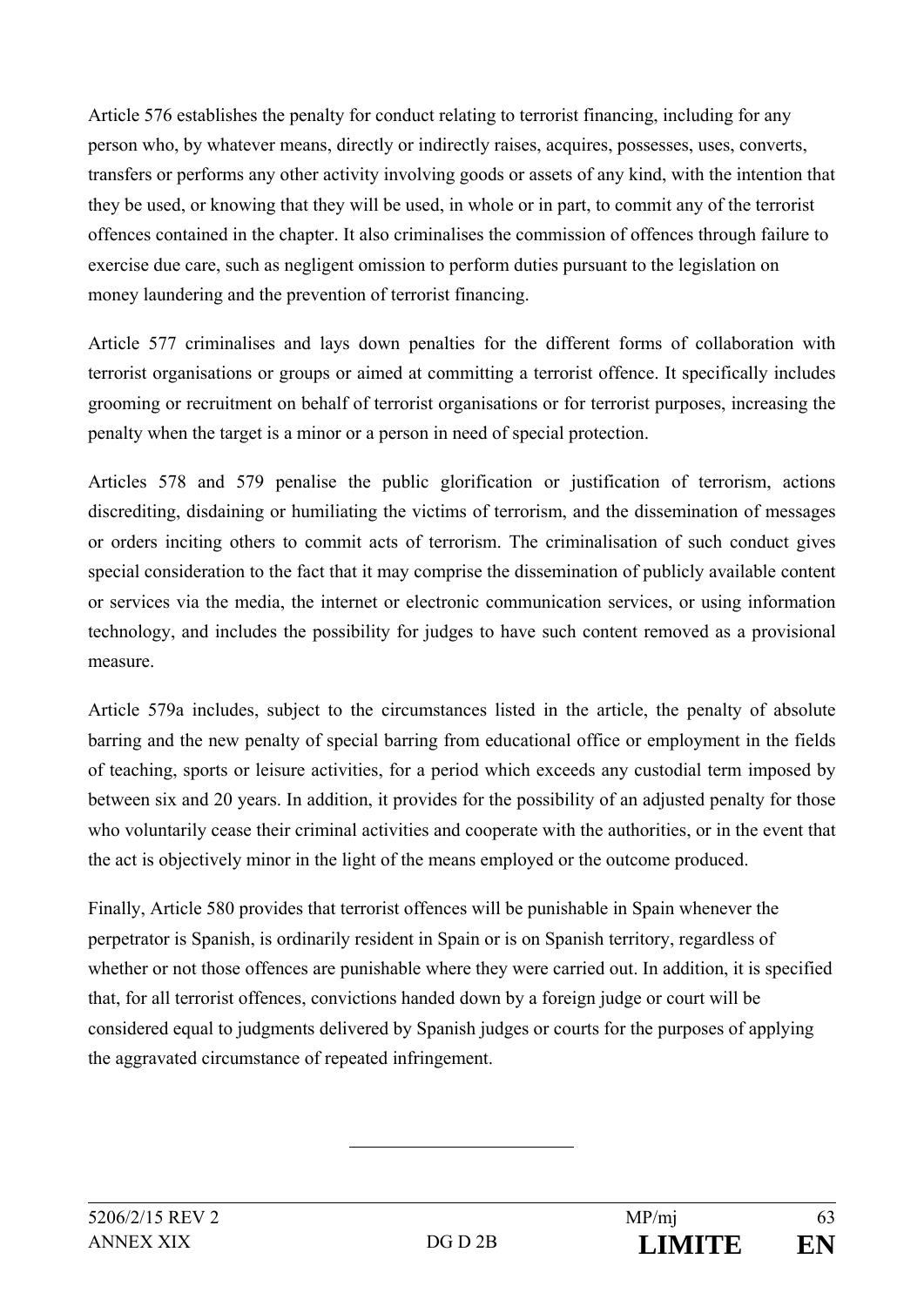Article 576 establishes the penalty for conduct relating to terrorist financing, including for any person who, by whatever means, directly or indirectly raises, acquires, possesses, uses, converts, transfers or performs any other activity involving goods or assets of any kind, with the intention that they be used, or knowing that they will be used, in whole or in part, to commit any of the terrorist offences contained in the chapter. It also criminalises the commission of offences through failure to exercise due care, such as negligent omission to perform duties pursuant to the legislation on money laundering and the prevention of terrorist financing.

Article 577 criminalises and lays down penalties for the different forms of collaboration with terrorist organisations or groups or aimed at committing a terrorist offence. It specifically includes grooming or recruitment on behalf of terrorist organisations or for terrorist purposes, increasing the penalty when the target is a minor or a person in need of special protection.

Articles 578 and 579 penalise the public glorification or justification of terrorism, actions discrediting, disdaining or humiliating the victims of terrorism, and the dissemination of messages or orders inciting others to commit acts of terrorism. The criminalisation of such conduct gives special consideration to the fact that it may comprise the dissemination of publicly available content or services via the media, the internet or electronic communication services, or using information technology, and includes the possibility for judges to have such content removed as a provisional measure.

Article 579a includes, subject to the circumstances listed in the article, the penalty of absolute barring and the new penalty of special barring from educational office or employment in the fields of teaching, sports or leisure activities, for a period which exceeds any custodial term imposed by between six and 20 years. In addition, it provides for the possibility of an adjusted penalty for those who voluntarily cease their criminal activities and cooperate with the authorities, or in the event that the act is objectively minor in the light of the means employed or the outcome produced.

Finally, Article 580 provides that terrorist offences will be punishable in Spain whenever the perpetrator is Spanish, is ordinarily resident in Spain or is on Spanish territory, regardless of whether or not those offences are punishable where they were carried out. In addition, it is specified that, for all terrorist offences, convictions handed down by a foreign judge or court will be considered equal to judgments delivered by Spanish judges or courts for the purposes of applying the aggravated circumstance of repeated infringement.

---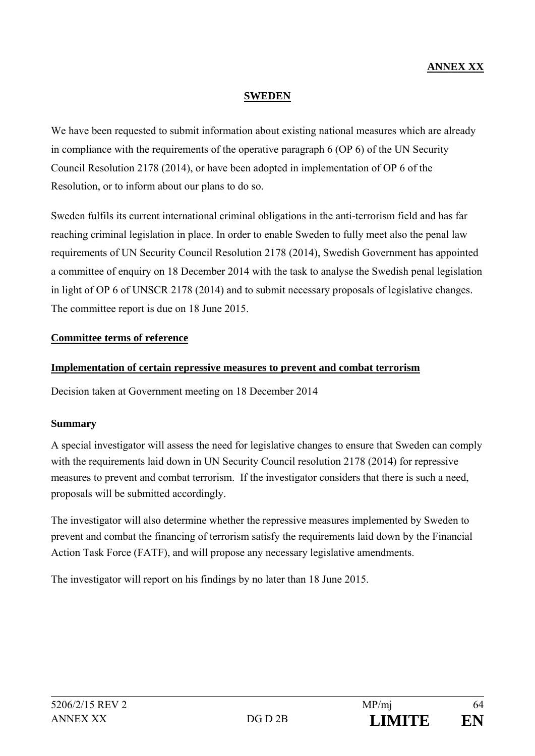**ANNEX XX**

## SWEDEN

We have been requested to submit information about existing national measures which are already in compliance with the requirements of the operative paragraph 6 (OP 6) of the UN Security Council Resolution 2178 (2014), or have been adopted in implementation of OP 6 of the Resolution, or to inform about our plans to do so.

Sweden fulfils its current international criminal obligations in the anti-terrorism field and has far reaching criminal legislation in place. In order to enable Sweden to fully meet also the penal law requirements of UN Security Council Resolution 2178 (2014), Swedish Government has appointed a committee of enquiry on 18 December 2014 with the task to analyse the Swedish penal legislation in light of OP 6 of UNSCR 2178 (2014) and to submit necessary proposals of legislative changes. The committee report is due on 18 June 2015.

### Committee terms of reference

### Implementation of certain repressive measures to prevent and combat terrorism

Decision taken at Government meeting on 18 December 2014

**Summary**

A special investigator will assess the need for legislative changes to ensure that Sweden can comply with the requirements laid down in UN Security Council resolution 2178 (2014) for repressive measures to prevent and combat terrorism. If the investigator considers that there is such a need, proposals will be submitted accordingly.

The investigator will also determine whether the repressive measures implemented by Sweden to prevent and combat the financing of terrorism satisfy the requirements laid down by the Financial Action Task Force (FATF), and will propose any necessary legislative amendments.

The investigator will report on his findings by no later than 18 June 2015.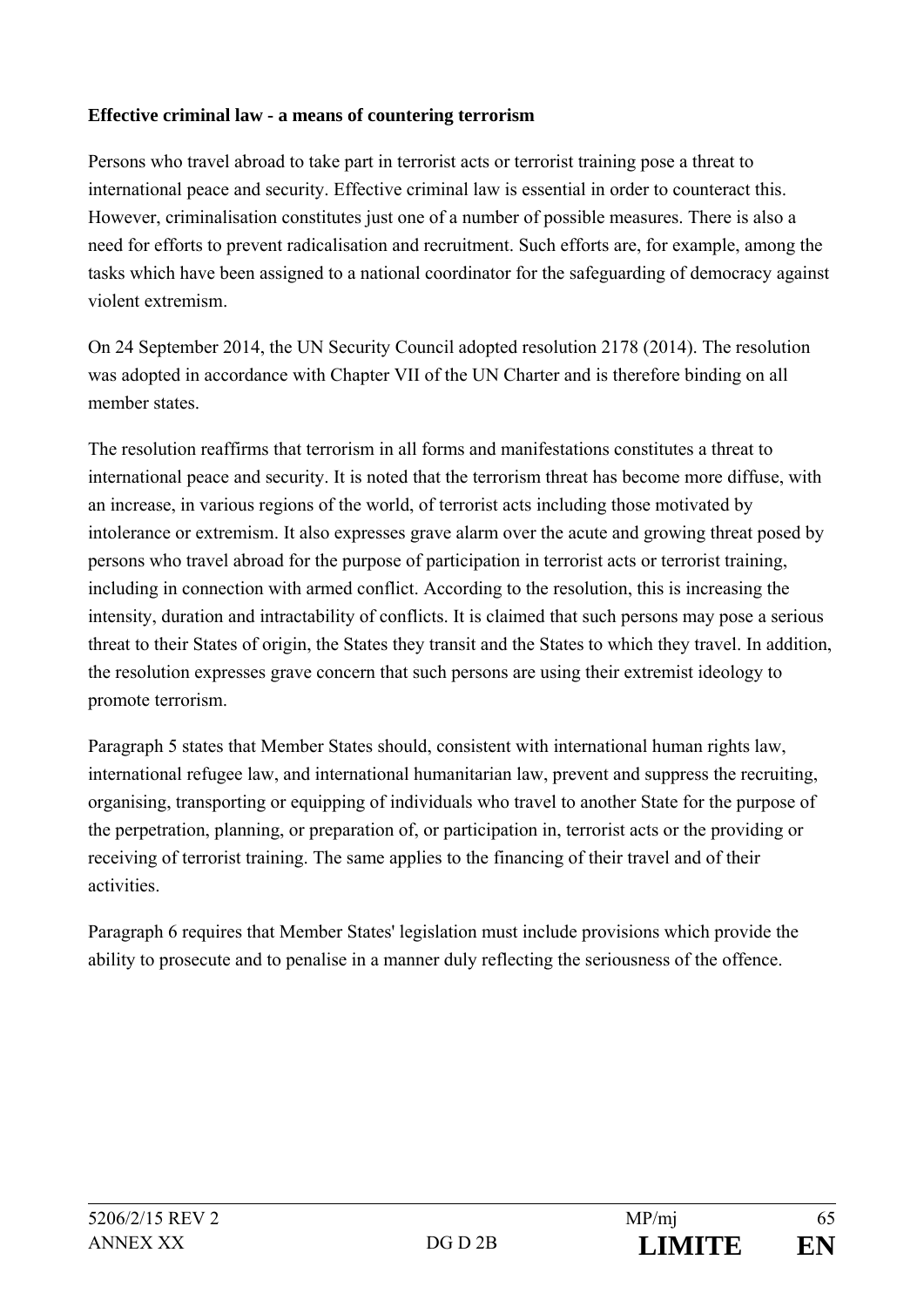**Effective criminal law - a means of countering terrorism**

Persons who travel abroad to take part in terrorist acts or terrorist training pose a threat to international peace and security. Effective criminal law is essential in order to counteract this. However, criminalisation constitutes just one of a number of possible measures. There is also a need for efforts to prevent radicalisation and recruitment. Such efforts are, for example, among the tasks which have been assigned to a national coordinator for the safeguarding of democracy against violent extremism.

On 24 September 2014, the UN Security Council adopted resolution 2178 (2014). The resolution was adopted in accordance with Chapter VII of the UN Charter and is therefore binding on all member states.

The resolution reaffirms that terrorism in all forms and manifestations constitutes a threat to international peace and security. It is noted that the terrorism threat has become more diffuse, with an increase, in various regions of the world, of terrorist acts including those motivated by intolerance or extremism. It also expresses grave alarm over the acute and growing threat posed by persons who travel abroad for the purpose of participation in terrorist acts or terrorist training, including in connection with armed conflict. According to the resolution, this is increasing the intensity, duration and intractability of conflicts. It is claimed that such persons may pose a serious threat to their States of origin, the States they transit and the States to which they travel. In addition, the resolution expresses grave concern that such persons are using their extremist ideology to promote terrorism.

Paragraph 5 states that Member States should, consistent with international human rights law, international refugee law, and international humanitarian law, prevent and suppress the recruiting, organising, transporting or equipping of individuals who travel to another State for the purpose of the perpetration, planning, or preparation of, or participation in, terrorist acts or the providing or receiving of terrorist training. The same applies to the financing of their travel and of their activities.

Paragraph 6 requires that Member States' legislation must include provisions which provide the ability to prosecute and to penalise in a manner duly reflecting the seriousness of the offence.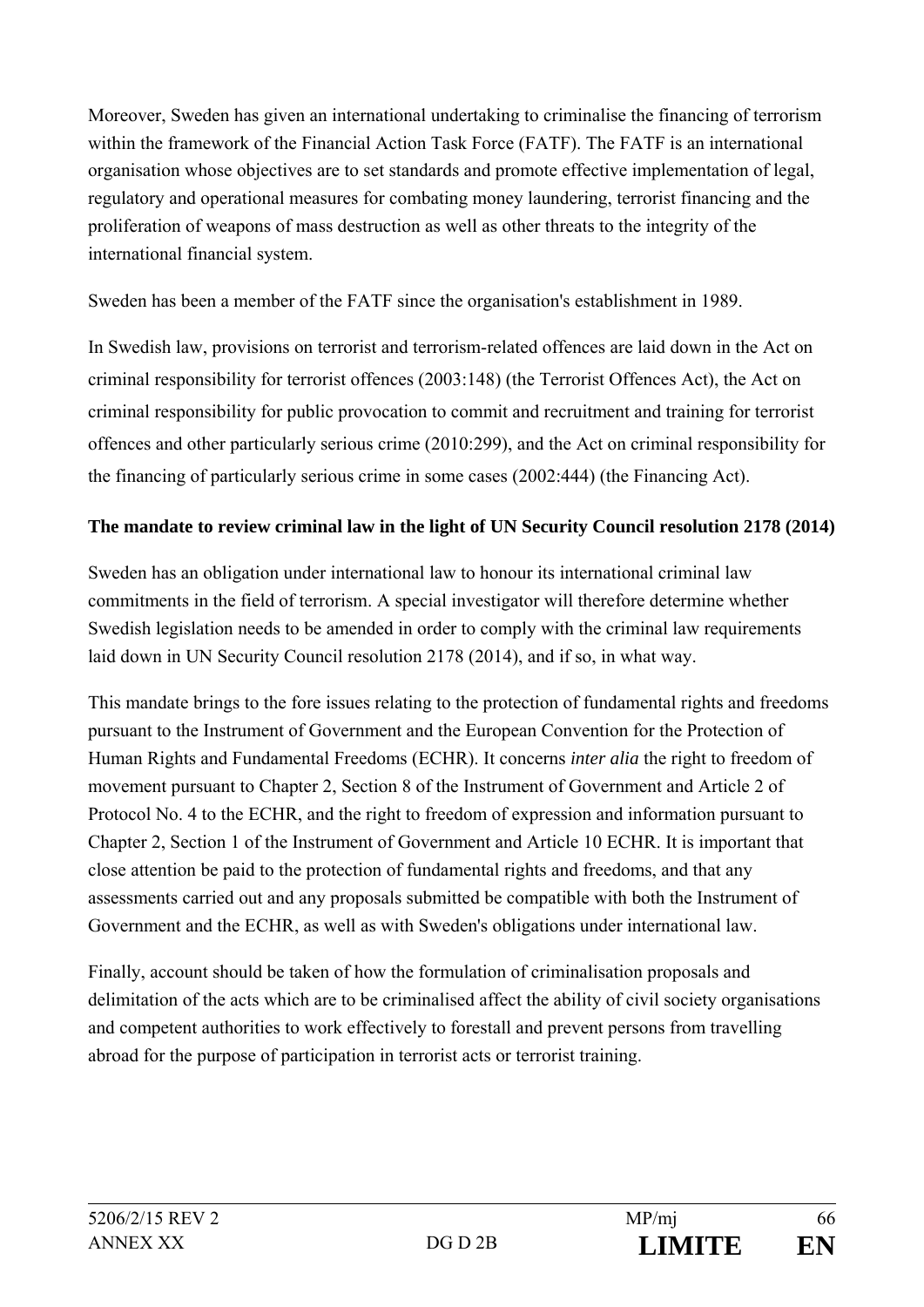Moreover, Sweden has given an international undertaking to criminalise the financing of terrorism within the framework of the Financial Action Task Force (FATF). The FATF is an international organisation whose objectives are to set standards and promote effective implementation of legal, regulatory and operational measures for combating money laundering, terrorist financing and the proliferation of weapons of mass destruction as well as other threats to the integrity of the international financial system.

Sweden has been a member of the FATF since the organisation's establishment in 1989.

In Swedish law, provisions on terrorist and terrorism-related offences are laid down in the Act on criminal responsibility for terrorist offences (2003:148) (the Terrorist Offences Act), the Act on criminal responsibility for public provocation to commit and recruitment and training for terrorist offences and other particularly serious crime (2010:299), and the Act on criminal responsibility for the financing of particularly serious crime in some cases (2002:444) (the Financing Act).

**The mandate to review criminal law in the light of UN Security Council resolution 2178 (2014)**

Sweden has an obligation under international law to honour its international criminal law commitments in the field of terrorism. A special investigator will therefore determine whether Swedish legislation needs to be amended in order to comply with the criminal law requirements laid down in UN Security Council resolution 2178 (2014), and if so, in what way.

This mandate brings to the fore issues relating to the protection of fundamental rights and freedoms pursuant to the Instrument of Government and the European Convention for the Protection of Human Rights and Fundamental Freedoms (ECHR). It concerns *inter alia* the right to freedom of movement pursuant to Chapter 2, Section 8 of the Instrument of Government and Article 2 of Protocol No. 4 to the ECHR, and the right to freedom of expression and information pursuant to Chapter 2, Section 1 of the Instrument of Government and Article 10 ECHR. It is important that close attention be paid to the protection of fundamental rights and freedoms, and that any assessments carried out and any proposals submitted be compatible with both the Instrument of Government and the ECHR, as well as with Sweden's obligations under international law.

Finally, account should be taken of how the formulation of criminalisation proposals and delimitation of the acts which are to be criminalised affect the ability of civil society organisations and competent authorities to work effectively to forestall and prevent persons from travelling abroad for the purpose of participation in terrorist acts or terrorist training.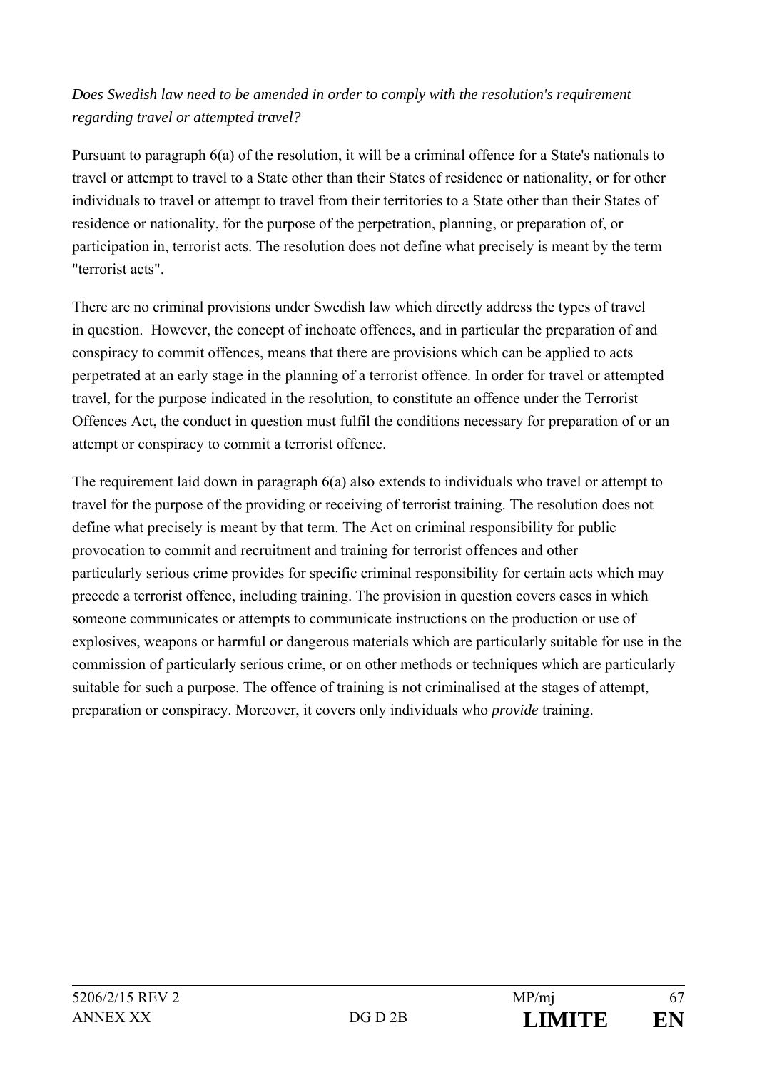*Does Swedish law need to be amended in order to comply with the resolution's requirement regarding travel or attempted travel?*

Pursuant to paragraph 6(a) of the resolution, it will be a criminal offence for a State's nationals to travel or attempt to travel to a State other than their States of residence or nationality, or for other individuals to travel or attempt to travel from their territories to a State other than their States of residence or nationality, for the purpose of the perpetration, planning, or preparation of, or participation in, terrorist acts. The resolution does not define what precisely is meant by the term "terrorist acts".

There are no criminal provisions under Swedish law which directly address the types of travel in question. However, the concept of inchoate offences, and in particular the preparation of and conspiracy to commit offences, means that there are provisions which can be applied to acts perpetrated at an early stage in the planning of a terrorist offence. In order for travel or attempted travel, for the purpose indicated in the resolution, to constitute an offence under the Terrorist Offences Act, the conduct in question must fulfil the conditions necessary for preparation of or an attempt or conspiracy to commit a terrorist offence.

The requirement laid down in paragraph 6(a) also extends to individuals who travel or attempt to travel for the purpose of the providing or receiving of terrorist training. The resolution does not define what precisely is meant by that term. The Act on criminal responsibility for public provocation to commit and recruitment and training for terrorist offences and other particularly serious crime provides for specific criminal responsibility for certain acts which may precede a terrorist offence, including training. The provision in question covers cases in which someone communicates or attempts to communicate instructions on the production or use of explosives, weapons or harmful or dangerous materials which are particularly suitable for use in the commission of particularly serious crime, or on other methods or techniques which are particularly suitable for such a purpose. The offence of training is not criminalised at the stages of attempt, preparation or conspiracy. Moreover, it covers only individuals who *provide* training.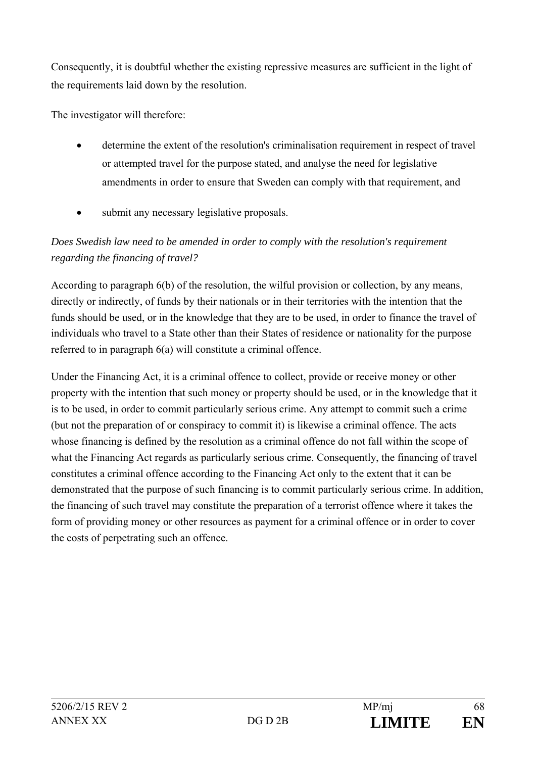Consequently, it is doubtful whether the existing repressive measures are sufficient in the light of the requirements laid down by the resolution.

The investigator will therefore:

- determine the extent of the resolution's criminalisation requirement in respect of travel or attempted travel for the purpose stated, and analyse the need for legislative amendments in order to ensure that Sweden can comply with that requirement, and
- submit any necessary legislative proposals.

*Does Swedish law need to be amended in order to comply with the resolution's requirement regarding the financing of travel?*

According to paragraph 6(b) of the resolution, the wilful provision or collection, by any means, directly or indirectly, of funds by their nationals or in their territories with the intention that the funds should be used, or in the knowledge that they are to be used, in order to finance the travel of individuals who travel to a State other than their States of residence or nationality for the purpose referred to in paragraph 6(a) will constitute a criminal offence.

Under the Financing Act, it is a criminal offence to collect, provide or receive money or other property with the intention that such money or property should be used, or in the knowledge that it is to be used, in order to commit particularly serious crime. Any attempt to commit such a crime (but not the preparation of or conspiracy to commit it) is likewise a criminal offence. The acts whose financing is defined by the resolution as a criminal offence do not fall within the scope of what the Financing Act regards as particularly serious crime. Consequently, the financing of travel constitutes a criminal offence according to the Financing Act only to the extent that it can be demonstrated that the purpose of such financing is to commit particularly serious crime. In addition, the financing of such travel may constitute the preparation of a terrorist offence where it takes the form of providing money or other resources as payment for a criminal offence or in order to cover the costs of perpetrating such an offence.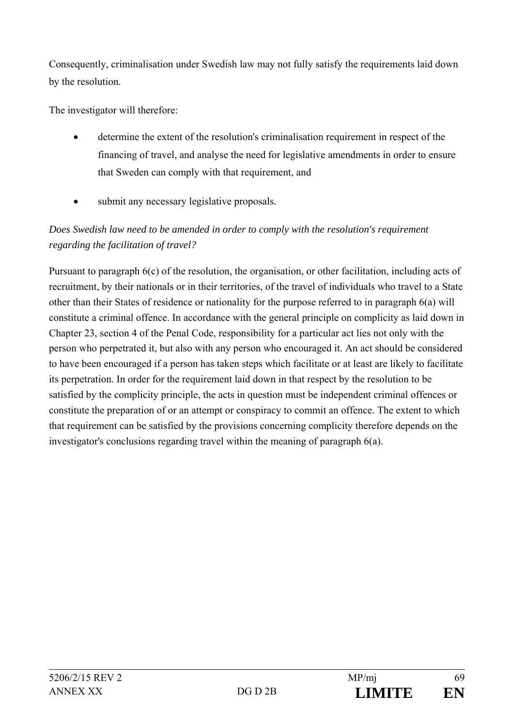Consequently, criminalisation under Swedish law may not fully satisfy the requirements laid down by the resolution.

The investigator will therefore:

- determine the extent of the resolution's criminalisation requirement in respect of the financing of travel, and analyse the need for legislative amendments in order to ensure that Sweden can comply with that requirement, and
- submit any necessary legislative proposals.

*Does Swedish law need to be amended in order to comply with the resolution's requirement regarding the facilitation of travel?*

Pursuant to paragraph 6(c) of the resolution, the organisation, or other facilitation, including acts of recruitment, by their nationals or in their territories, of the travel of individuals who travel to a State other than their States of residence or nationality for the purpose referred to in paragraph 6(a) will constitute a criminal offence. In accordance with the general principle on complicity as laid down in Chapter 23, section 4 of the Penal Code, responsibility for a particular act lies not only with the person who perpetrated it, but also with any person who encouraged it. An act should be considered to have been encouraged if a person has taken steps which facilitate or at least are likely to facilitate its perpetration. In order for the requirement laid down in that respect by the resolution to be satisfied by the complicity principle, the acts in question must be independent criminal offences or constitute the preparation of or an attempt or conspiracy to commit an offence. The extent to which that requirement can be satisfied by the provisions concerning complicity therefore depends on the investigator's conclusions regarding travel within the meaning of paragraph 6(a).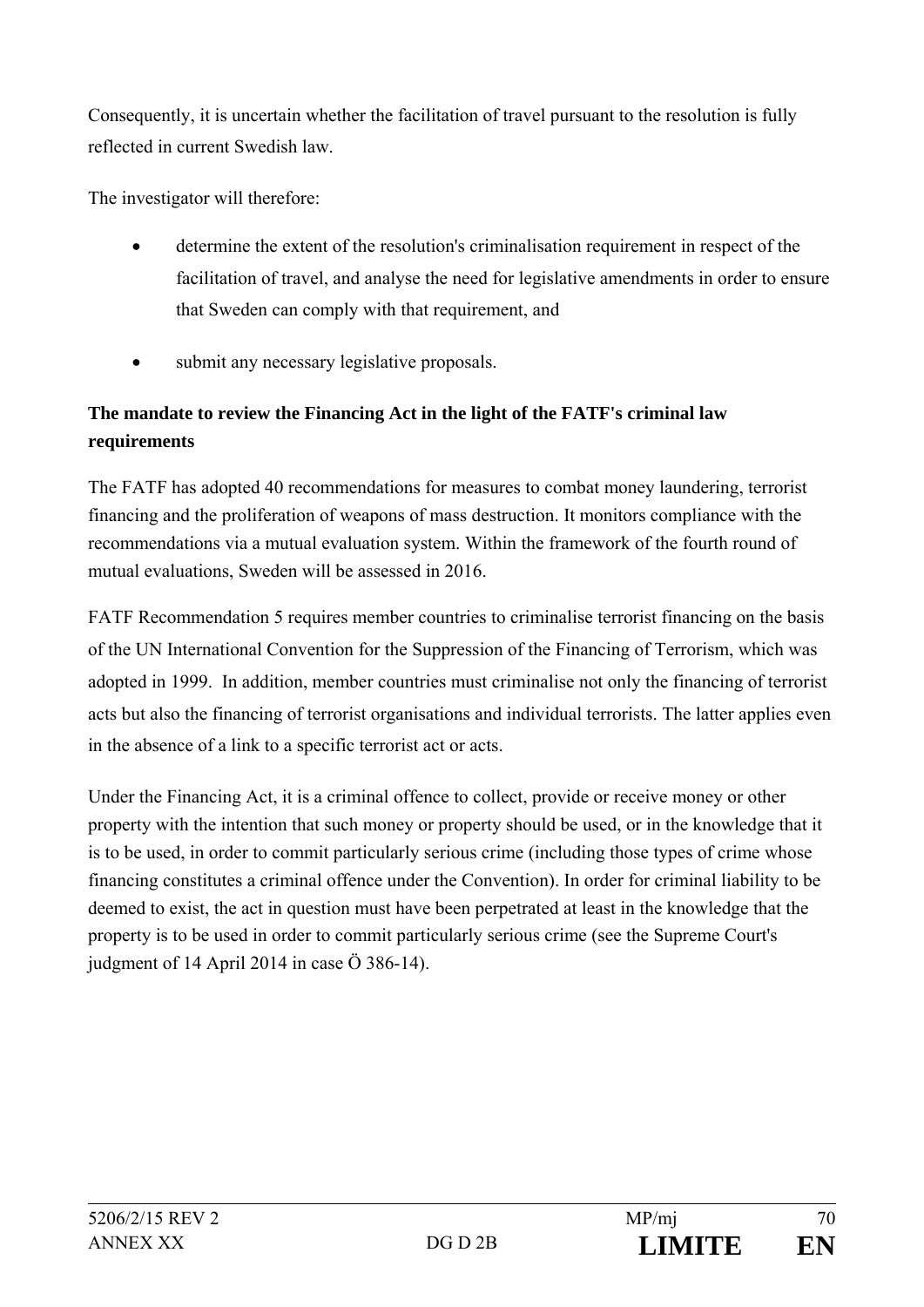Consequently, it is uncertain whether the facilitation of travel pursuant to the resolution is fully reflected in current Swedish law.

The investigator will therefore:

- determine the extent of the resolution's criminalisation requirement in respect of the facilitation of travel, and analyse the need for legislative amendments in order to ensure that Sweden can comply with that requirement, and
- submit any necessary legislative proposals.

**The mandate to review the Financing Act in the light of the FATF's criminal law requirements**

The FATF has adopted 40 recommendations for measures to combat money laundering, terrorist financing and the proliferation of weapons of mass destruction. It monitors compliance with the recommendations via a mutual evaluation system. Within the framework of the fourth round of mutual evaluations, Sweden will be assessed in 2016.

FATF Recommendation 5 requires member countries to criminalise terrorist financing on the basis of the UN International Convention for the Suppression of the Financing of Terrorism, which was adopted in 1999. In addition, member countries must criminalise not only the financing of terrorist acts but also the financing of terrorist organisations and individual terrorists. The latter applies even in the absence of a link to a specific terrorist act or acts.

Under the Financing Act, it is a criminal offence to collect, provide or receive money or other property with the intention that such money or property should be used, or in the knowledge that it is to be used, in order to commit particularly serious crime (including those types of crime whose financing constitutes a criminal offence under the Convention). In order for criminal liability to be deemed to exist, the act in question must have been perpetrated at least in the knowledge that the property is to be used in order to commit particularly serious crime (see the Supreme Court's judgment of 14 April 2014 in case Ö 386-14).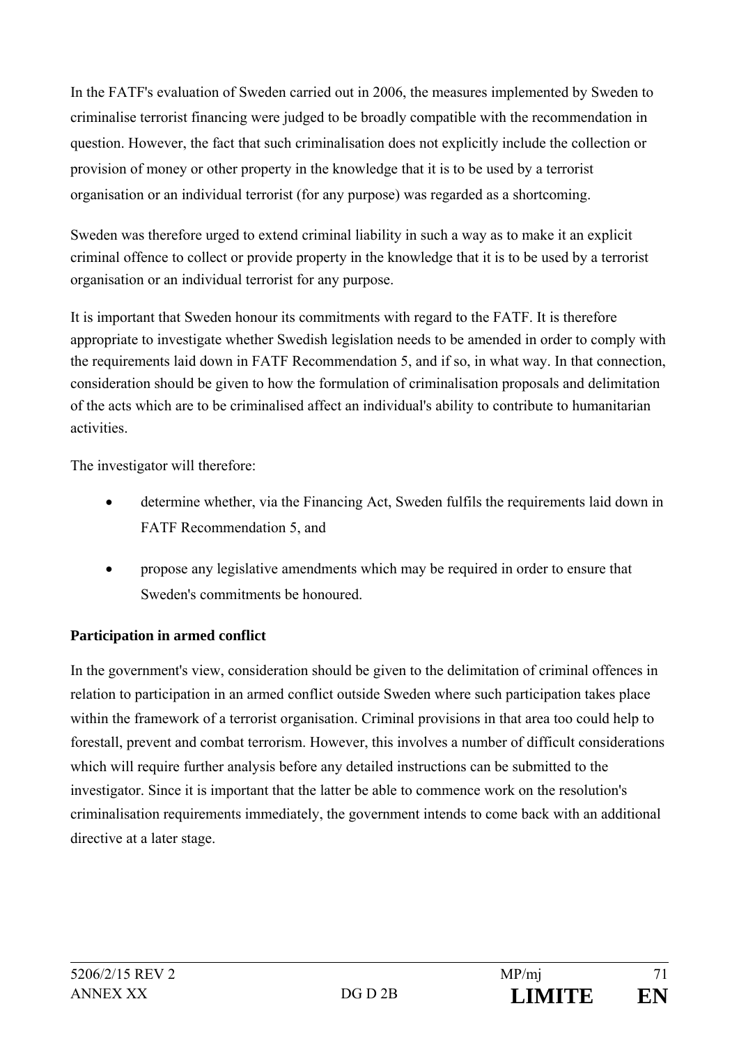In the FATF's evaluation of Sweden carried out in 2006, the measures implemented by Sweden to criminalise terrorist financing were judged to be broadly compatible with the recommendation in question. However, the fact that such criminalisation does not explicitly include the collection or provision of money or other property in the knowledge that it is to be used by a terrorist organisation or an individual terrorist (for any purpose) was regarded as a shortcoming.

Sweden was therefore urged to extend criminal liability in such a way as to make it an explicit criminal offence to collect or provide property in the knowledge that it is to be used by a terrorist organisation or an individual terrorist for any purpose.

It is important that Sweden honour its commitments with regard to the FATF. It is therefore appropriate to investigate whether Swedish legislation needs to be amended in order to comply with the requirements laid down in FATF Recommendation 5, and if so, in what way. In that connection, consideration should be given to how the formulation of criminalisation proposals and delimitation of the acts which are to be criminalised affect an individual's ability to contribute to humanitarian activities.

The investigator will therefore:

- determine whether, via the Financing Act, Sweden fulfils the requirements laid down in FATF Recommendation 5, and
- propose any legislative amendments which may be required in order to ensure that Sweden's commitments be honoured.

**Participation in armed conflict**

In the government's view, consideration should be given to the delimitation of criminal offences in relation to participation in an armed conflict outside Sweden where such participation takes place within the framework of a terrorist organisation. Criminal provisions in that area too could help to forestall, prevent and combat terrorism. However, this involves a number of difficult considerations which will require further analysis before any detailed instructions can be submitted to the investigator. Since it is important that the latter be able to commence work on the resolution's criminalisation requirements immediately, the government intends to come back with an additional directive at a later stage.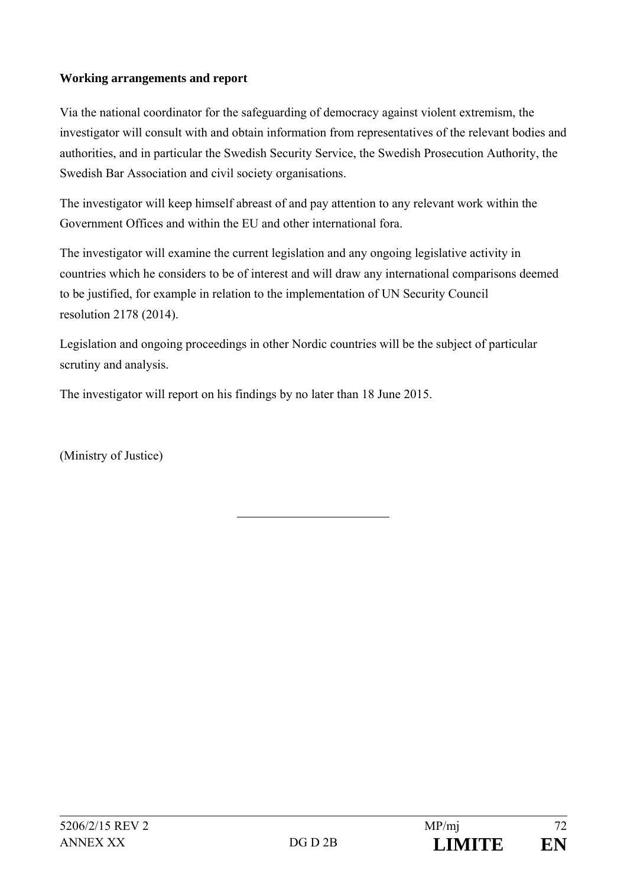**Working arrangements and report**

Via the national coordinator for the safeguarding of democracy against violent extremism, the investigator will consult with and obtain information from representatives of the relevant bodies and authorities, and in particular the Swedish Security Service, the Swedish Prosecution Authority, the Swedish Bar Association and civil society organisations.

The investigator will keep himself abreast of and pay attention to any relevant work within the Government Offices and within the EU and other international fora.

The investigator will examine the current legislation and any ongoing legislative activity in countries which he considers to be of interest and will draw any international comparisons deemed to be justified, for example in relation to the implementation of UN Security Council resolution 2178 (2014).

Legislation and ongoing proceedings in other Nordic countries will be the subject of particular scrutiny and analysis.

The investigator will report on his findings by no later than 18 June 2015.

(Ministry of Justice)

---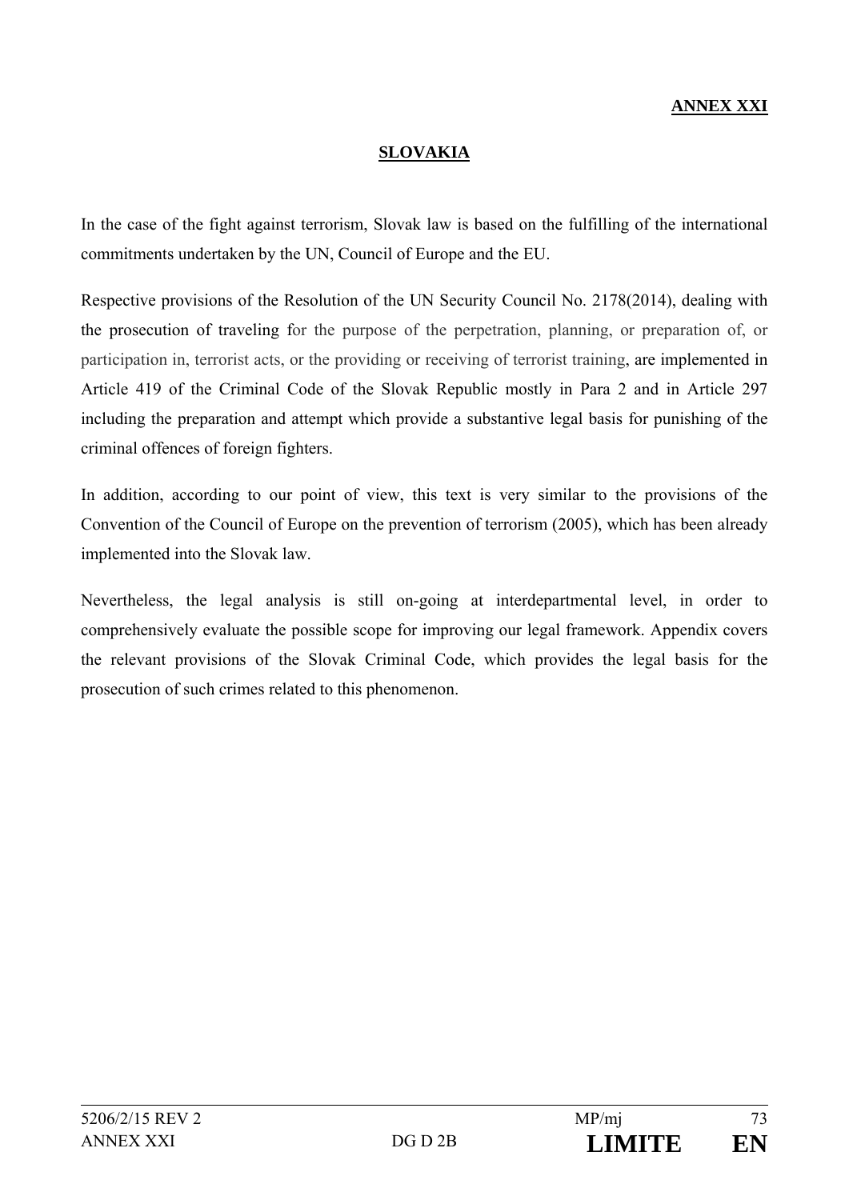**ANNEX XXI**

**SLOVAKIA**

In the case of the fight against terrorism, Slovak law is based on the fulfilling of the international commitments undertaken by the UN, Council of Europe and the EU.

Respective provisions of the Resolution of the UN Security Council No. 2178(2014), dealing with the prosecution of traveling for the purpose of the perpetration, planning, or preparation of, or participation in, terrorist acts, or the providing or receiving of terrorist training, are implemented in Article 419 of the Criminal Code of the Slovak Republic mostly in Para 2 and in Article 297 including the preparation and attempt which provide a substantive legal basis for punishing of the criminal offences of foreign fighters.

In addition, according to our point of view, this text is very similar to the provisions of the Convention of the Council of Europe on the prevention of terrorism (2005), which has been already implemented into the Slovak law.

Nevertheless, the legal analysis is still on-going at interdepartmental level, in order to comprehensively evaluate the possible scope for improving our legal framework. Appendix covers the relevant provisions of the Slovak Criminal Code, which provides the legal basis for the prosecution of such crimes related to this phenomenon.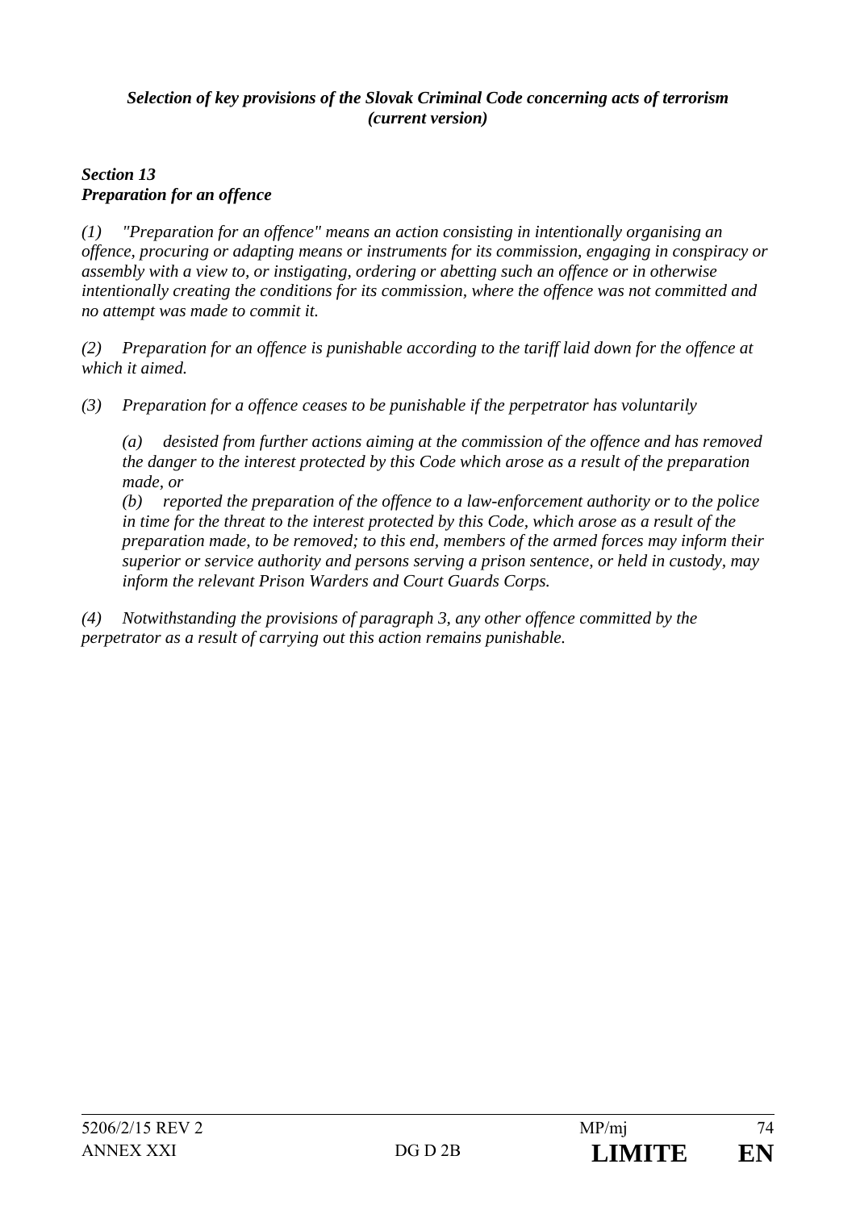***Selection of key provisions of the Slovak Criminal Code concerning acts of terrorism (current version)***

***Section 13***
***Preparation for an offence***

*(1) "Preparation for an offence" means an action consisting in intentionally organising an offence, procuring or adapting means or instruments for its commission, engaging in conspiracy or assembly with a view to, or instigating, ordering or abetting such an offence or in otherwise intentionally creating the conditions for its commission, where the offence was not committed and no attempt was made to commit it.*

*(2) Preparation for an offence is punishable according to the tariff laid down for the offence at which it aimed.*

*(3) Preparation for a offence ceases to be punishable if the perpetrator has voluntarily*

*(a) desisted from further actions aiming at the commission of the offence and has removed the danger to the interest protected by this Code which arose as a result of the preparation made, or*

*(b) reported the preparation of the offence to a law-enforcement authority or to the police in time for the threat to the interest protected by this Code, which arose as a result of the preparation made, to be removed; to this end, members of the armed forces may inform their superior or service authority and persons serving a prison sentence, or held in custody, may inform the relevant Prison Warders and Court Guards Corps.*

*(4) Notwithstanding the provisions of paragraph 3, any other offence committed by the perpetrator as a result of carrying out this action remains punishable.*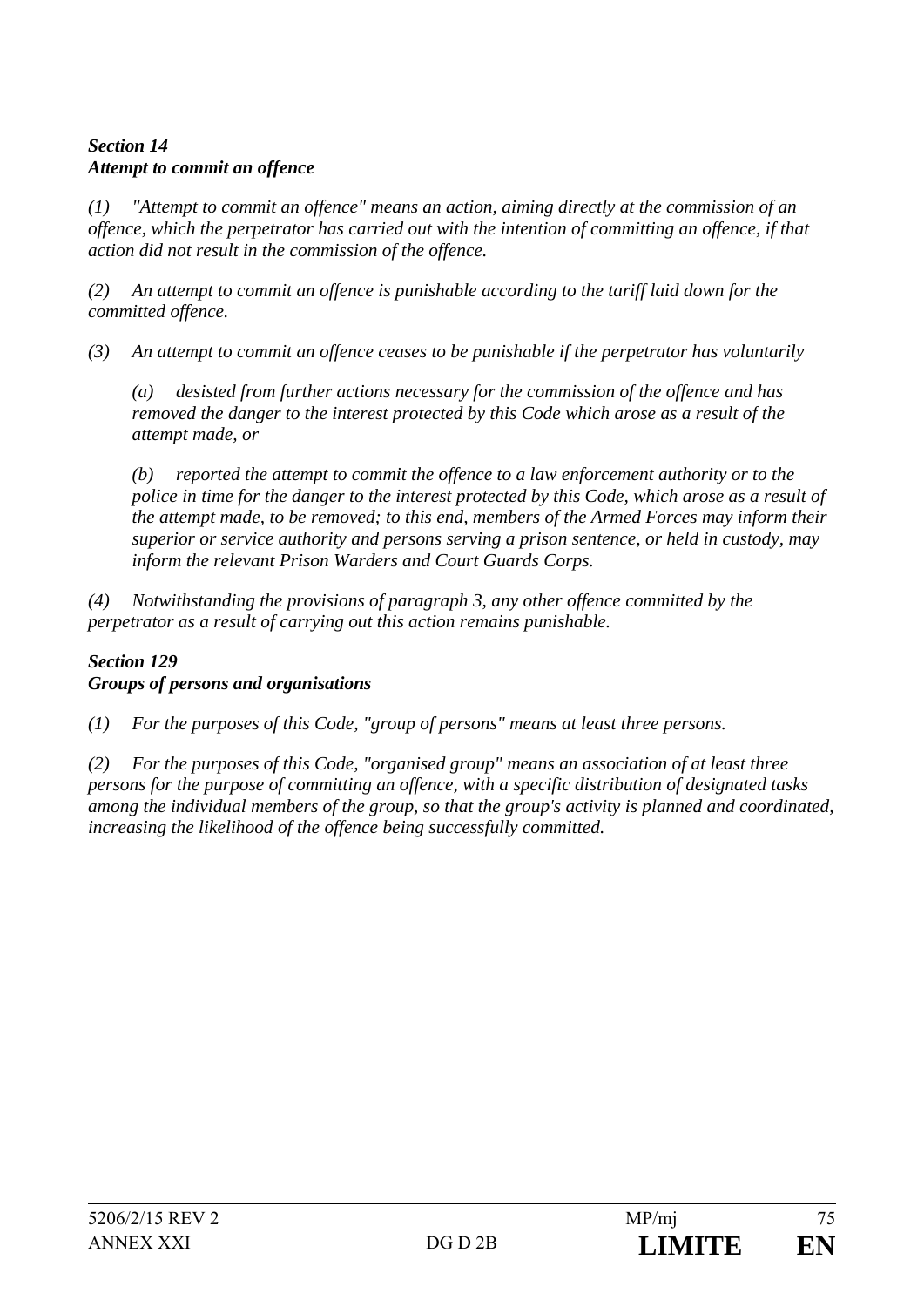***Section 14***
***Attempt to commit an offence***

*(1) "Attempt to commit an offence" means an action, aiming directly at the commission of an offence, which the perpetrator has carried out with the intention of committing an offence, if that action did not result in the commission of the offence.*

*(2) An attempt to commit an offence is punishable according to the tariff laid down for the committed offence.*

*(3) An attempt to commit an offence ceases to be punishable if the perpetrator has voluntarily*

> *(a) desisted from further actions necessary for the commission of the offence and has removed the danger to the interest protected by this Code which arose as a result of the attempt made, or*
>
> *(b) reported the attempt to commit the offence to a law enforcement authority or to the police in time for the danger to the interest protected by this Code, which arose as a result of the attempt made, to be removed; to this end, members of the Armed Forces may inform their superior or service authority and persons serving a prison sentence, or held in custody, may inform the relevant Prison Warders and Court Guards Corps.*

*(4) Notwithstanding the provisions of paragraph 3, any other offence committed by the perpetrator as a result of carrying out this action remains punishable.*

***Section 129***
***Groups of persons and organisations***

*(1) For the purposes of this Code, "group of persons" means at least three persons.*

*(2) For the purposes of this Code, "organised group" means an association of at least three persons for the purpose of committing an offence, with a specific distribution of designated tasks among the individual members of the group, so that the group's activity is planned and coordinated, increasing the likelihood of the offence being successfully committed.*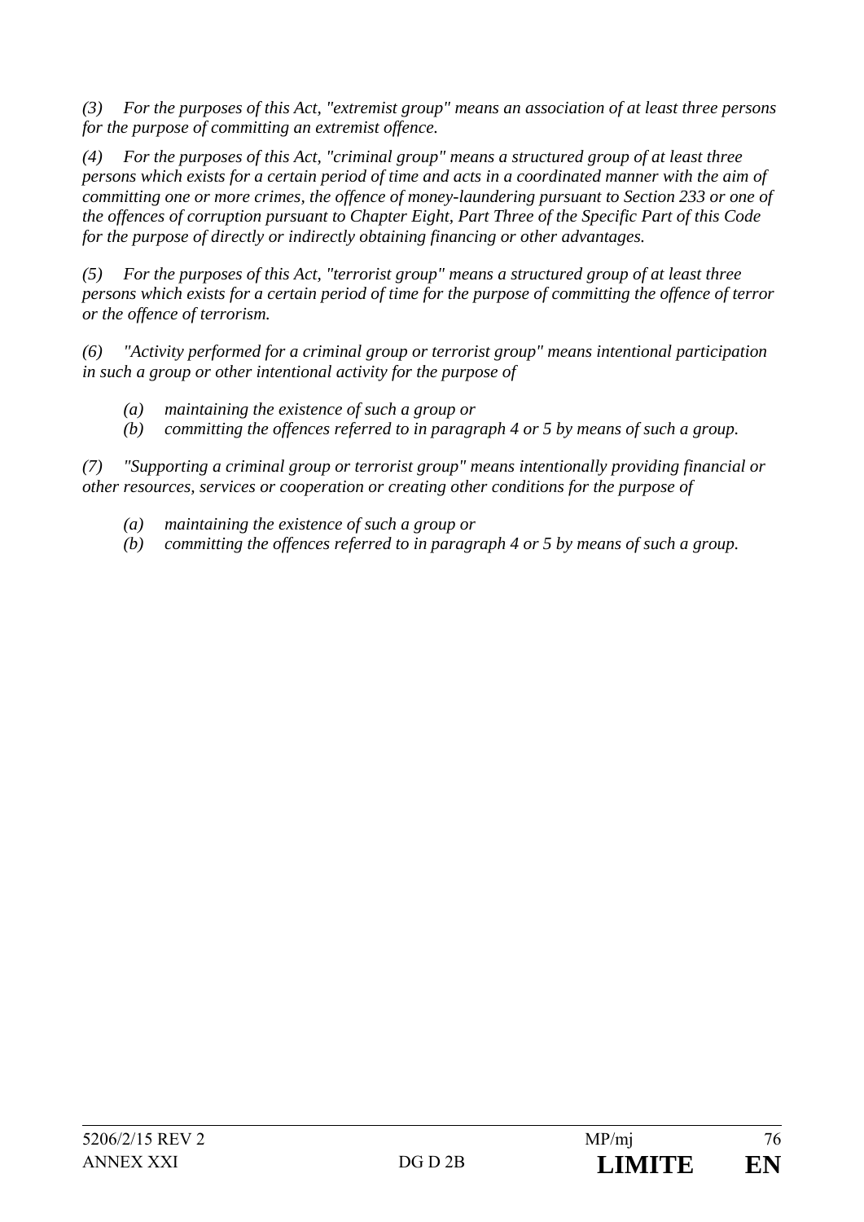*(3) For the purposes of this Act, "extremist group" means an association of at least three persons for the purpose of committing an extremist offence.*

*(4) For the purposes of this Act, "criminal group" means a structured group of at least three persons which exists for a certain period of time and acts in a coordinated manner with the aim of committing one or more crimes, the offence of money-laundering pursuant to Section 233 or one of the offences of corruption pursuant to Chapter Eight, Part Three of the Specific Part of this Code for the purpose of directly or indirectly obtaining financing or other advantages.*

*(5) For the purposes of this Act, "terrorist group" means a structured group of at least three persons which exists for a certain period of time for the purpose of committing the offence of terror or the offence of terrorism.*

*(6) "Activity performed for a criminal group or terrorist group" means intentional participation in such a group or other intentional activity for the purpose of*

- *(a) maintaining the existence of such a group or*
- *(b) committing the offences referred to in paragraph 4 or 5 by means of such a group.*

*(7) "Supporting a criminal group or terrorist group" means intentionally providing financial or other resources, services or cooperation or creating other conditions for the purpose of*

- *(a) maintaining the existence of such a group or*
- *(b) committing the offences referred to in paragraph 4 or 5 by means of such a group.*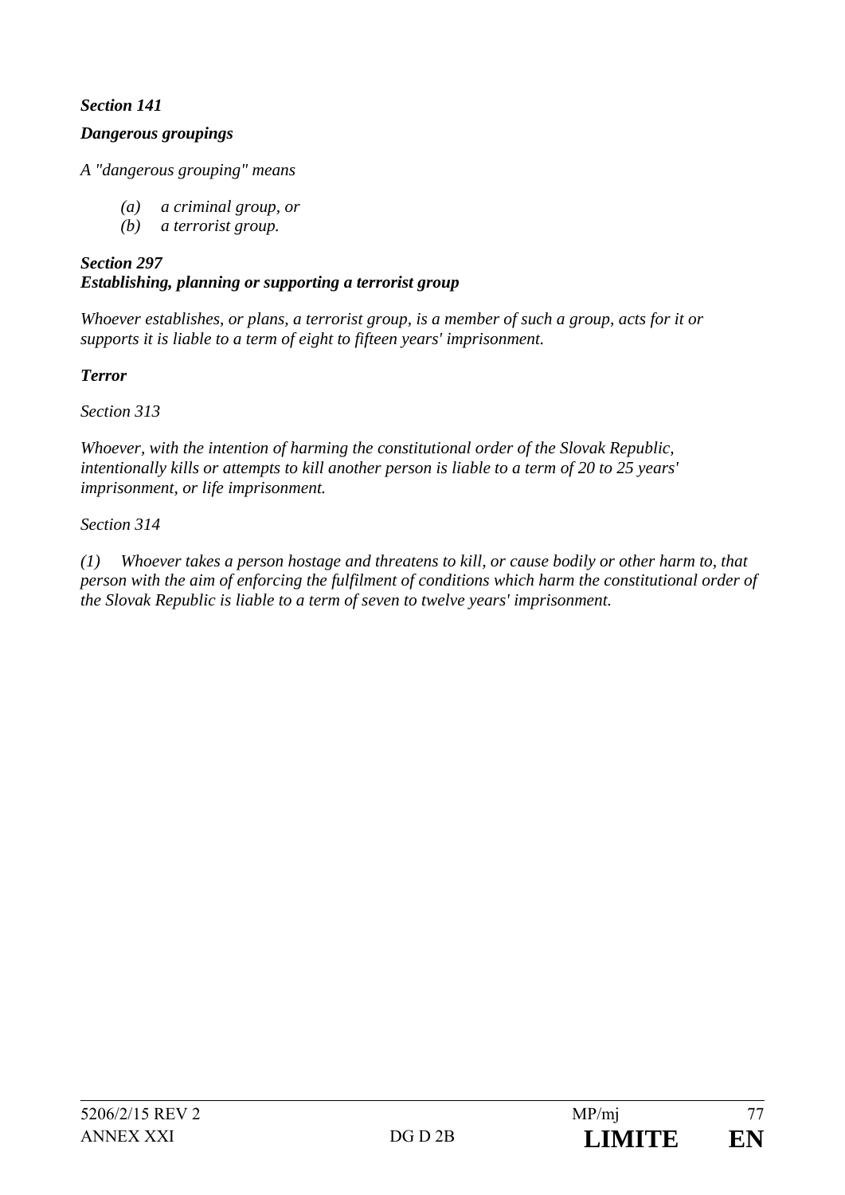***Section 141***

***Dangerous groupings***

*A "dangerous grouping" means*

*(a) a criminal group, or*
*(b) a terrorist group.*

***Section 297***
***Establishing, planning or supporting a terrorist group***

*Whoever establishes, or plans, a terrorist group, is a member of such a group, acts for it or supports it is liable to a term of eight to fifteen years' imprisonment.*

***Terror***

*Section 313*

*Whoever, with the intention of harming the constitutional order of the Slovak Republic, intentionally kills or attempts to kill another person is liable to a term of 20 to 25 years' imprisonment, or life imprisonment.*

*Section 314*

*(1) Whoever takes a person hostage and threatens to kill, or cause bodily or other harm to, that person with the aim of enforcing the fulfilment of conditions which harm the constitutional order of the Slovak Republic is liable to a term of seven to twelve years' imprisonment.*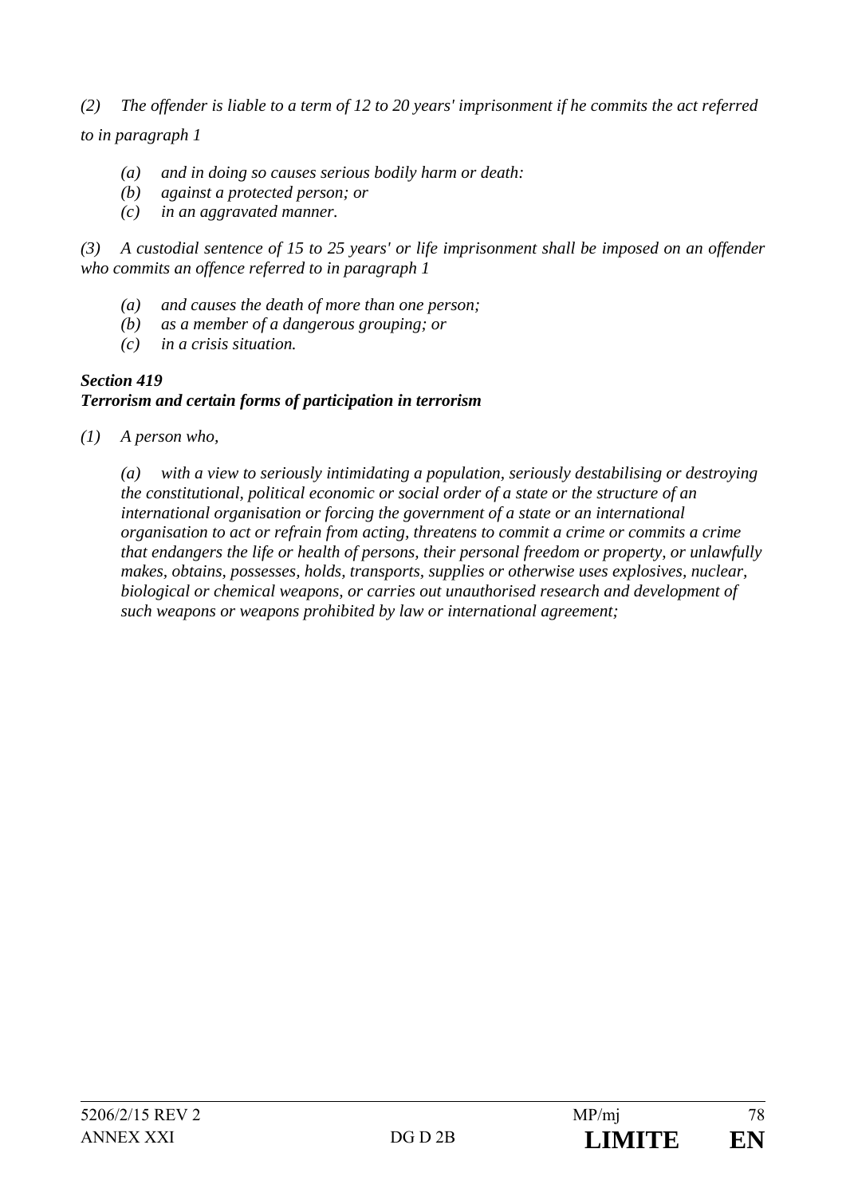*(2) The offender is liable to a term of 12 to 20 years' imprisonment if he commits the act referred to in paragraph 1*

*(a) and in doing so causes serious bodily harm or death:*
*(b) against a protected person; or*
*(c) in an aggravated manner.*

*(3) A custodial sentence of 15 to 25 years' or life imprisonment shall be imposed on an offender who commits an offence referred to in paragraph 1*

*(a) and causes the death of more than one person;*
*(b) as a member of a dangerous grouping; or*
*(c) in a crisis situation.*

***Section 419***
***Terrorism and certain forms of participation in terrorism***

*(1) A person who,*

*(a) with a view to seriously intimidating a population, seriously destabilising or destroying the constitutional, political economic or social order of a state or the structure of an international organisation or forcing the government of a state or an international organisation to act or refrain from acting, threatens to commit a crime or commits a crime that endangers the life or health of persons, their personal freedom or property, or unlawfully makes, obtains, possesses, holds, transports, supplies or otherwise uses explosives, nuclear, biological or chemical weapons, or carries out unauthorised research and development of such weapons or weapons prohibited by law or international agreement;*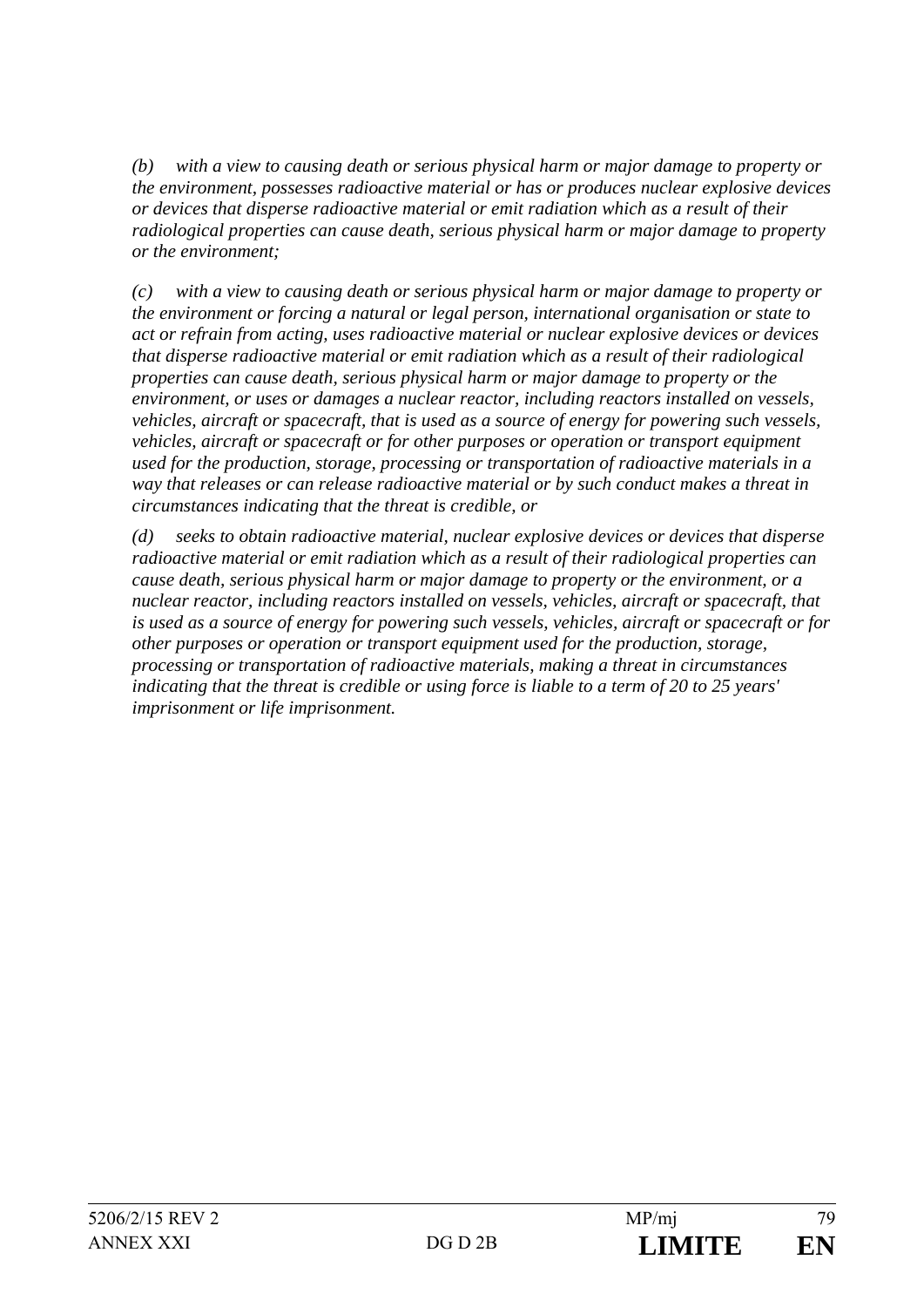*(b) with a view to causing death or serious physical harm or major damage to property or the environment, possesses radioactive material or has or produces nuclear explosive devices or devices that disperse radioactive material or emit radiation which as a result of their radiological properties can cause death, serious physical harm or major damage to property or the environment;*

*(c) with a view to causing death or serious physical harm or major damage to property or the environment or forcing a natural or legal person, international organisation or state to act or refrain from acting, uses radioactive material or nuclear explosive devices or devices that disperse radioactive material or emit radiation which as a result of their radiological properties can cause death, serious physical harm or major damage to property or the environment, or uses or damages a nuclear reactor, including reactors installed on vessels, vehicles, aircraft or spacecraft, that is used as a source of energy for powering such vessels, vehicles, aircraft or spacecraft or for other purposes or operation or transport equipment used for the production, storage, processing or transportation of radioactive materials in a way that releases or can release radioactive material or by such conduct makes a threat in circumstances indicating that the threat is credible, or*

*(d) seeks to obtain radioactive material, nuclear explosive devices or devices that disperse radioactive material or emit radiation which as a result of their radiological properties can cause death, serious physical harm or major damage to property or the environment, or a nuclear reactor, including reactors installed on vessels, vehicles, aircraft or spacecraft, that is used as a source of energy for powering such vessels, vehicles, aircraft or spacecraft or for other purposes or operation or transport equipment used for the production, storage, processing or transportation of radioactive materials, making a threat in circumstances indicating that the threat is credible or using force is liable to a term of 20 to 25 years' imprisonment or life imprisonment.*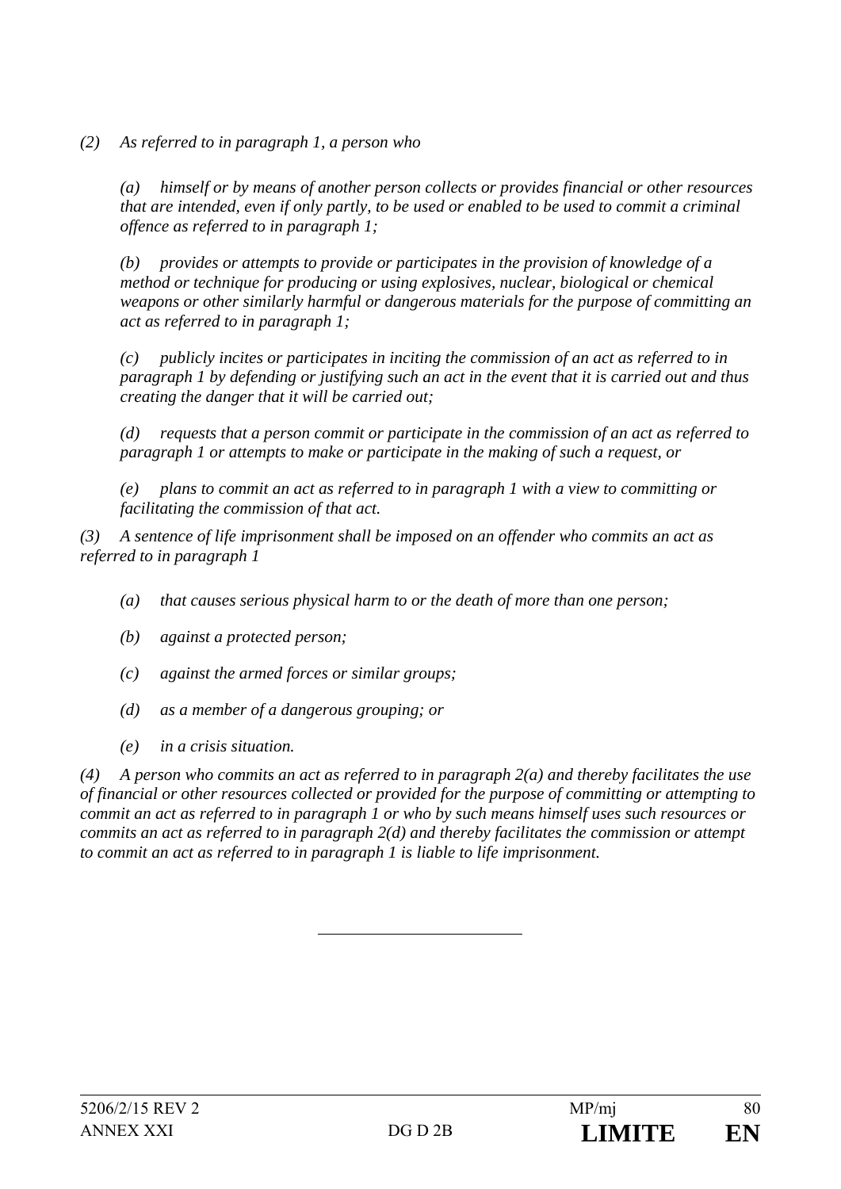*(2) As referred to in paragraph 1, a person who*

*(a) himself or by means of another person collects or provides financial or other resources that are intended, even if only partly, to be used or enabled to be used to commit a criminal offence as referred to in paragraph 1;*

*(b) provides or attempts to provide or participates in the provision of knowledge of a method or technique for producing or using explosives, nuclear, biological or chemical weapons or other similarly harmful or dangerous materials for the purpose of committing an act as referred to in paragraph 1;*

*(c) publicly incites or participates in inciting the commission of an act as referred to in paragraph 1 by defending or justifying such an act in the event that it is carried out and thus creating the danger that it will be carried out;*

*(d) requests that a person commit or participate in the commission of an act as referred to paragraph 1 or attempts to make or participate in the making of such a request, or*

*(e) plans to commit an act as referred to in paragraph 1 with a view to committing or facilitating the commission of that act.*

*(3) A sentence of life imprisonment shall be imposed on an offender who commits an act as referred to in paragraph 1*

*(a) that causes serious physical harm to or the death of more than one person;*

*(b) against a protected person;*

*(c) against the armed forces or similar groups;*

*(d) as a member of a dangerous grouping; or*

*(e) in a crisis situation.*

*(4) A person who commits an act as referred to in paragraph 2(a) and thereby facilitates the use of financial or other resources collected or provided for the purpose of committing or attempting to commit an act as referred to in paragraph 1 or who by such means himself uses such resources or commits an act as referred to in paragraph 2(d) and thereby facilitates the commission or attempt to commit an act as referred to in paragraph 1 is liable to life imprisonment.*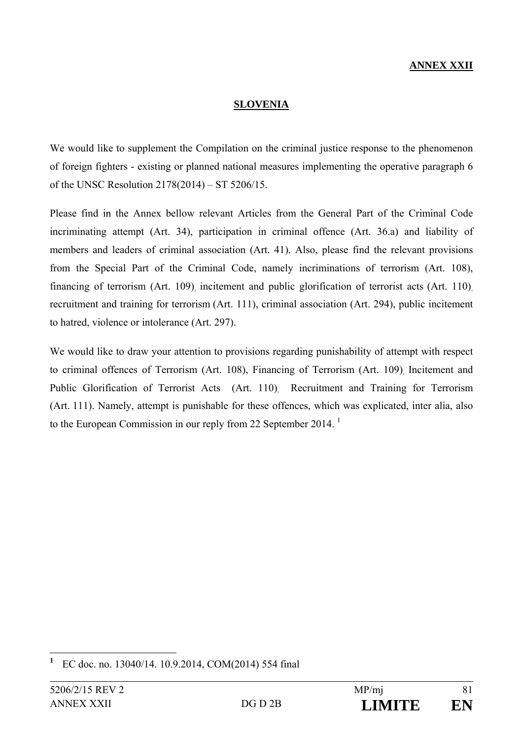**ANNEX XXII**

**SLOVENIA**

We would like to supplement the Compilation on the criminal justice response to the phenomenon of foreign fighters - existing or planned national measures implementing the operative paragraph 6 of the UNSC Resolution 2178(2014) – ST 5206/15.

Please find in the Annex bellow relevant Articles from the General Part of the Criminal Code incriminating attempt (Art. 34), participation in criminal offence (Art. 36.a) and liability of members and leaders of criminal association (Art. 41). Also, please find the relevant provisions from the Special Part of the Criminal Code, namely incriminations of terrorism (Art. 108), financing of terrorism (Art. 109), incitement and public glorification of terrorist acts (Art. 110), recruitment and training for terrorism (Art. 111), criminal association (Art. 294), public incitement to hatred, violence or intolerance (Art. 297).

We would like to draw your attention to provisions regarding punishability of attempt with respect to criminal offences of Terrorism (Art. 108), Financing of Terrorism (Art. 109), Incitement and Public Glorification of Terrorist Acts (Art. 110), Recruitment and Training for Terrorism (Art. 111). Namely, attempt is punishable for these offences, which was explicated, inter alia, also to the European Commission in our reply from 22 September 2014. [1]

[1] EC doc. no. 13040/14. 10.9.2014, COM(2014) 554 final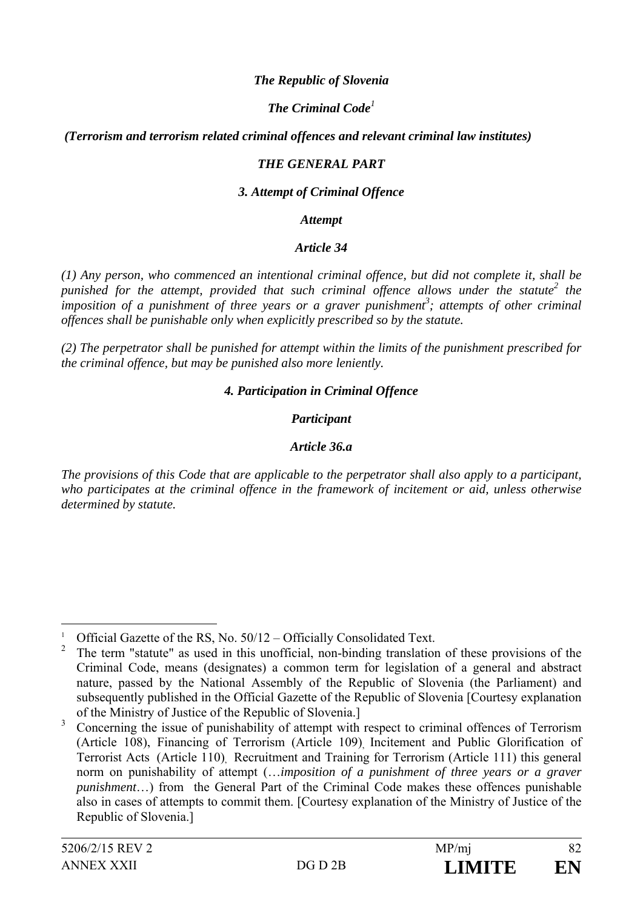***The Republic of Slovenia***

***The Criminal Code[1]***

***(Terrorism and terrorism related criminal offences and relevant criminal law institutes)***

***THE GENERAL PART***

***3. Attempt of Criminal Offence***

***Attempt***

***Article 34***

*(1) Any person, who commenced an intentional criminal offence, but did not complete it, shall be punished for the attempt, provided that such criminal offence allows under the statute[2] the imposition of a punishment of three years or a graver punishment[3]; attempts of other criminal offences shall be punishable only when explicitly prescribed so by the statute.*

*(2) The perpetrator shall be punished for attempt within the limits of the punishment prescribed for the criminal offence, but may be punished also more leniently.*

***4. Participation in Criminal Offence***

***Participant***

***Article 36.a***

*The provisions of this Code that are applicable to the perpetrator shall also apply to a participant, who participates at the criminal offence in the framework of incitement or aid, unless otherwise determined by statute.*

---

[1] Official Gazette of the RS, No. 50/12 – Officially Consolidated Text.

[2] The term "statute" as used in this unofficial, non-binding translation of these provisions of the Criminal Code, means (designates) a common term for legislation of a general and abstract nature, passed by the National Assembly of the Republic of Slovenia (the Parliament) and subsequently published in the Official Gazette of the Republic of Slovenia [Courtesy explanation of the Ministry of Justice of the Republic of Slovenia.]

[3] Concerning the issue of punishability of attempt with respect to criminal offences of Terrorism (Article 108), Financing of Terrorism (Article 109), Incitement and Public Glorification of Terrorist Acts (Article 110), Recruitment and Training for Terrorism (Article 111) this general norm on punishability of attempt (…*imposition of a punishment of three years or a graver punishment*…) from the General Part of the Criminal Code makes these offences punishable also in cases of attempts to commit them. [Courtesy explanation of the Ministry of Justice of the Republic of Slovenia.]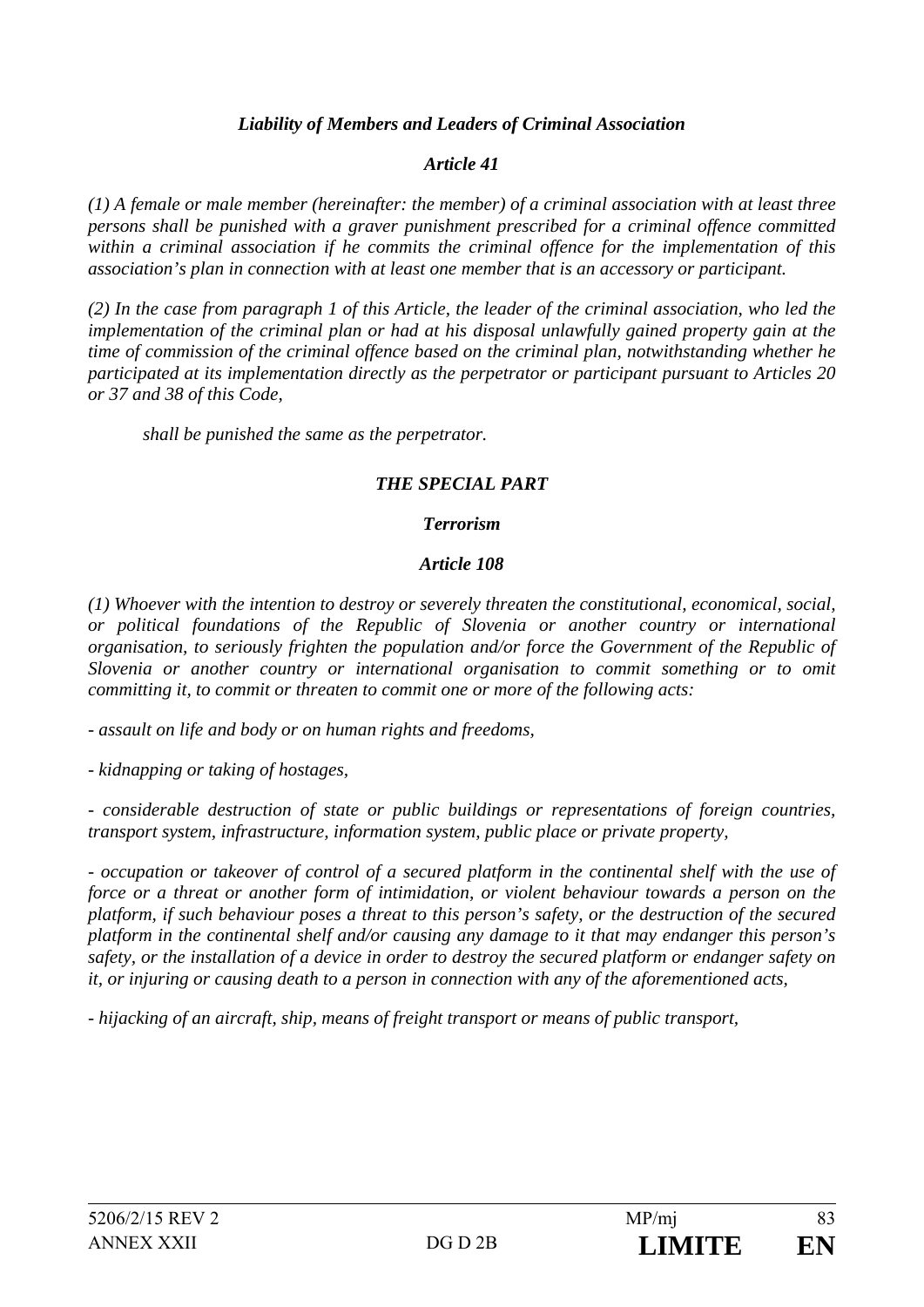***Liability of Members and Leaders of Criminal Association***

***Article 41***

*(1) A female or male member (hereinafter: the member) of a criminal association with at least three persons shall be punished with a graver punishment prescribed for a criminal offence committed within a criminal association if he commits the criminal offence for the implementation of this association's plan in connection with at least one member that is an accessory or participant.*

*(2) In the case from paragraph 1 of this Article, the leader of the criminal association, who led the implementation of the criminal plan or had at his disposal unlawfully gained property gain at the time of commission of the criminal offence based on the criminal plan, notwithstanding whether he participated at its implementation directly as the perpetrator or participant pursuant to Articles 20 or 37 and 38 of this Code,*

*shall be punished the same as the perpetrator.*

***THE SPECIAL PART***

***Terrorism***

***Article 108***

*(1) Whoever with the intention to destroy or severely threaten the constitutional, economical, social, or political foundations of the Republic of Slovenia or another country or international organisation, to seriously frighten the population and/or force the Government of the Republic of Slovenia or another country or international organisation to commit something or to omit committing it, to commit or threaten to commit one or more of the following acts:*

*- assault on life and body or on human rights and freedoms,*

*- kidnapping or taking of hostages,*

*- considerable destruction of state or public buildings or representations of foreign countries, transport system, infrastructure, information system, public place or private property,*

*- occupation or takeover of control of a secured platform in the continental shelf with the use of force or a threat or another form of intimidation, or violent behaviour towards a person on the platform, if such behaviour poses a threat to this person's safety, or the destruction of the secured platform in the continental shelf and/or causing any damage to it that may endanger this person's safety, or the installation of a device in order to destroy the secured platform or endanger safety on it, or injuring or causing death to a person in connection with any of the aforementioned acts,*

*- hijacking of an aircraft, ship, means of freight transport or means of public transport,*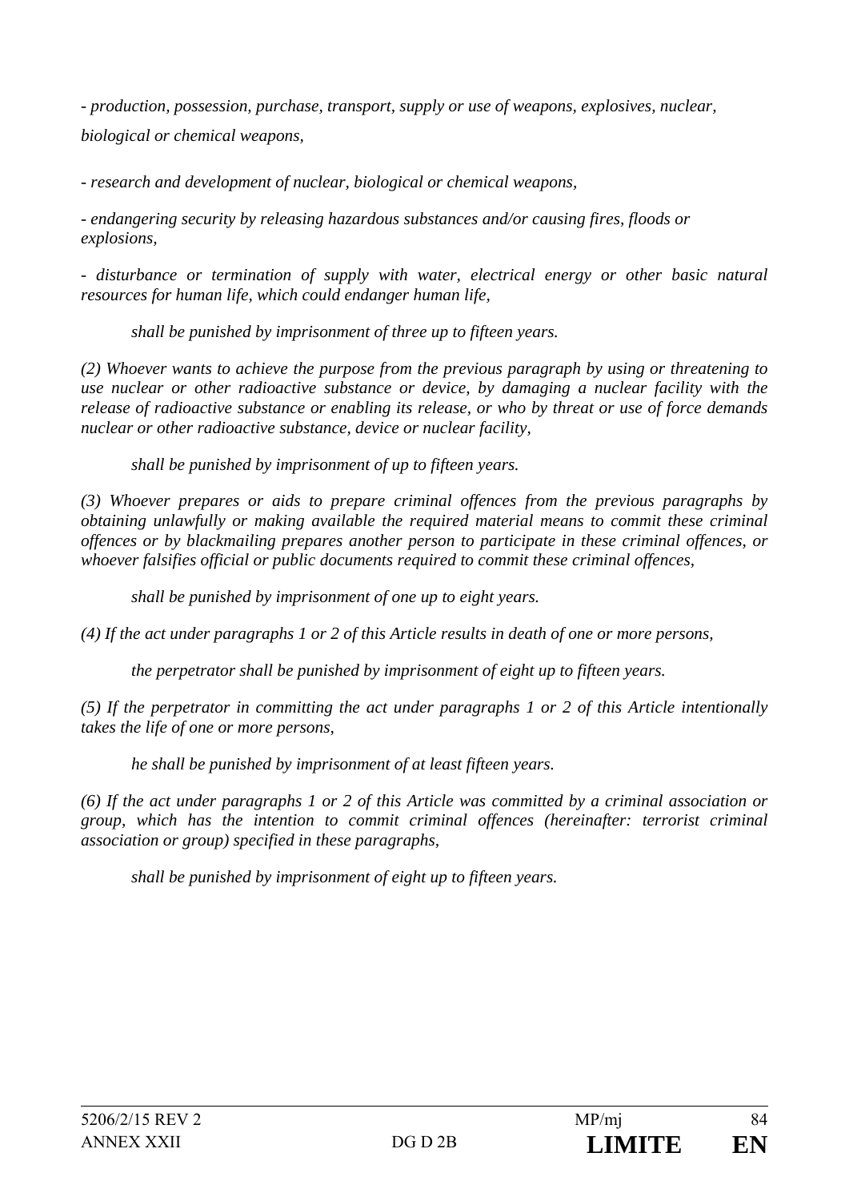*- production, possession, purchase, transport, supply or use of weapons, explosives, nuclear, biological or chemical weapons,*

*- research and development of nuclear, biological or chemical weapons,*

*- endangering security by releasing hazardous substances and/or causing fires, floods or explosions,*

*- disturbance or termination of supply with water, electrical energy or other basic natural resources for human life, which could endanger human life,*

*shall be punished by imprisonment of three up to fifteen years.*

*(2) Whoever wants to achieve the purpose from the previous paragraph by using or threatening to use nuclear or other radioactive substance or device, by damaging a nuclear facility with the release of radioactive substance or enabling its release, or who by threat or use of force demands nuclear or other radioactive substance, device or nuclear facility,*

*shall be punished by imprisonment of up to fifteen years.*

*(3) Whoever prepares or aids to prepare criminal offences from the previous paragraphs by obtaining unlawfully or making available the required material means to commit these criminal offences or by blackmailing prepares another person to participate in these criminal offences, or whoever falsifies official or public documents required to commit these criminal offences,*

*shall be punished by imprisonment of one up to eight years.*

*(4) If the act under paragraphs 1 or 2 of this Article results in death of one or more persons,*

*the perpetrator shall be punished by imprisonment of eight up to fifteen years.*

*(5) If the perpetrator in committing the act under paragraphs 1 or 2 of this Article intentionally takes the life of one or more persons,*

*he shall be punished by imprisonment of at least fifteen years.*

*(6) If the act under paragraphs 1 or 2 of this Article was committed by a criminal association or group, which has the intention to commit criminal offences (hereinafter: terrorist criminal association or group) specified in these paragraphs,*

*shall be punished by imprisonment of eight up to fifteen years.*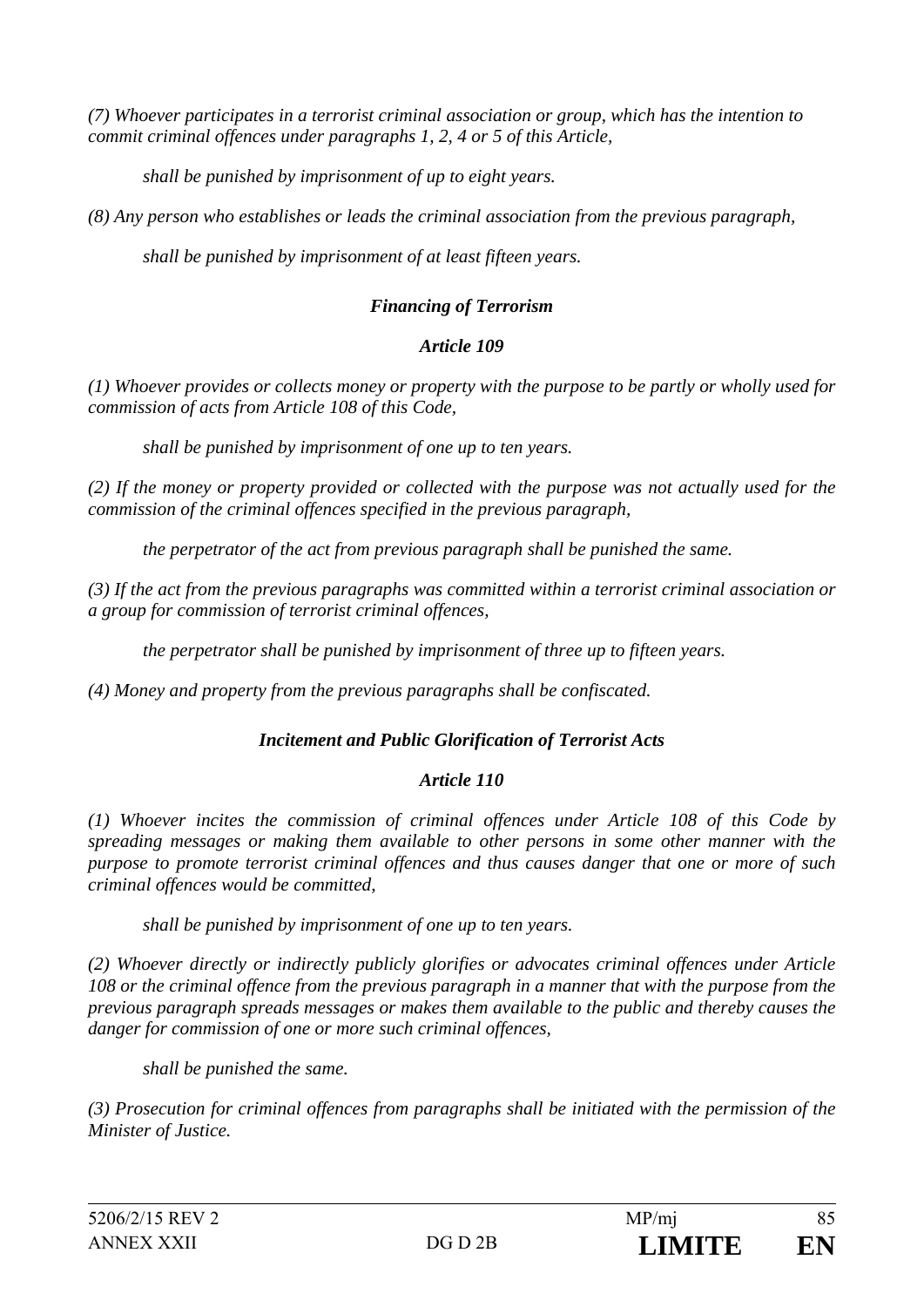*(7) Whoever participates in a terrorist criminal association or group, which has the intention to commit criminal offences under paragraphs 1, 2, 4 or 5 of this Article,*

*shall be punished by imprisonment of up to eight years.*

*(8) Any person who establishes or leads the criminal association from the previous paragraph,*

*shall be punished by imprisonment of at least fifteen years.*

***Financing of Terrorism***

***Article 109***

*(1) Whoever provides or collects money or property with the purpose to be partly or wholly used for commission of acts from Article 108 of this Code,*

*shall be punished by imprisonment of one up to ten years.*

*(2) If the money or property provided or collected with the purpose was not actually used for the commission of the criminal offences specified in the previous paragraph,*

*the perpetrator of the act from previous paragraph shall be punished the same.*

*(3) If the act from the previous paragraphs was committed within a terrorist criminal association or a group for commission of terrorist criminal offences,*

*the perpetrator shall be punished by imprisonment of three up to fifteen years.*

*(4) Money and property from the previous paragraphs shall be confiscated.*

***Incitement and Public Glorification of Terrorist Acts***

***Article 110***

*(1) Whoever incites the commission of criminal offences under Article 108 of this Code by spreading messages or making them available to other persons in some other manner with the purpose to promote terrorist criminal offences and thus causes danger that one or more of such criminal offences would be committed,*

*shall be punished by imprisonment of one up to ten years.*

*(2) Whoever directly or indirectly publicly glorifies or advocates criminal offences under Article 108 or the criminal offence from the previous paragraph in a manner that with the purpose from the previous paragraph spreads messages or makes them available to the public and thereby causes the danger for commission of one or more such criminal offences,*

*shall be punished the same.*

*(3) Prosecution for criminal offences from paragraphs shall be initiated with the permission of the Minister of Justice.*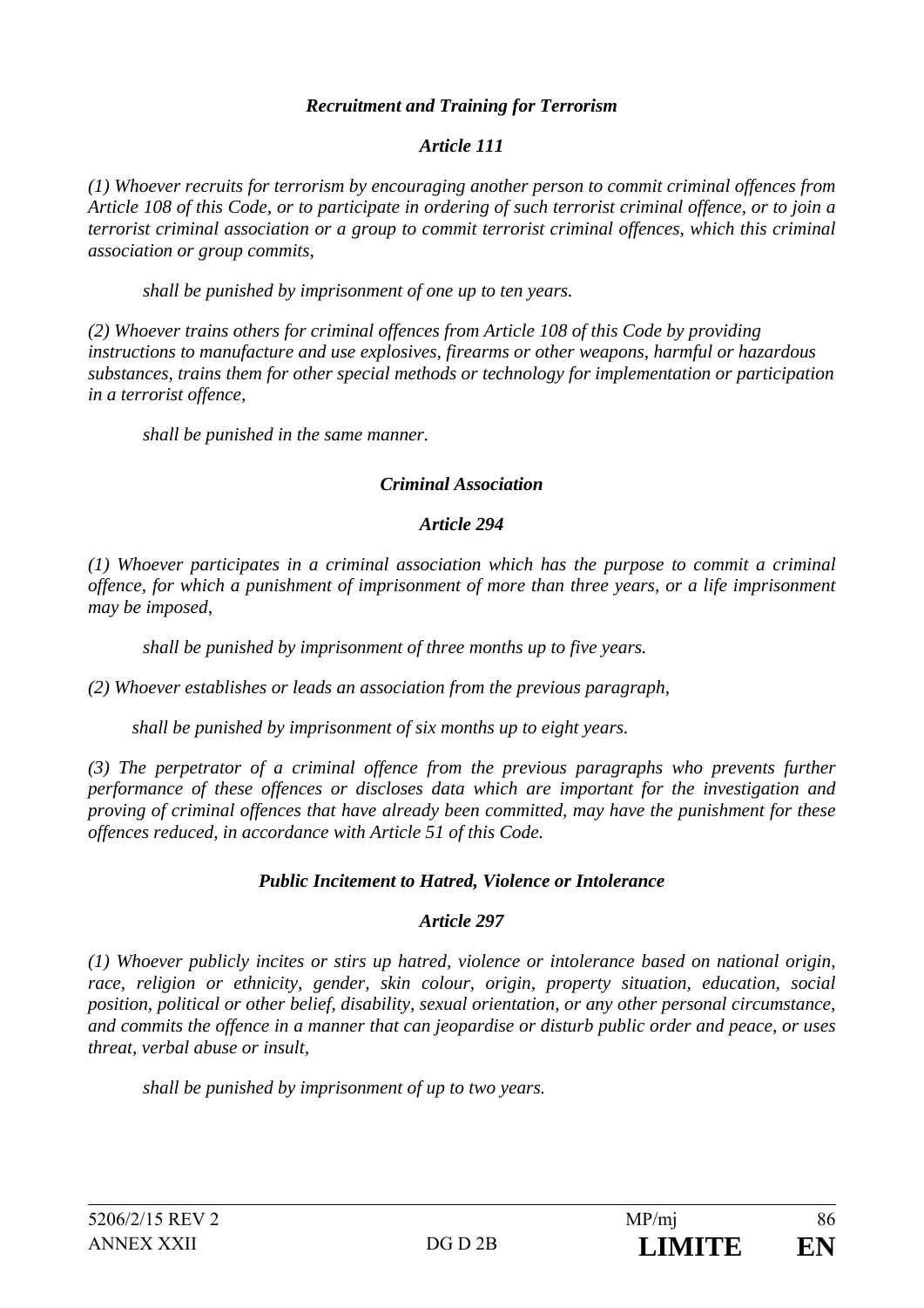***Recruitment and Training for Terrorism***

***Article 111***

*(1) Whoever recruits for terrorism by encouraging another person to commit criminal offences from Article 108 of this Code, or to participate in ordering of such terrorist criminal offence, or to join a terrorist criminal association or a group to commit terrorist criminal offences, which this criminal association or group commits,*

*shall be punished by imprisonment of one up to ten years.*

*(2) Whoever trains others for criminal offences from Article 108 of this Code by providing instructions to manufacture and use explosives, firearms or other weapons, harmful or hazardous substances, trains them for other special methods or technology for implementation or participation in a terrorist offence,*

*shall be punished in the same manner.*

***Criminal Association***

***Article 294***

*(1) Whoever participates in a criminal association which has the purpose to commit a criminal offence, for which a punishment of imprisonment of more than three years, or a life imprisonment may be imposed,*

*shall be punished by imprisonment of three months up to five years.*

*(2) Whoever establishes or leads an association from the previous paragraph,*

*shall be punished by imprisonment of six months up to eight years.*

*(3) The perpetrator of a criminal offence from the previous paragraphs who prevents further performance of these offences or discloses data which are important for the investigation and proving of criminal offences that have already been committed, may have the punishment for these offences reduced, in accordance with Article 51 of this Code.*

***Public Incitement to Hatred, Violence or Intolerance***

***Article 297***

*(1) Whoever publicly incites or stirs up hatred, violence or intolerance based on national origin, race, religion or ethnicity, gender, skin colour, origin, property situation, education, social position, political or other belief, disability, sexual orientation, or any other personal circumstance, and commits the offence in a manner that can jeopardise or disturb public order and peace, or uses threat, verbal abuse or insult,*

*shall be punished by imprisonment of up to two years.*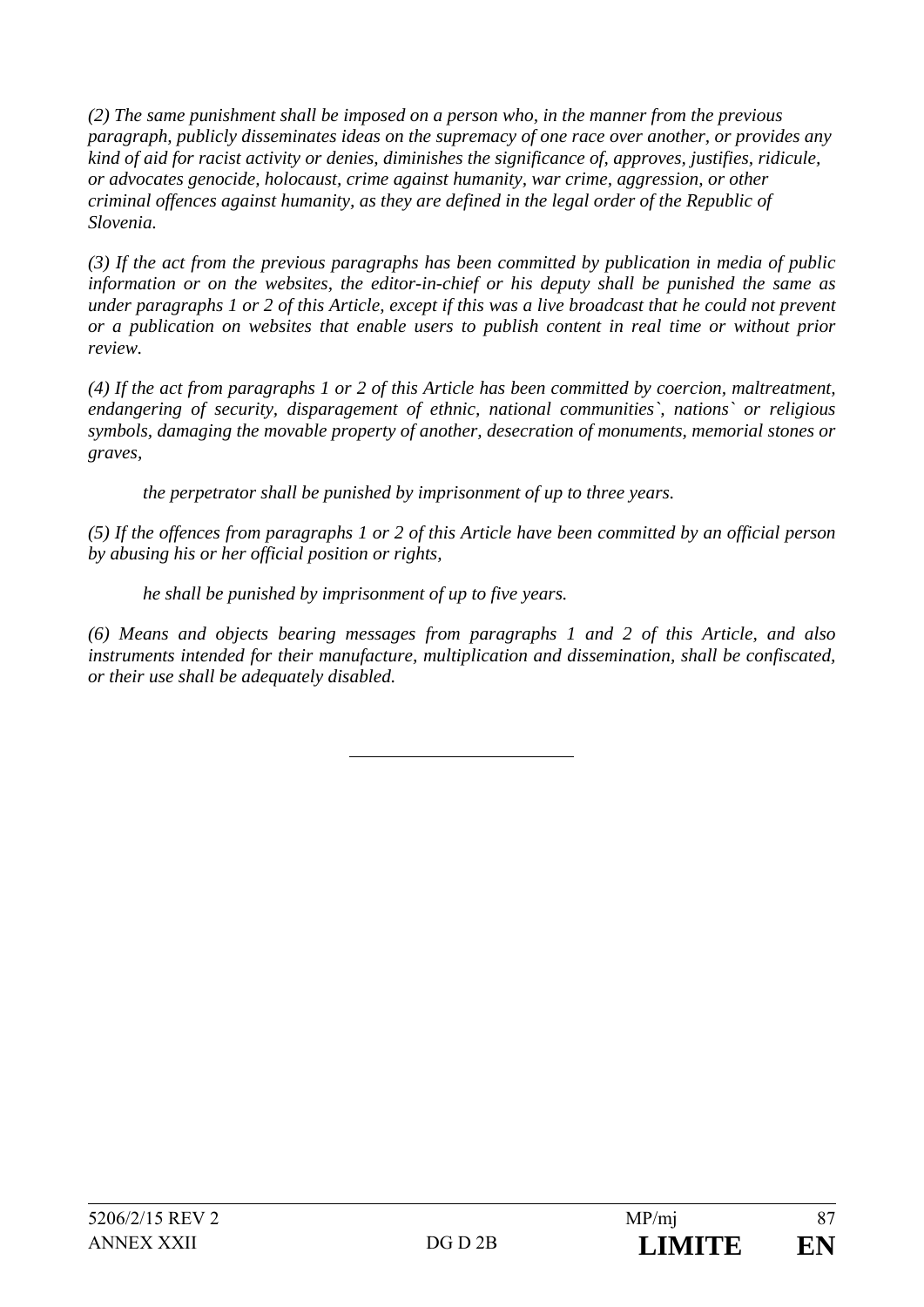*(2) The same punishment shall be imposed on a person who, in the manner from the previous paragraph, publicly disseminates ideas on the supremacy of one race over another, or provides any kind of aid for racist activity or denies, diminishes the significance of, approves, justifies, ridicule, or advocates genocide, holocaust, crime against humanity, war crime, aggression, or other criminal offences against humanity, as they are defined in the legal order of the Republic of Slovenia.*

*(3) If the act from the previous paragraphs has been committed by publication in media of public information or on the websites, the editor-in-chief or his deputy shall be punished the same as under paragraphs 1 or 2 of this Article, except if this was a live broadcast that he could not prevent or a publication on websites that enable users to publish content in real time or without prior review.*

*(4) If the act from paragraphs 1 or 2 of this Article has been committed by coercion, maltreatment, endangering of security, disparagement of ethnic, national communities`, nations` or religious symbols, damaging the movable property of another, desecration of monuments, memorial stones or graves,*

*the perpetrator shall be punished by imprisonment of up to three years.*

*(5) If the offences from paragraphs 1 or 2 of this Article have been committed by an official person by abusing his or her official position or rights,*

*he shall be punished by imprisonment of up to five years.*

*(6) Means and objects bearing messages from paragraphs 1 and 2 of this Article, and also instruments intended for their manufacture, multiplication and dissemination, shall be confiscated, or their use shall be adequately disabled.*